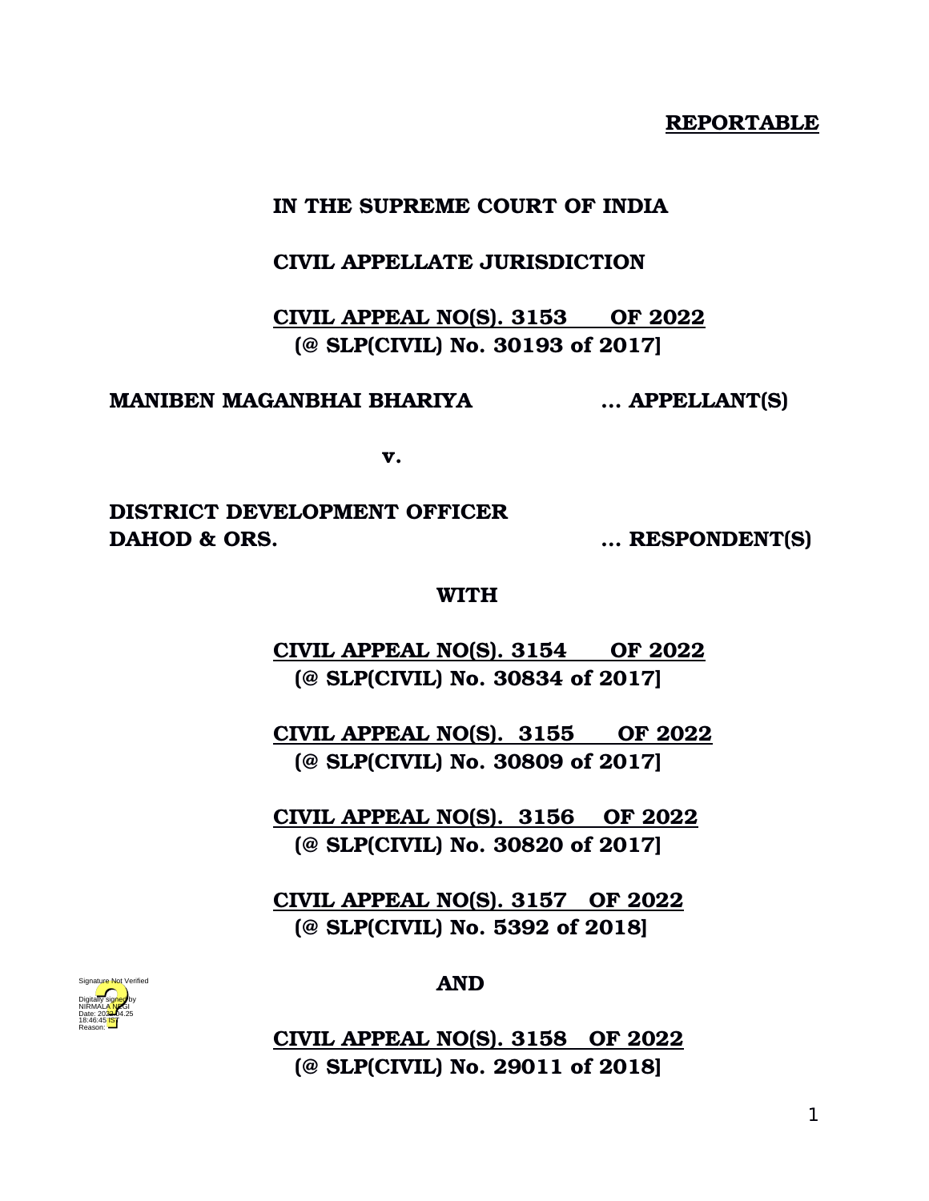**REPORTABLE**

**IN THE SUPREME COURT OF INDIA**

**CIVIL APPELLATE JURISDICTION**

**CIVIL APPEAL NO(S). 3153 OF 2022**
**[@ SLP(CIVIL) No. 30193 of 2017]**

**MANIBEN MAGANBHAI BHARIYA ... APPELLANT(S)**

**v.**

**DISTRICT DEVELOPMENT OFFICER**
**DAHOD & ORS. ... RESPONDENT(S)**

**WITH**

**CIVIL APPEAL NO(S). 3154 OF 2022**
**[@ SLP(CIVIL) No. 30834 of 2017]**

**CIVIL APPEAL NO(S). 3155 OF 2022**
**[@ SLP(CIVIL) No. 30809 of 2017]**

**CIVIL APPEAL NO(S). 3156 OF 2022**
**[@ SLP(CIVIL) No. 30820 of 2017]**

**CIVIL APPEAL NO(S). 3157 OF 2022**
**[@ SLP(CIVIL) No. 5392 of 2018]**

**AND**

**CIVIL APPEAL NO(S). 3158 OF 2022**
**[@ SLP(CIVIL) No. 29011 of 2018]**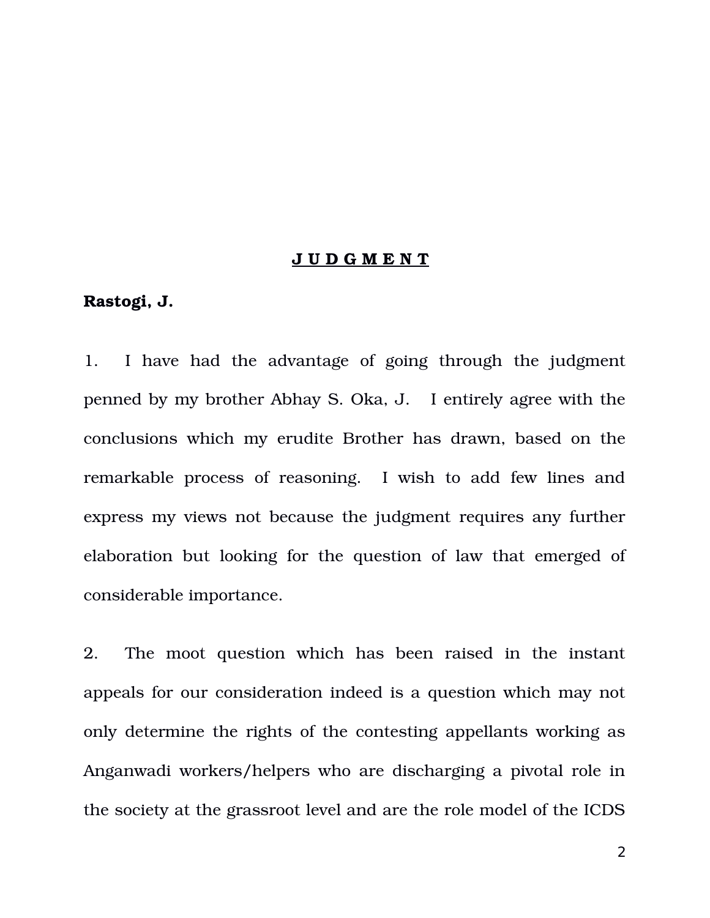# **J U D G M E N T**

**Rastogi, J.**

1. I have had the advantage of going through the judgment penned by my brother Abhay S. Oka, J. I entirely agree with the conclusions which my erudite Brother has drawn, based on the remarkable process of reasoning. I wish to add few lines and express my views not because the judgment requires any further elaboration but looking for the question of law that emerged of considerable importance.

2. The moot question which has been raised in the instant appeals for our consideration indeed is a question which may not only determine the rights of the contesting appellants working as Anganwadi workers/helpers who are discharging a pivotal role in the society at the grassroot level and are the role model of the ICDS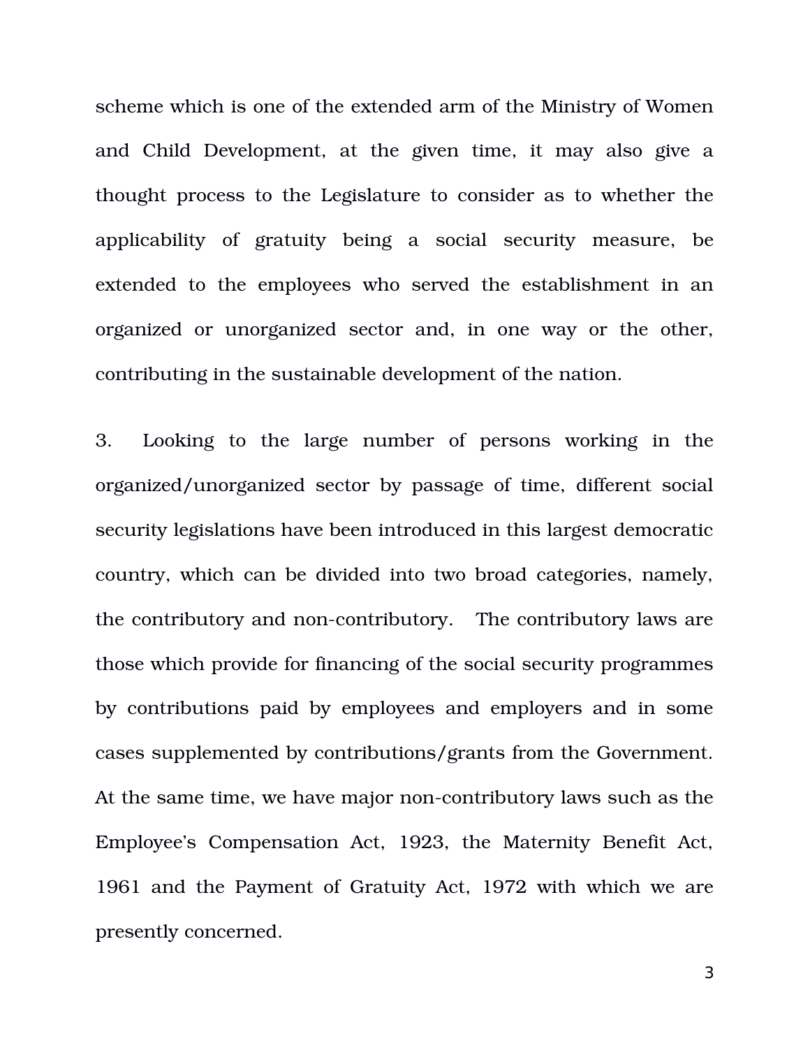scheme which is one of the extended arm of the Ministry of Women and Child Development, at the given time, it may also give a thought process to the Legislature to consider as to whether the applicability of gratuity being a social security measure, be extended to the employees who served the establishment in an organized or unorganized sector and, in one way or the other, contributing in the sustainable development of the nation.

3. Looking to the large number of persons working in the organized/unorganized sector by passage of time, different social security legislations have been introduced in this largest democratic country, which can be divided into two broad categories, namely, the contributory and non-contributory. The contributory laws are those which provide for financing of the social security programmes by contributions paid by employees and employers and in some cases supplemented by contributions/grants from the Government. At the same time, we have major non-contributory laws such as the Employee's Compensation Act, 1923, the Maternity Benefit Act, 1961 and the Payment of Gratuity Act, 1972 with which we are presently concerned.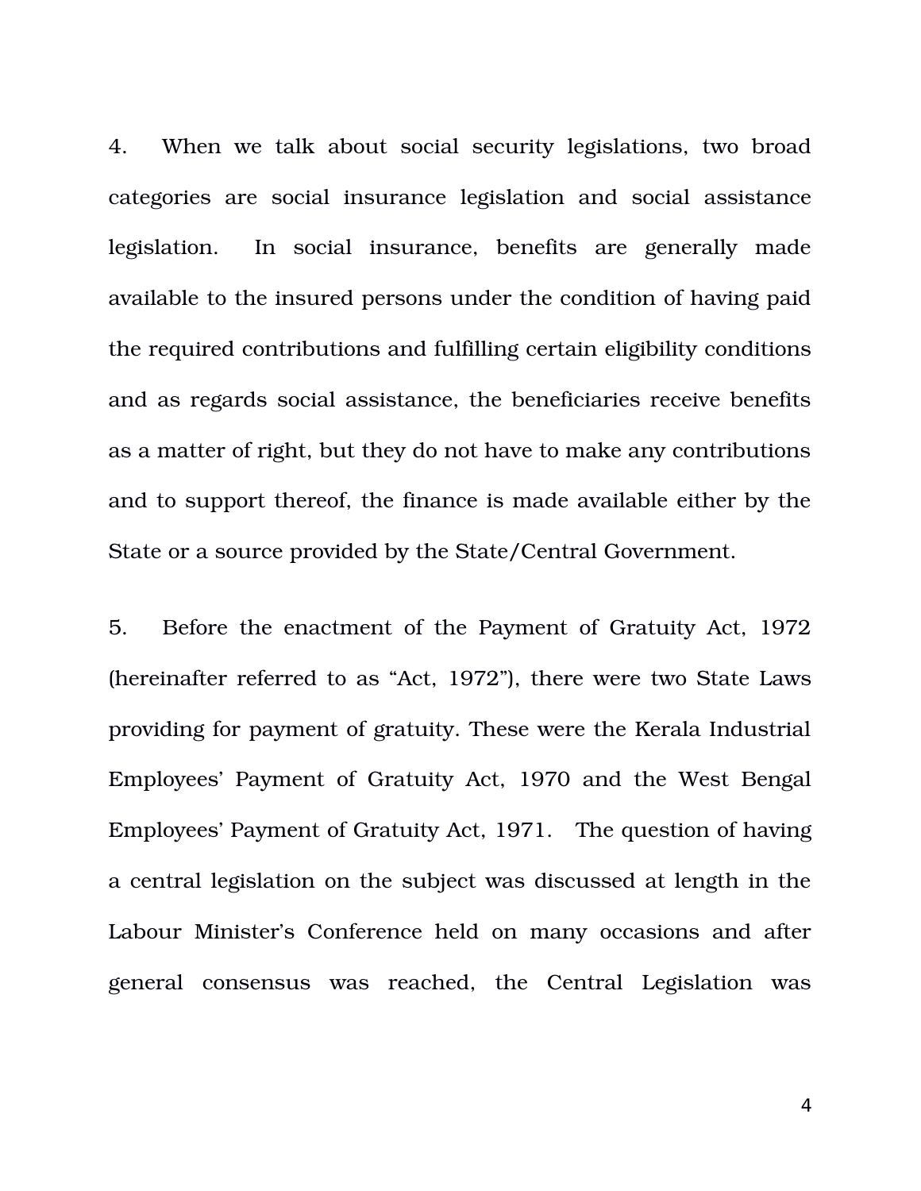4. When we talk about social security legislations, two broad categories are social insurance legislation and social assistance legislation. In social insurance, benefits are generally made available to the insured persons under the condition of having paid the required contributions and fulfilling certain eligibility conditions and as regards social assistance, the beneficiaries receive benefits as a matter of right, but they do not have to make any contributions and to support thereof, the finance is made available either by the State or a source provided by the State/Central Government.

5. Before the enactment of the Payment of Gratuity Act, 1972 (hereinafter referred to as "Act, 1972"), there were two State Laws providing for payment of gratuity. These were the Kerala Industrial Employees' Payment of Gratuity Act, 1970 and the West Bengal Employees' Payment of Gratuity Act, 1971. The question of having a central legislation on the subject was discussed at length in the Labour Minister's Conference held on many occasions and after general consensus was reached, the Central Legislation was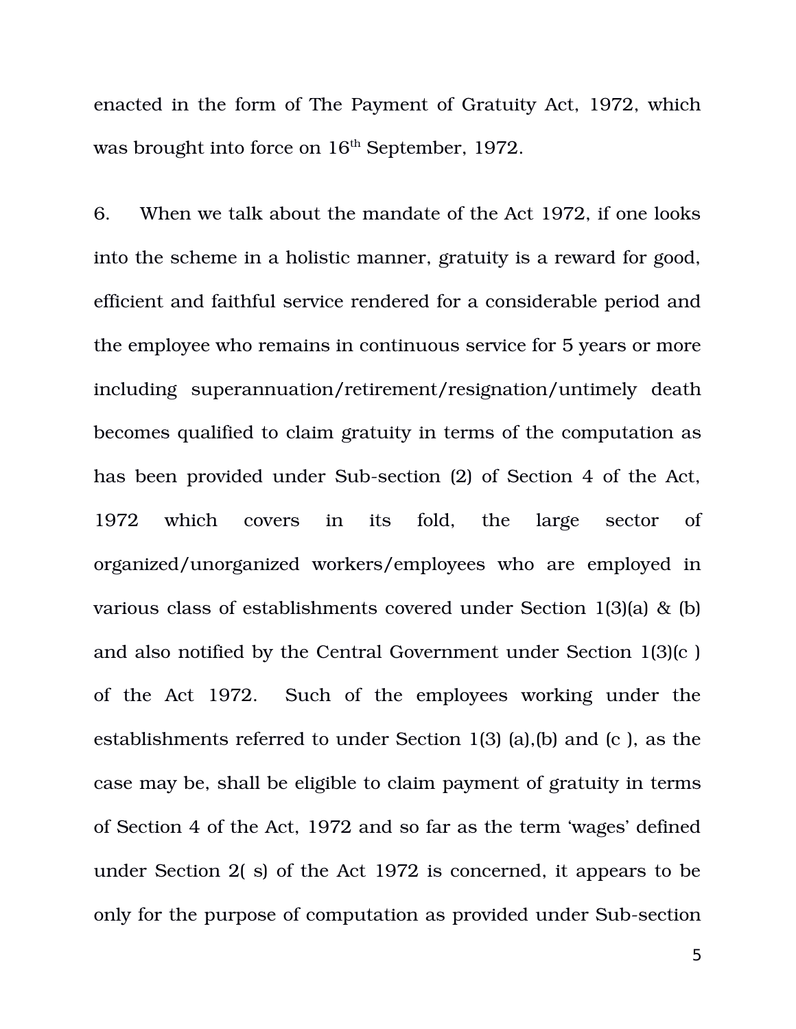enacted in the form of The Payment of Gratuity Act, 1972, which was brought into force on 16th September, 1972.

6. When we talk about the mandate of the Act 1972, if one looks into the scheme in a holistic manner, gratuity is a reward for good, efficient and faithful service rendered for a considerable period and the employee who remains in continuous service for 5 years or more including superannuation/retirement/resignation/untimely death becomes qualified to claim gratuity in terms of the computation as has been provided under Sub-section (2) of Section 4 of the Act, 1972 which covers in its fold, the large sector of organized/unorganized workers/employees who are employed in various class of establishments covered under Section 1(3)(a) & (b) and also notified by the Central Government under Section 1(3)(c ) of the Act 1972. Such of the employees working under the establishments referred to under Section 1(3) (a),(b) and (c ), as the case may be, shall be eligible to claim payment of gratuity in terms of Section 4 of the Act, 1972 and so far as the term 'wages' defined under Section 2( s) of the Act 1972 is concerned, it appears to be only for the purpose of computation as provided under Sub-section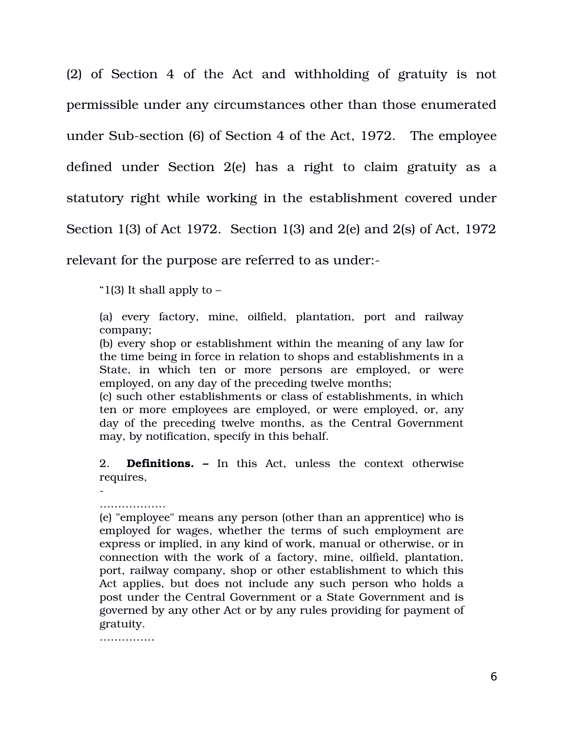(2) of Section 4 of the Act and withholding of gratuity is not permissible under any circumstances other than those enumerated under Sub-section (6) of Section 4 of the Act, 1972. The employee defined under Section 2(e) has a right to claim gratuity as a statutory right while working in the establishment covered under Section 1(3) of Act 1972. Section 1(3) and 2(e) and 2(s) of Act, 1972 relevant for the purpose are referred to as under:-

> "1(3) It shall apply to –
>
> (a) every factory, mine, oilfield, plantation, port and railway company;
> (b) every shop or establishment within the meaning of any law for the time being in force in relation to shops and establishments in a State, in which ten or more persons are employed, or were employed, on any day of the preceding twelve months;
> (c) such other establishments or class of establishments, in which ten or more employees are employed, or were employed, or, any day of the preceding twelve months, as the Central Government may, by notification, specify in this behalf.
>
> 2. **Definitions. –** In this Act, unless the context otherwise requires,
> -
> ………………
> (e) "employee" means any person (other than an apprentice) who is employed for wages, whether the terms of such employment are express or implied, in any kind of work, manual or otherwise, or in connection with the work of a factory, mine, oilfield, plantation, port, railway company, shop or other establishment to which this Act applies, but does not include any such person who holds a post under the Central Government or a State Government and is governed by any other Act or by any rules providing for payment of gratuity.
> ……………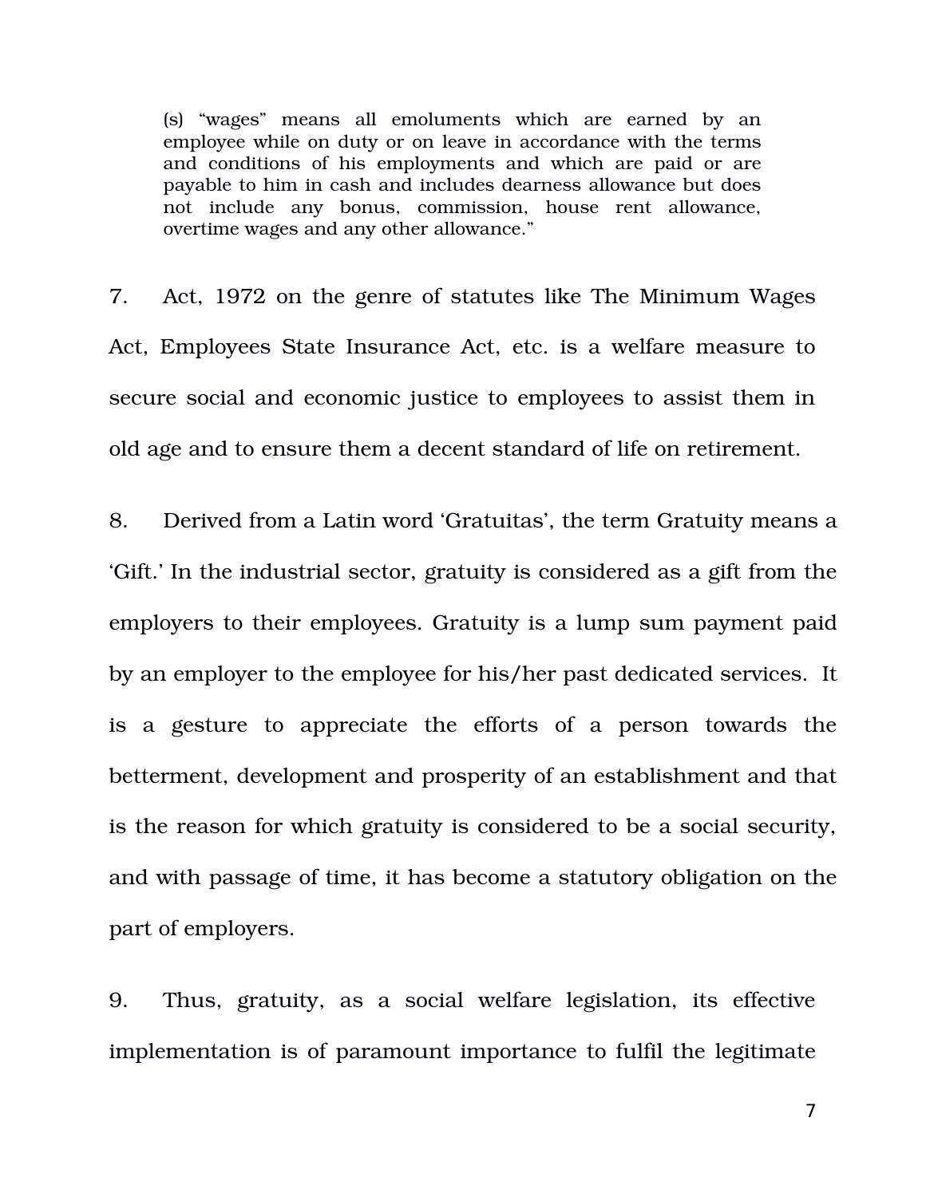> (s) "wages" means all emoluments which are earned by an employee while on duty or on leave in accordance with the terms and conditions of his employments and which are paid or are payable to him in cash and includes dearness allowance but does not include any bonus, commission, house rent allowance, overtime wages and any other allowance."

7. Act, 1972 on the genre of statutes like The Minimum Wages Act, Employees State Insurance Act, etc. is a welfare measure to secure social and economic justice to employees to assist them in old age and to ensure them a decent standard of life on retirement.

8. Derived from a Latin word 'Gratuitas', the term Gratuity means a 'Gift.' In the industrial sector, gratuity is considered as a gift from the employers to their employees. Gratuity is a lump sum payment paid by an employer to the employee for his/her past dedicated services. It is a gesture to appreciate the efforts of a person towards the betterment, development and prosperity of an establishment and that is the reason for which gratuity is considered to be a social security, and with passage of time, it has become a statutory obligation on the part of employers.

9. Thus, gratuity, as a social welfare legislation, its effective implementation is of paramount importance to fulfil the legitimate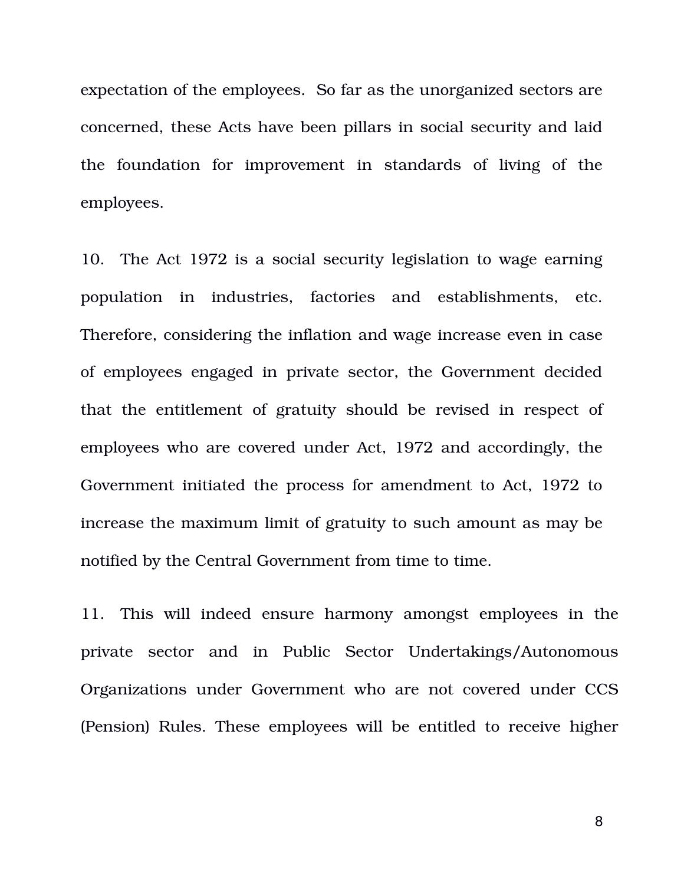expectation of the employees. So far as the unorganized sectors are concerned, these Acts have been pillars in social security and laid the foundation for improvement in standards of living of the employees.

10. The Act 1972 is a social security legislation to wage earning population in industries, factories and establishments, etc. Therefore, considering the inflation and wage increase even in case of employees engaged in private sector, the Government decided that the entitlement of gratuity should be revised in respect of employees who are covered under Act, 1972 and accordingly, the Government initiated the process for amendment to Act, 1972 to increase the maximum limit of gratuity to such amount as may be notified by the Central Government from time to time.

11. This will indeed ensure harmony amongst employees in the private sector and in Public Sector Undertakings/Autonomous Organizations under Government who are not covered under CCS (Pension) Rules. These employees will be entitled to receive higher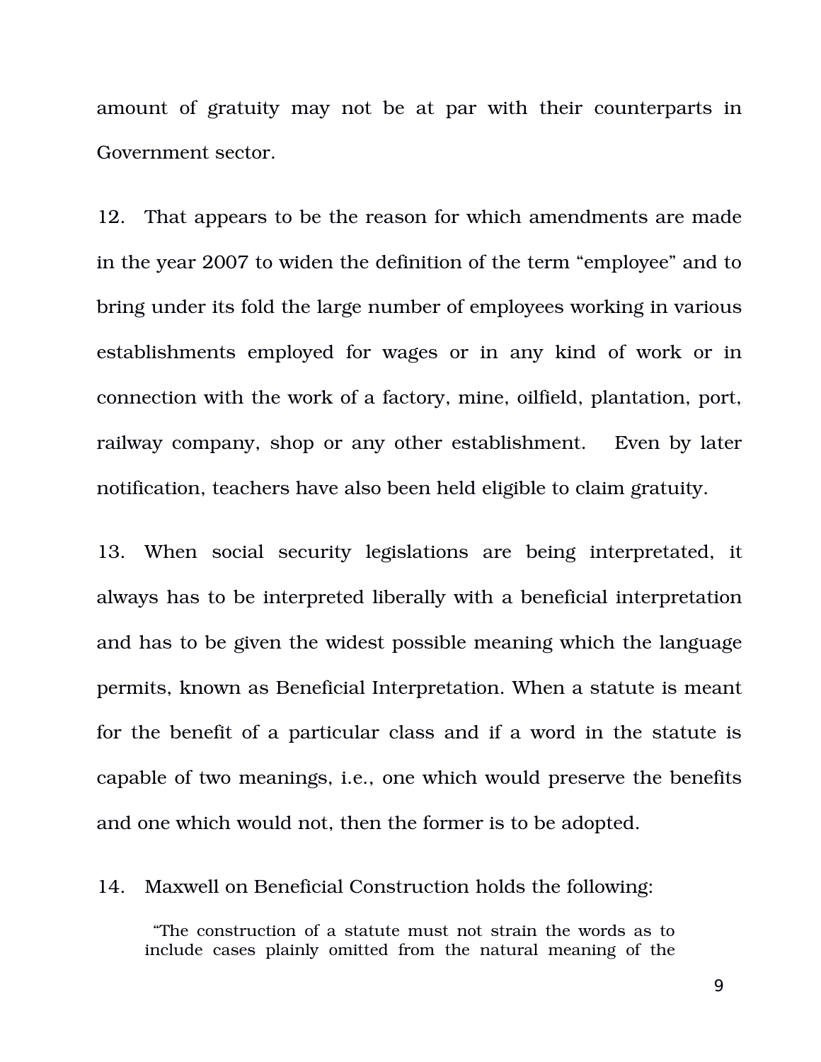amount of gratuity may not be at par with their counterparts in Government sector.

12. That appears to be the reason for which amendments are made in the year 2007 to widen the definition of the term "employee" and to bring under its fold the large number of employees working in various establishments employed for wages or in any kind of work or in connection with the work of a factory, mine, oilfield, plantation, port, railway company, shop or any other establishment. Even by later notification, teachers have also been held eligible to claim gratuity.

13. When social security legislations are being interpretated, it always has to be interpreted liberally with a beneficial interpretation and has to be given the widest possible meaning which the language permits, known as Beneficial Interpretation. When a statute is meant for the benefit of a particular class and if a word in the statute is capable of two meanings, i.e., one which would preserve the benefits and one which would not, then the former is to be adopted.

14. Maxwell on Beneficial Construction holds the following:

> "The construction of a statute must not strain the words as to include cases plainly omitted from the natural meaning of the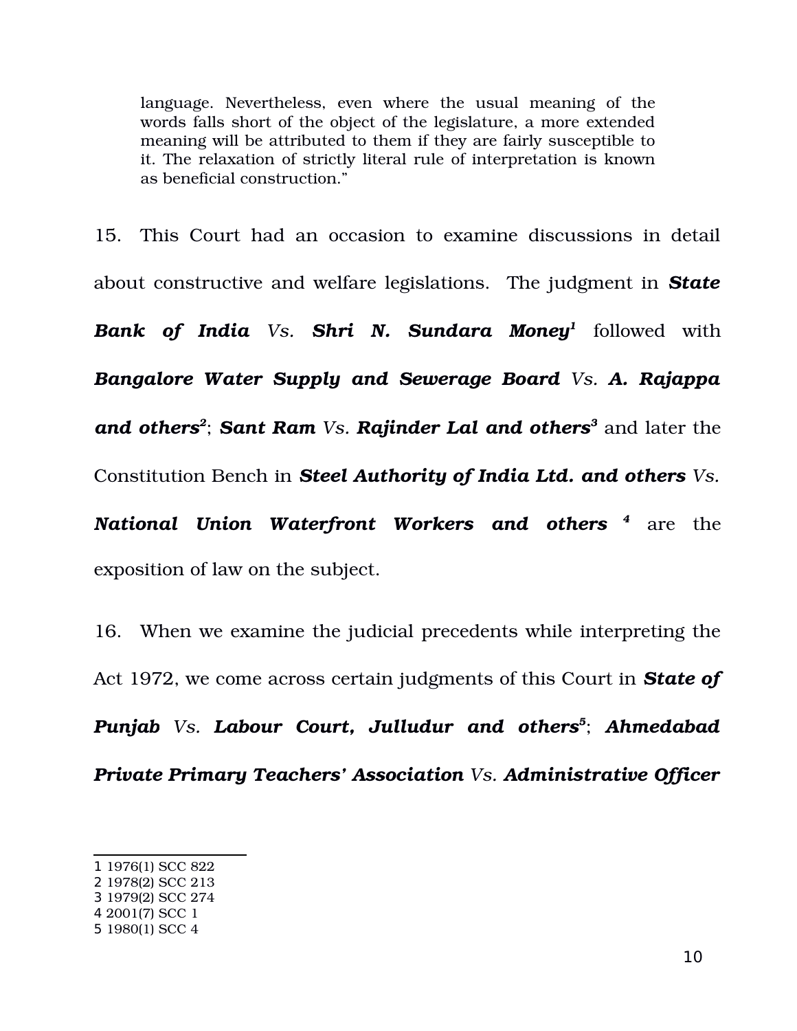> language. Nevertheless, even where the usual meaning of the words falls short of the object of the legislature, a more extended meaning will be attributed to them if they are fairly susceptible to it. The relaxation of strictly literal rule of interpretation is known as beneficial construction."

15. This Court had an occasion to examine discussions in detail about constructive and welfare legislations. The judgment in ***State Bank of India*** *Vs.* ***Shri N. Sundara Money***[1] followed with ***Bangalore Water Supply and Sewerage Board*** *Vs.* ***A. Rajappa and others***[2]; ***Sant Ram*** *Vs.* ***Rajinder Lal and others***[3] and later the Constitution Bench in ***Steel Authority of India Ltd. and others*** *Vs.* ***National Union Waterfront Workers and others***[4] are the exposition of law on the subject.

16. When we examine the judicial precedents while interpreting the Act 1972, we come across certain judgments of this Court in ***State of Punjab*** *Vs.* ***Labour Court, Julludur and others***[5]; ***Ahmedabad Private Primary Teachers' Association*** *Vs.* ***Administrative Officer***

---

1 1976(1) SCC 822
2 1978(2) SCC 213
3 1979(2) SCC 274
4 2001(7) SCC 1
5 1980(1) SCC 4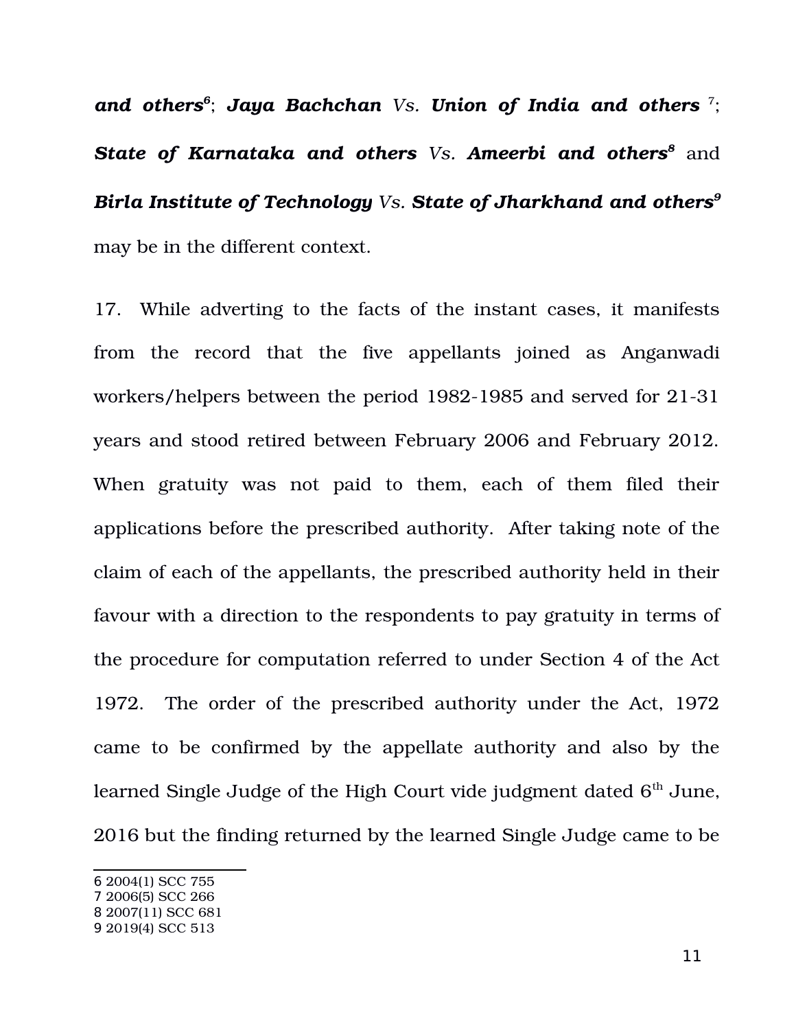***and others***[6]; ***Jaya Bachchan*** *Vs.* ***Union of India and others*** [7]; ***State of Karnataka and others*** *Vs.* ***Ameerbi and others***[8] and ***Birla Institute of Technology*** *Vs.* ***State of Jharkhand and others***[9] may be in the different context.

17. While adverting to the facts of the instant cases, it manifests from the record that the five appellants joined as Anganwadi workers/helpers between the period 1982-1985 and served for 21-31 years and stood retired between February 2006 and February 2012. When gratuity was not paid to them, each of them filed their applications before the prescribed authority. After taking note of the claim of each of the appellants, the prescribed authority held in their favour with a direction to the respondents to pay gratuity in terms of the procedure for computation referred to under Section 4 of the Act 1972. The order of the prescribed authority under the Act, 1972 came to be confirmed by the appellate authority and also by the learned Single Judge of the High Court vide judgment dated 6th June, 2016 but the finding returned by the learned Single Judge came to be

---

6 2004(1) SCC 755
7 2006(5) SCC 266
8 2007(11) SCC 681
9 2019(4) SCC 513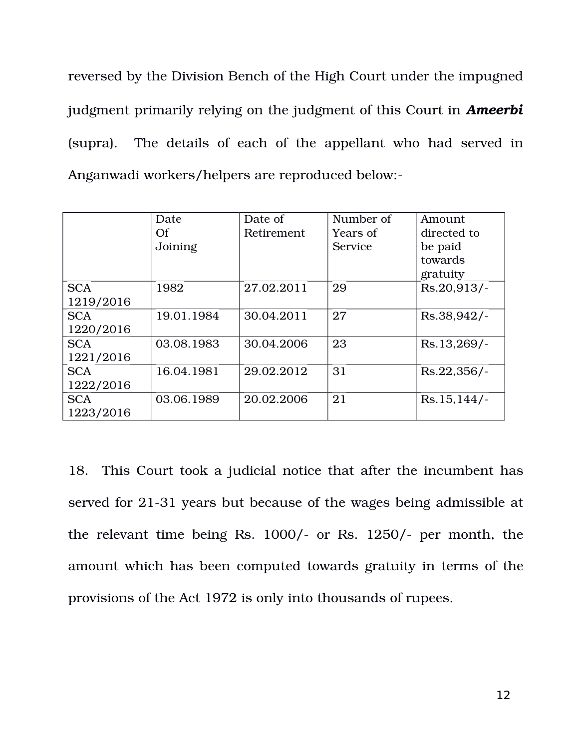reversed by the Division Bench of the High Court under the impugned judgment primarily relying on the judgment of this Court in ***Ameerbi*** (supra). The details of each of the appellant who had served in Anganwadi workers/helpers are reproduced below:-

| | Date Of Joining | Date of Retirement | Number of Years of Service | Amount directed to be paid towards gratuity |
|---|---|---|---|---|
| SCA 1219/2016 | 1982 | 27.02.2011 | 29 | Rs.20,913/- |
| SCA 1220/2016 | 19.01.1984 | 30.04.2011 | 27 | Rs.38,942/- |
| SCA 1221/2016 | 03.08.1983 | 30.04.2006 | 23 | Rs.13,269/- |
| SCA 1222/2016 | 16.04.1981 | 29.02.2012 | 31 | Rs.22,356/- |
| SCA 1223/2016 | 03.06.1989 | 20.02.2006 | 21 | Rs.15,144/- |

18. This Court took a judicial notice that after the incumbent has served for 21-31 years but because of the wages being admissible at the relevant time being Rs. 1000/- or Rs. 1250/- per month, the amount which has been computed towards gratuity in terms of the provisions of the Act 1972 is only into thousands of rupees.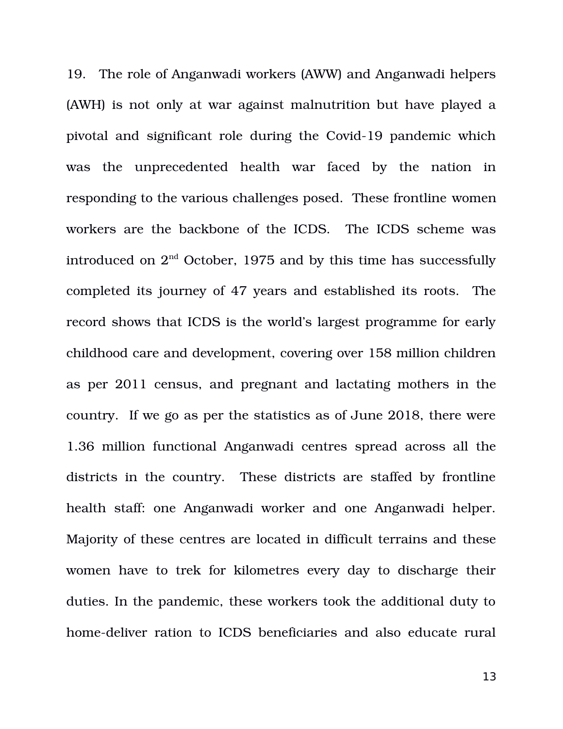19. The role of Anganwadi workers (AWW) and Anganwadi helpers (AWH) is not only at war against malnutrition but have played a pivotal and significant role during the Covid-19 pandemic which was the unprecedented health war faced by the nation in responding to the various challenges posed. These frontline women workers are the backbone of the ICDS. The ICDS scheme was introduced on 2nd October, 1975 and by this time has successfully completed its journey of 47 years and established its roots. The record shows that ICDS is the world's largest programme for early childhood care and development, covering over 158 million children as per 2011 census, and pregnant and lactating mothers in the country. If we go as per the statistics as of June 2018, there were 1.36 million functional Anganwadi centres spread across all the districts in the country. These districts are staffed by frontline health staff: one Anganwadi worker and one Anganwadi helper. Majority of these centres are located in difficult terrains and these women have to trek for kilometres every day to discharge their duties. In the pandemic, these workers took the additional duty to home-deliver ration to ICDS beneficiaries and also educate rural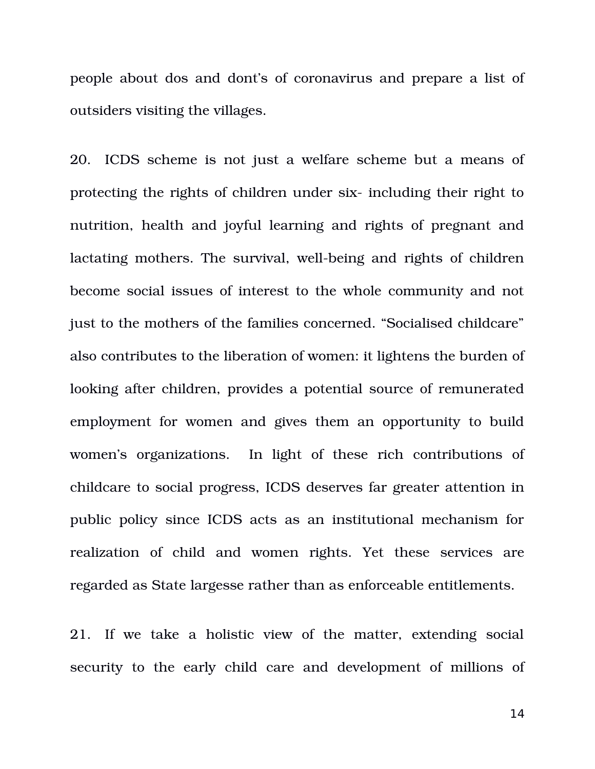people about dos and dont's of coronavirus and prepare a list of outsiders visiting the villages.

20. ICDS scheme is not just a welfare scheme but a means of protecting the rights of children under six- including their right to nutrition, health and joyful learning and rights of pregnant and lactating mothers. The survival, well-being and rights of children become social issues of interest to the whole community and not just to the mothers of the families concerned. "Socialised childcare" also contributes to the liberation of women: it lightens the burden of looking after children, provides a potential source of remunerated employment for women and gives them an opportunity to build women's organizations. In light of these rich contributions of childcare to social progress, ICDS deserves far greater attention in public policy since ICDS acts as an institutional mechanism for realization of child and women rights. Yet these services are regarded as State largesse rather than as enforceable entitlements.

21. If we take a holistic view of the matter, extending social security to the early child care and development of millions of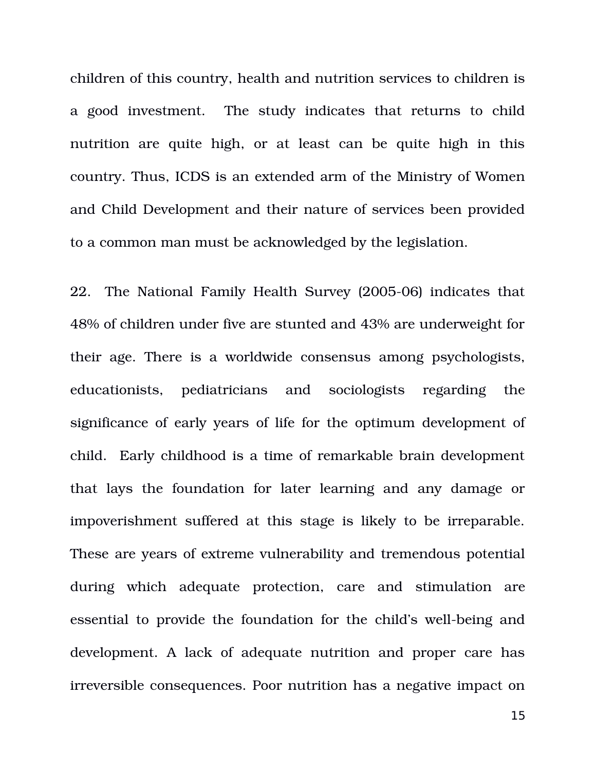children of this country, health and nutrition services to children is a good investment. The study indicates that returns to child nutrition are quite high, or at least can be quite high in this country. Thus, ICDS is an extended arm of the Ministry of Women and Child Development and their nature of services been provided to a common man must be acknowledged by the legislation.

22. The National Family Health Survey (2005-06) indicates that 48% of children under five are stunted and 43% are underweight for their age. There is a worldwide consensus among psychologists, educationists, pediatricians and sociologists regarding the significance of early years of life for the optimum development of child. Early childhood is a time of remarkable brain development that lays the foundation for later learning and any damage or impoverishment suffered at this stage is likely to be irreparable. These are years of extreme vulnerability and tremendous potential during which adequate protection, care and stimulation are essential to provide the foundation for the child's well-being and development. A lack of adequate nutrition and proper care has irreversible consequences. Poor nutrition has a negative impact on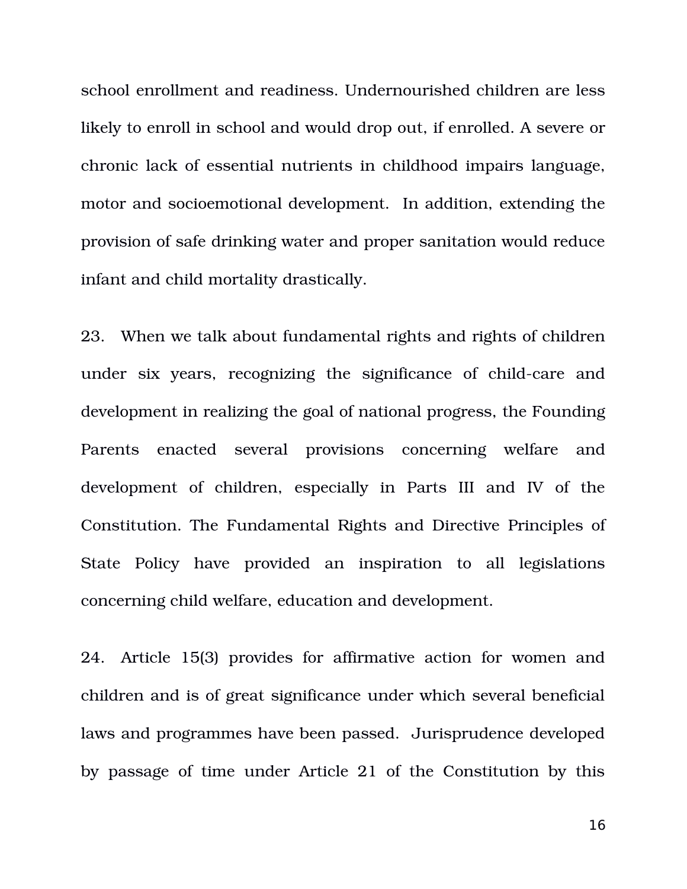school enrollment and readiness. Undernourished children are less likely to enroll in school and would drop out, if enrolled. A severe or chronic lack of essential nutrients in childhood impairs language, motor and socioemotional development. In addition, extending the provision of safe drinking water and proper sanitation would reduce infant and child mortality drastically.

23. When we talk about fundamental rights and rights of children under six years, recognizing the significance of child-care and development in realizing the goal of national progress, the Founding Parents enacted several provisions concerning welfare and development of children, especially in Parts III and IV of the Constitution. The Fundamental Rights and Directive Principles of State Policy have provided an inspiration to all legislations concerning child welfare, education and development.

24. Article 15(3) provides for affirmative action for women and children and is of great significance under which several beneficial laws and programmes have been passed. Jurisprudence developed by passage of time under Article 21 of the Constitution by this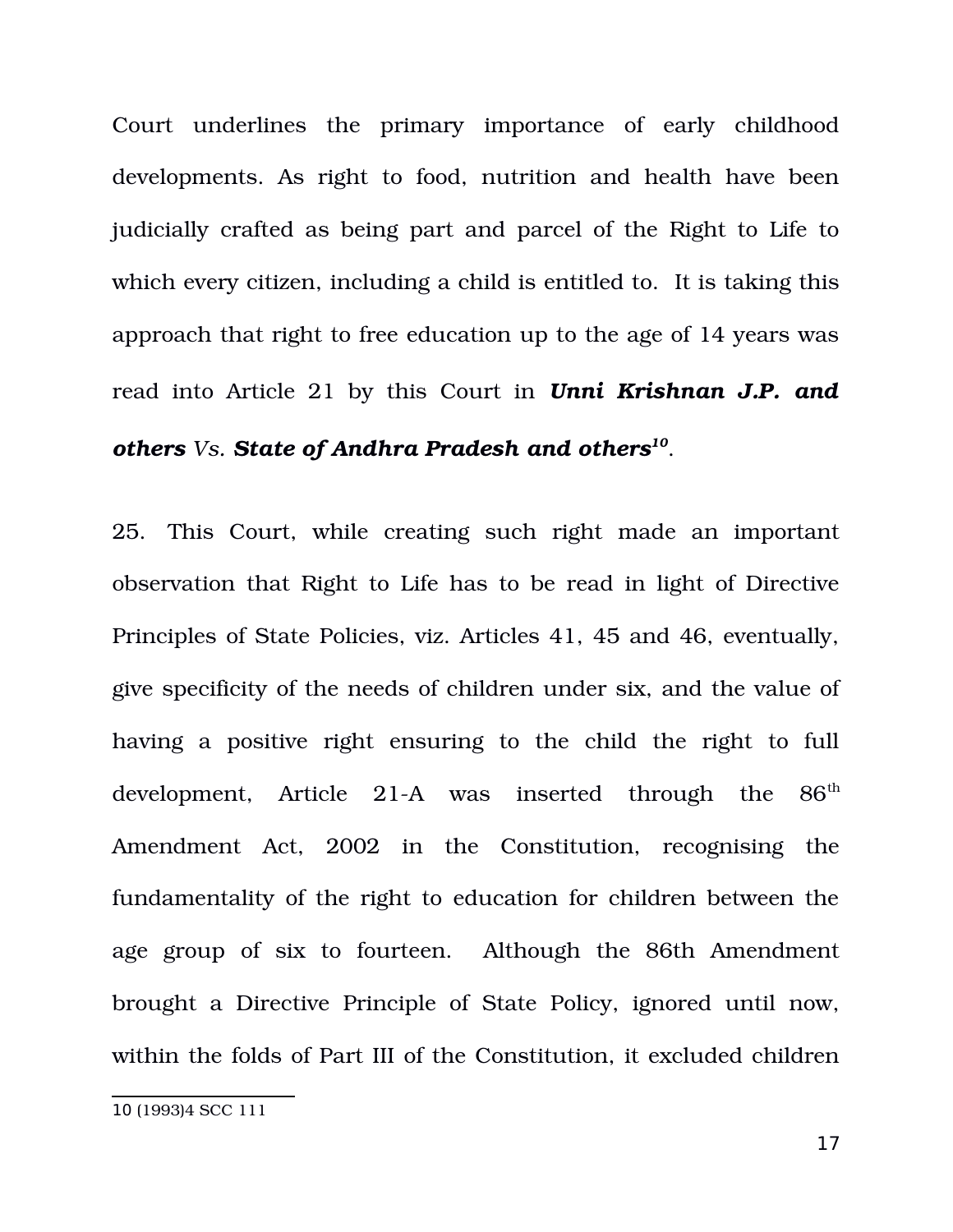Court underlines the primary importance of early childhood developments. As right to food, nutrition and health have been judicially crafted as being part and parcel of the Right to Life to which every citizen, including a child is entitled to. It is taking this approach that right to free education up to the age of 14 years was read into Article 21 by this Court in ***Unni Krishnan J.P. and others*** *Vs.* ***State of Andhra Pradesh and others***[10].

25. This Court, while creating such right made an important observation that Right to Life has to be read in light of Directive Principles of State Policies, viz. Articles 41, 45 and 46, eventually, give specificity of the needs of children under six, and the value of having a positive right ensuring to the child the right to full development, Article 21-A was inserted through the 86th Amendment Act, 2002 in the Constitution, recognising the fundamentality of the right to education for children between the age group of six to fourteen. Although the 86th Amendment brought a Directive Principle of State Policy, ignored until now, within the folds of Part III of the Constitution, it excluded children

---

10 (1993)4 SCC 111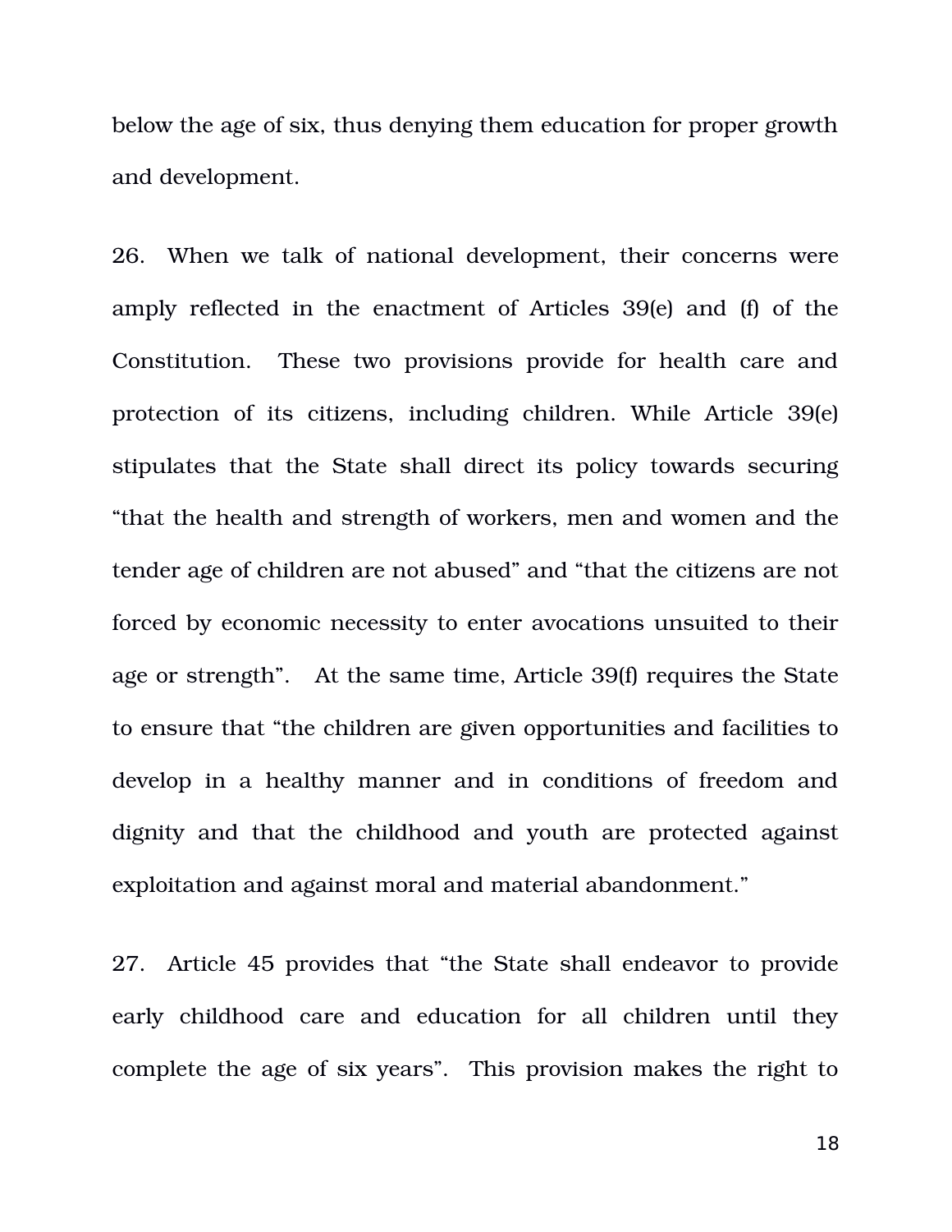below the age of six, thus denying them education for proper growth and development.

26. When we talk of national development, their concerns were amply reflected in the enactment of Articles 39(e) and (f) of the Constitution. These two provisions provide for health care and protection of its citizens, including children. While Article 39(e) stipulates that the State shall direct its policy towards securing "that the health and strength of workers, men and women and the tender age of children are not abused" and "that the citizens are not forced by economic necessity to enter avocations unsuited to their age or strength". At the same time, Article 39(f) requires the State to ensure that "the children are given opportunities and facilities to develop in a healthy manner and in conditions of freedom and dignity and that the childhood and youth are protected against exploitation and against moral and material abandonment."

27. Article 45 provides that "the State shall endeavor to provide early childhood care and education for all children until they complete the age of six years". This provision makes the right to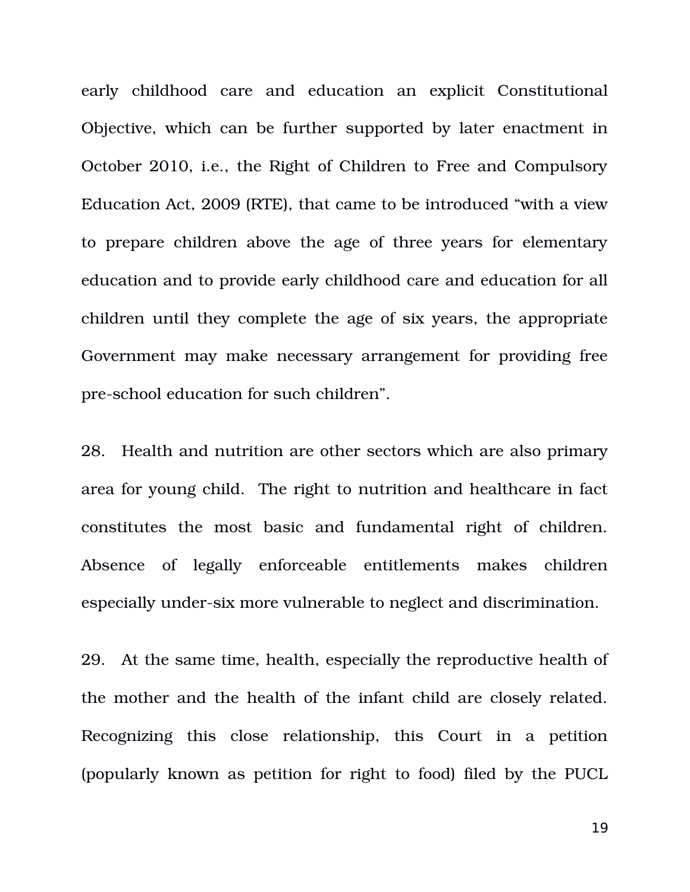early childhood care and education an explicit Constitutional Objective, which can be further supported by later enactment in October 2010, i.e., the Right of Children to Free and Compulsory Education Act, 2009 (RTE), that came to be introduced "with a view to prepare children above the age of three years for elementary education and to provide early childhood care and education for all children until they complete the age of six years, the appropriate Government may make necessary arrangement for providing free pre-school education for such children".

28. Health and nutrition are other sectors which are also primary area for young child. The right to nutrition and healthcare in fact constitutes the most basic and fundamental right of children. Absence of legally enforceable entitlements makes children especially under-six more vulnerable to neglect and discrimination.

29. At the same time, health, especially the reproductive health of the mother and the health of the infant child are closely related. Recognizing this close relationship, this Court in a petition (popularly known as petition for right to food) filed by the PUCL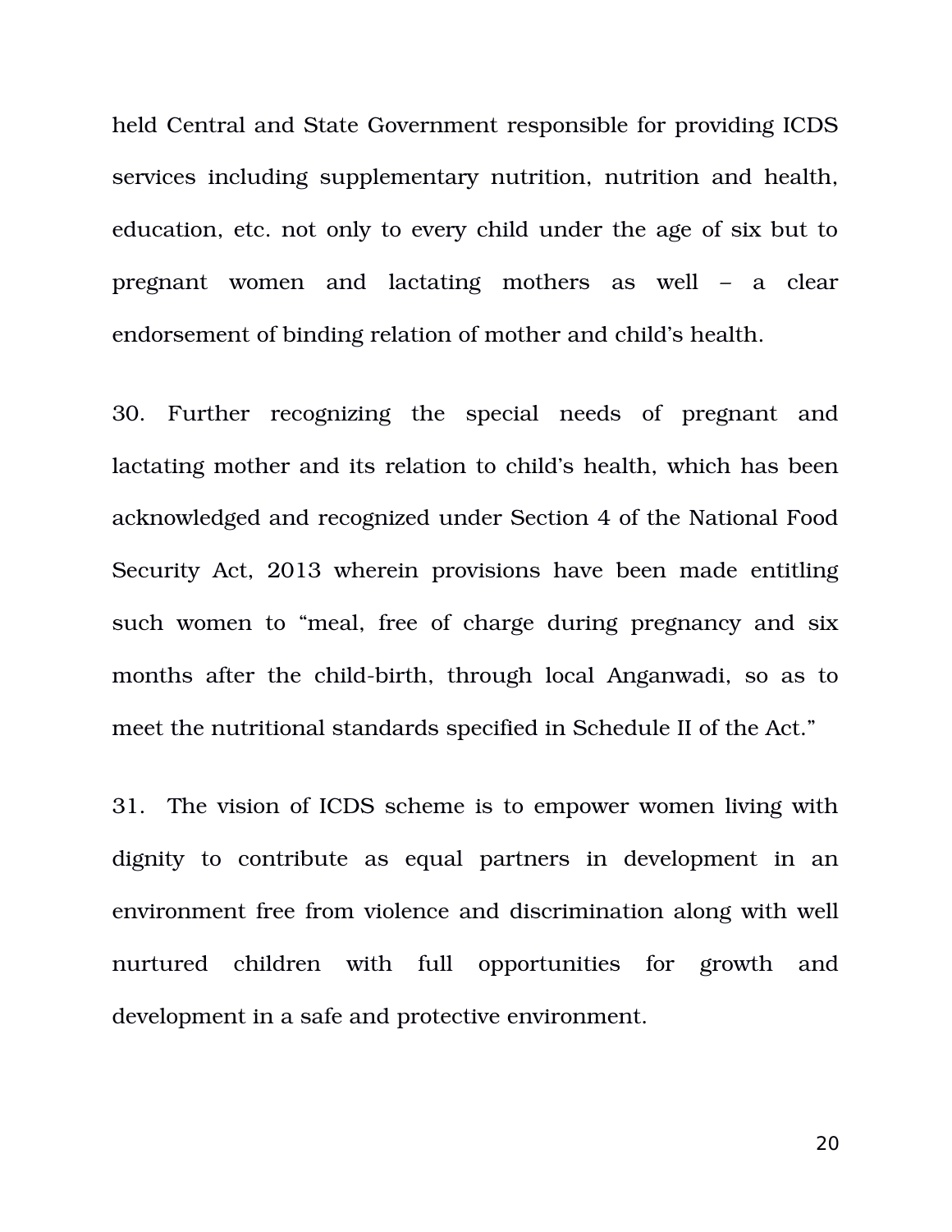held Central and State Government responsible for providing ICDS services including supplementary nutrition, nutrition and health, education, etc. not only to every child under the age of six but to pregnant women and lactating mothers as well – a clear endorsement of binding relation of mother and child's health.

30. Further recognizing the special needs of pregnant and lactating mother and its relation to child's health, which has been acknowledged and recognized under Section 4 of the National Food Security Act, 2013 wherein provisions have been made entitling such women to "meal, free of charge during pregnancy and six months after the child-birth, through local Anganwadi, so as to meet the nutritional standards specified in Schedule II of the Act."

31. The vision of ICDS scheme is to empower women living with dignity to contribute as equal partners in development in an environment free from violence and discrimination along with well nurtured children with full opportunities for growth and development in a safe and protective environment.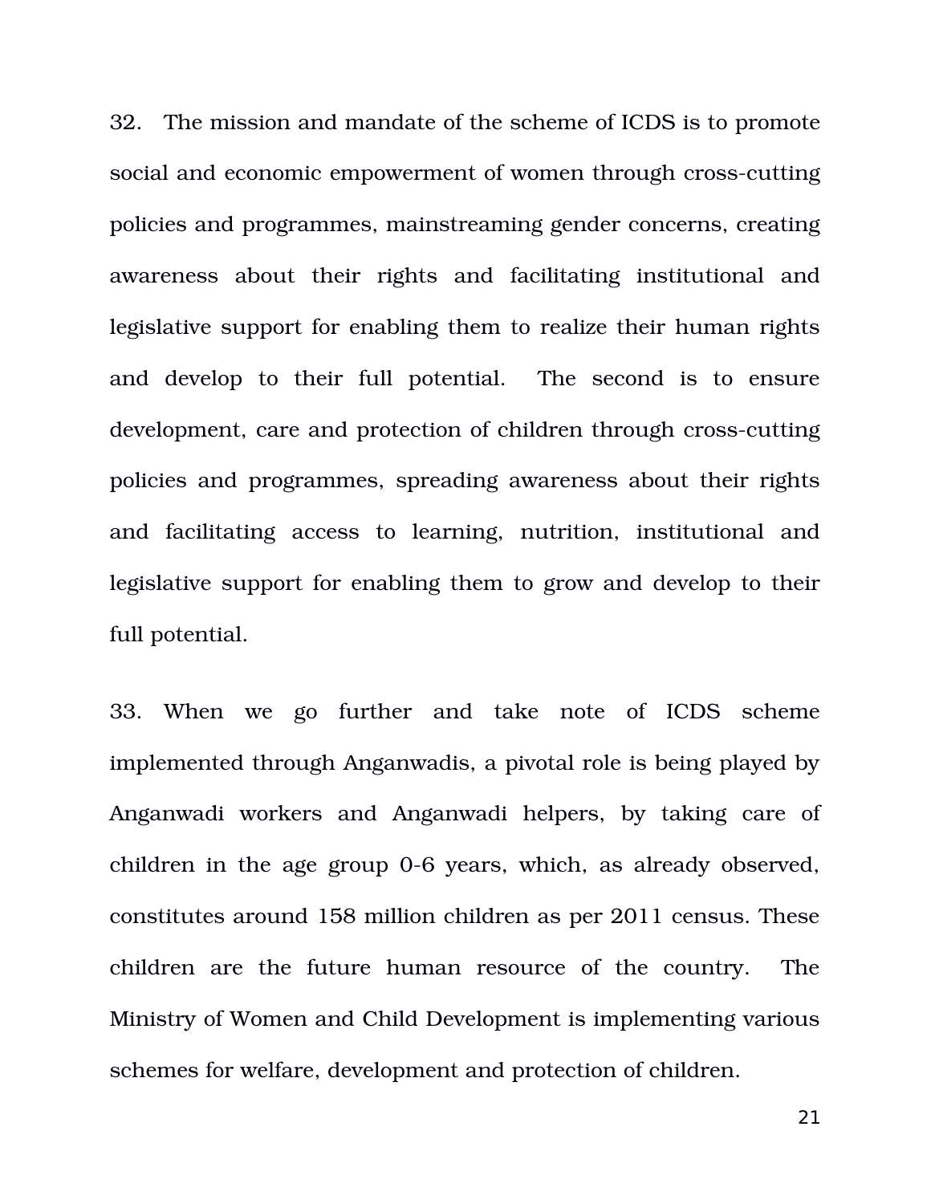32. The mission and mandate of the scheme of ICDS is to promote social and economic empowerment of women through cross-cutting policies and programmes, mainstreaming gender concerns, creating awareness about their rights and facilitating institutional and legislative support for enabling them to realize their human rights and develop to their full potential. The second is to ensure development, care and protection of children through cross-cutting policies and programmes, spreading awareness about their rights and facilitating access to learning, nutrition, institutional and legislative support for enabling them to grow and develop to their full potential.

33. When we go further and take note of ICDS scheme implemented through Anganwadis, a pivotal role is being played by Anganwadi workers and Anganwadi helpers, by taking care of children in the age group 0-6 years, which, as already observed, constitutes around 158 million children as per 2011 census. These children are the future human resource of the country. The Ministry of Women and Child Development is implementing various schemes for welfare, development and protection of children.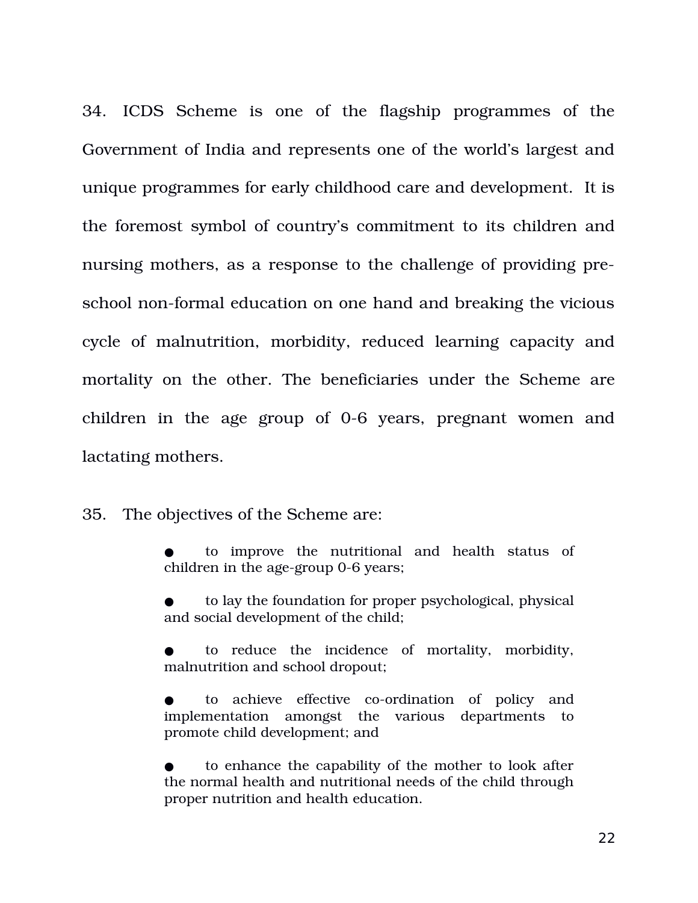34. ICDS Scheme is one of the flagship programmes of the Government of India and represents one of the world's largest and unique programmes for early childhood care and development. It is the foremost symbol of country's commitment to its children and nursing mothers, as a response to the challenge of providing pre-school non-formal education on one hand and breaking the vicious cycle of malnutrition, morbidity, reduced learning capacity and mortality on the other. The beneficiaries under the Scheme are children in the age group of 0-6 years, pregnant women and lactating mothers.

35. The objectives of the Scheme are:

> - to improve the nutritional and health status of children in the age-group 0-6 years;
>
> - to lay the foundation for proper psychological, physical and social development of the child;
>
> - to reduce the incidence of mortality, morbidity, malnutrition and school dropout;
>
> - to achieve effective co-ordination of policy and implementation amongst the various departments to promote child development; and
>
> - to enhance the capability of the mother to look after the normal health and nutritional needs of the child through proper nutrition and health education.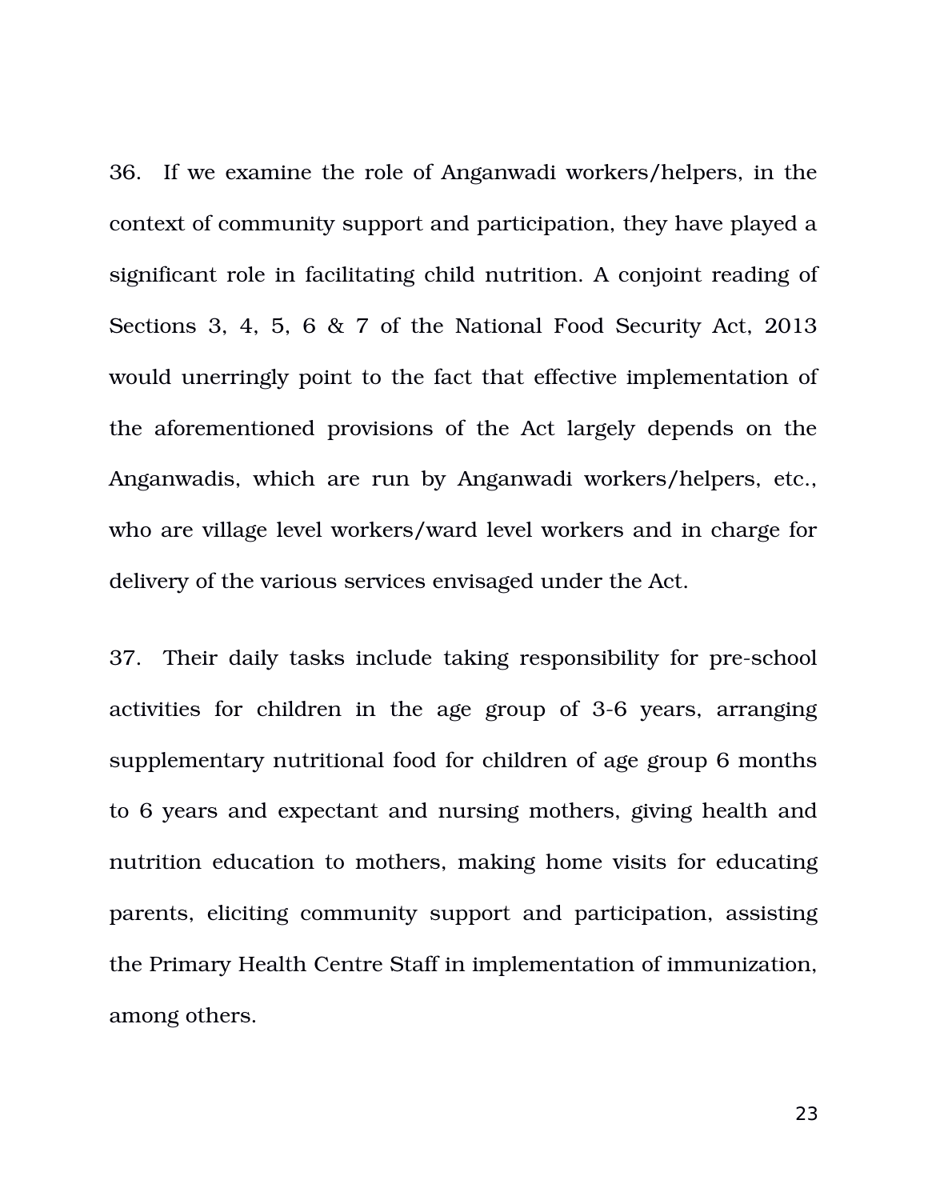36. If we examine the role of Anganwadi workers/helpers, in the context of community support and participation, they have played a significant role in facilitating child nutrition. A conjoint reading of Sections 3, 4, 5, 6 & 7 of the National Food Security Act, 2013 would unerringly point to the fact that effective implementation of the aforementioned provisions of the Act largely depends on the Anganwadis, which are run by Anganwadi workers/helpers, etc., who are village level workers/ward level workers and in charge for delivery of the various services envisaged under the Act.

37. Their daily tasks include taking responsibility for pre-school activities for children in the age group of 3-6 years, arranging supplementary nutritional food for children of age group 6 months to 6 years and expectant and nursing mothers, giving health and nutrition education to mothers, making home visits for educating parents, eliciting community support and participation, assisting the Primary Health Centre Staff in implementation of immunization, among others.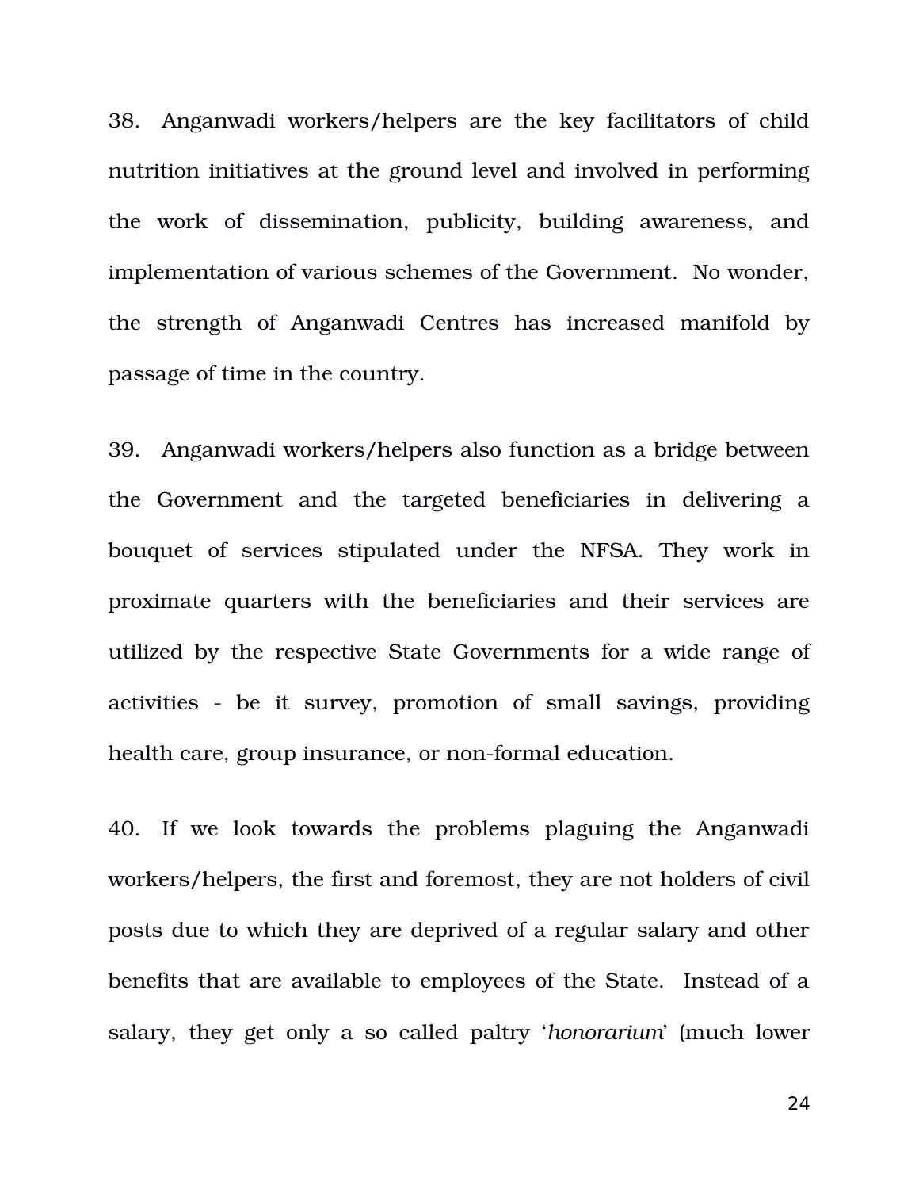38. Anganwadi workers/helpers are the key facilitators of child nutrition initiatives at the ground level and involved in performing the work of dissemination, publicity, building awareness, and implementation of various schemes of the Government. No wonder, the strength of Anganwadi Centres has increased manifold by passage of time in the country.

39. Anganwadi workers/helpers also function as a bridge between the Government and the targeted beneficiaries in delivering a bouquet of services stipulated under the NFSA. They work in proximate quarters with the beneficiaries and their services are utilized by the respective State Governments for a wide range of activities - be it survey, promotion of small savings, providing health care, group insurance, or non-formal education.

40. If we look towards the problems plaguing the Anganwadi workers/helpers, the first and foremost, they are not holders of civil posts due to which they are deprived of a regular salary and other benefits that are available to employees of the State. Instead of a salary, they get only a so called paltry '*honorarium*' (much lower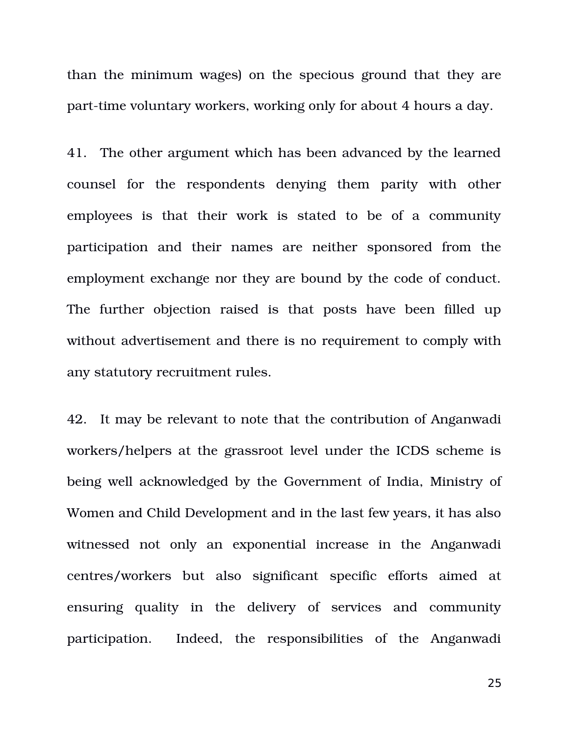than the minimum wages) on the specious ground that they are part-time voluntary workers, working only for about 4 hours a day.

41. The other argument which has been advanced by the learned counsel for the respondents denying them parity with other employees is that their work is stated to be of a community participation and their names are neither sponsored from the employment exchange nor they are bound by the code of conduct. The further objection raised is that posts have been filled up without advertisement and there is no requirement to comply with any statutory recruitment rules.

42. It may be relevant to note that the contribution of Anganwadi workers/helpers at the grassroot level under the ICDS scheme is being well acknowledged by the Government of India, Ministry of Women and Child Development and in the last few years, it has also witnessed not only an exponential increase in the Anganwadi centres/workers but also significant specific efforts aimed at ensuring quality in the delivery of services and community participation. Indeed, the responsibilities of the Anganwadi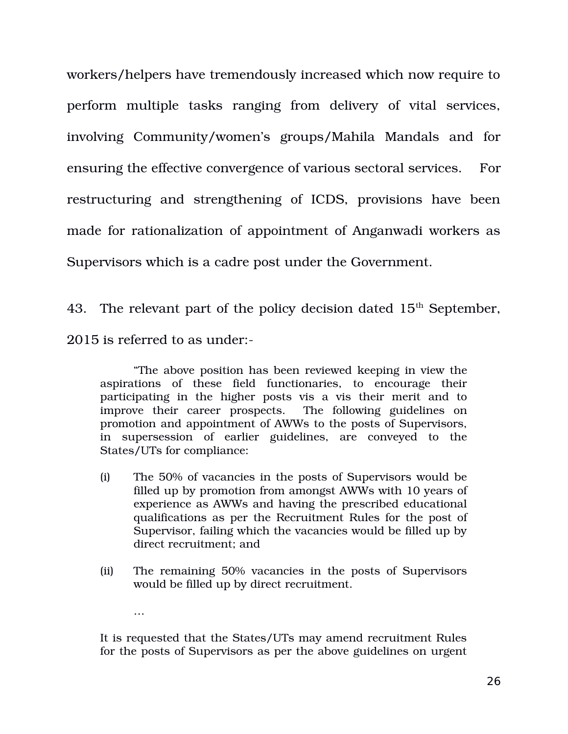workers/helpers have tremendously increased which now require to perform multiple tasks ranging from delivery of vital services, involving Community/women's groups/Mahila Mandals and for ensuring the effective convergence of various sectoral services. For restructuring and strengthening of ICDS, provisions have been made for rationalization of appointment of Anganwadi workers as Supervisors which is a cadre post under the Government.

43. The relevant part of the policy decision dated 15th September, 2015 is referred to as under:-

> "The above position has been reviewed keeping in view the aspirations of these field functionaries, to encourage their participating in the higher posts vis a vis their merit and to improve their career prospects. The following guidelines on promotion and appointment of AWWs to the posts of Supervisors, in supersession of earlier guidelines, are conveyed to the States/UTs for compliance:
>
> (i) The 50% of vacancies in the posts of Supervisors would be filled up by promotion from amongst AWWs with 10 years of experience as AWWs and having the prescribed educational qualifications as per the Recruitment Rules for the post of Supervisor, failing which the vacancies would be filled up by direct recruitment; and
>
> (ii) The remaining 50% vacancies in the posts of Supervisors would be filled up by direct recruitment.
>
> ...
>
> It is requested that the States/UTs may amend recruitment Rules for the posts of Supervisors as per the above guidelines on urgent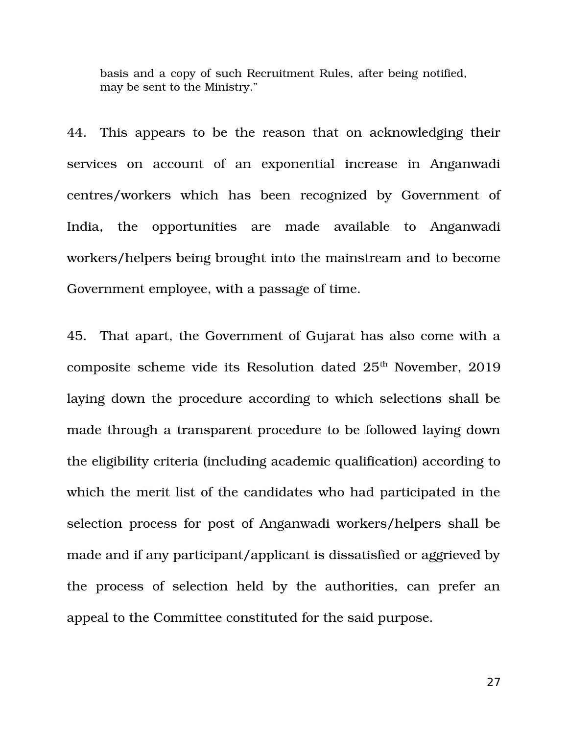> basis and a copy of such Recruitment Rules, after being notified, may be sent to the Ministry."

44. This appears to be the reason that on acknowledging their services on account of an exponential increase in Anganwadi centres/workers which has been recognized by Government of India, the opportunities are made available to Anganwadi workers/helpers being brought into the mainstream and to become Government employee, with a passage of time.

45. That apart, the Government of Gujarat has also come with a composite scheme vide its Resolution dated 25th November, 2019 laying down the procedure according to which selections shall be made through a transparent procedure to be followed laying down the eligibility criteria (including academic qualification) according to which the merit list of the candidates who had participated in the selection process for post of Anganwadi workers/helpers shall be made and if any participant/applicant is dissatisfied or aggrieved by the process of selection held by the authorities, can prefer an appeal to the Committee constituted for the said purpose.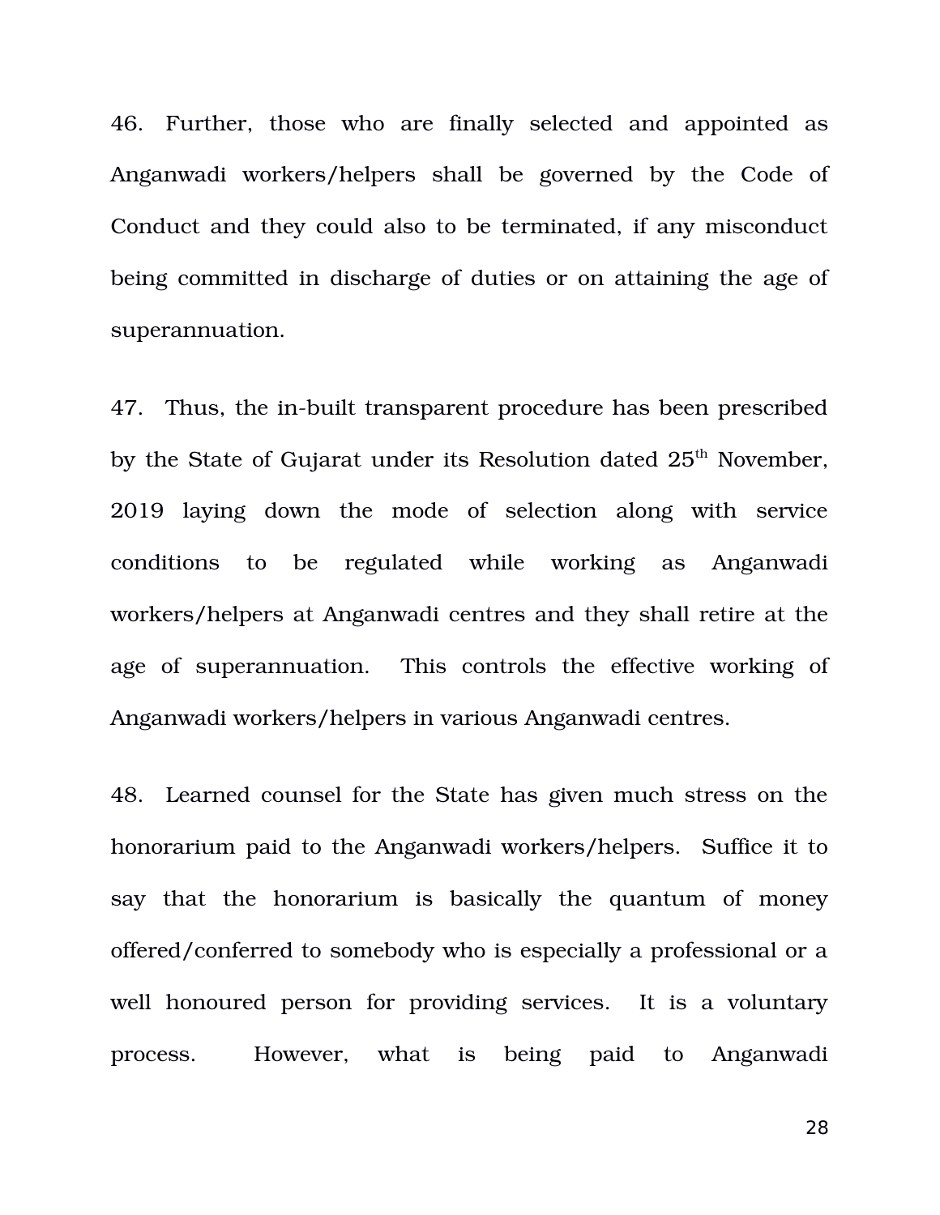46. Further, those who are finally selected and appointed as Anganwadi workers/helpers shall be governed by the Code of Conduct and they could also to be terminated, if any misconduct being committed in discharge of duties or on attaining the age of superannuation.

47. Thus, the in-built transparent procedure has been prescribed by the State of Gujarat under its Resolution dated 25th November, 2019 laying down the mode of selection along with service conditions to be regulated while working as Anganwadi workers/helpers at Anganwadi centres and they shall retire at the age of superannuation. This controls the effective working of Anganwadi workers/helpers in various Anganwadi centres.

48. Learned counsel for the State has given much stress on the honorarium paid to the Anganwadi workers/helpers. Suffice it to say that the honorarium is basically the quantum of money offered/conferred to somebody who is especially a professional or a well honoured person for providing services. It is a voluntary process. However, what is being paid to Anganwadi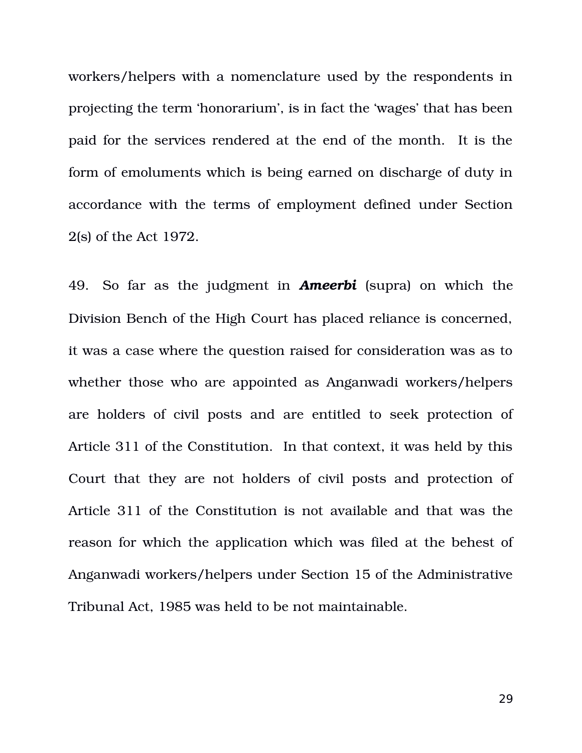workers/helpers with a nomenclature used by the respondents in projecting the term 'honorarium', is in fact the 'wages' that has been paid for the services rendered at the end of the month. It is the form of emoluments which is being earned on discharge of duty in accordance with the terms of employment defined under Section 2(s) of the Act 1972.

49. So far as the judgment in ***Ameerbi*** (supra) on which the Division Bench of the High Court has placed reliance is concerned, it was a case where the question raised for consideration was as to whether those who are appointed as Anganwadi workers/helpers are holders of civil posts and are entitled to seek protection of Article 311 of the Constitution. In that context, it was held by this Court that they are not holders of civil posts and protection of Article 311 of the Constitution is not available and that was the reason for which the application which was filed at the behest of Anganwadi workers/helpers under Section 15 of the Administrative Tribunal Act, 1985 was held to be not maintainable.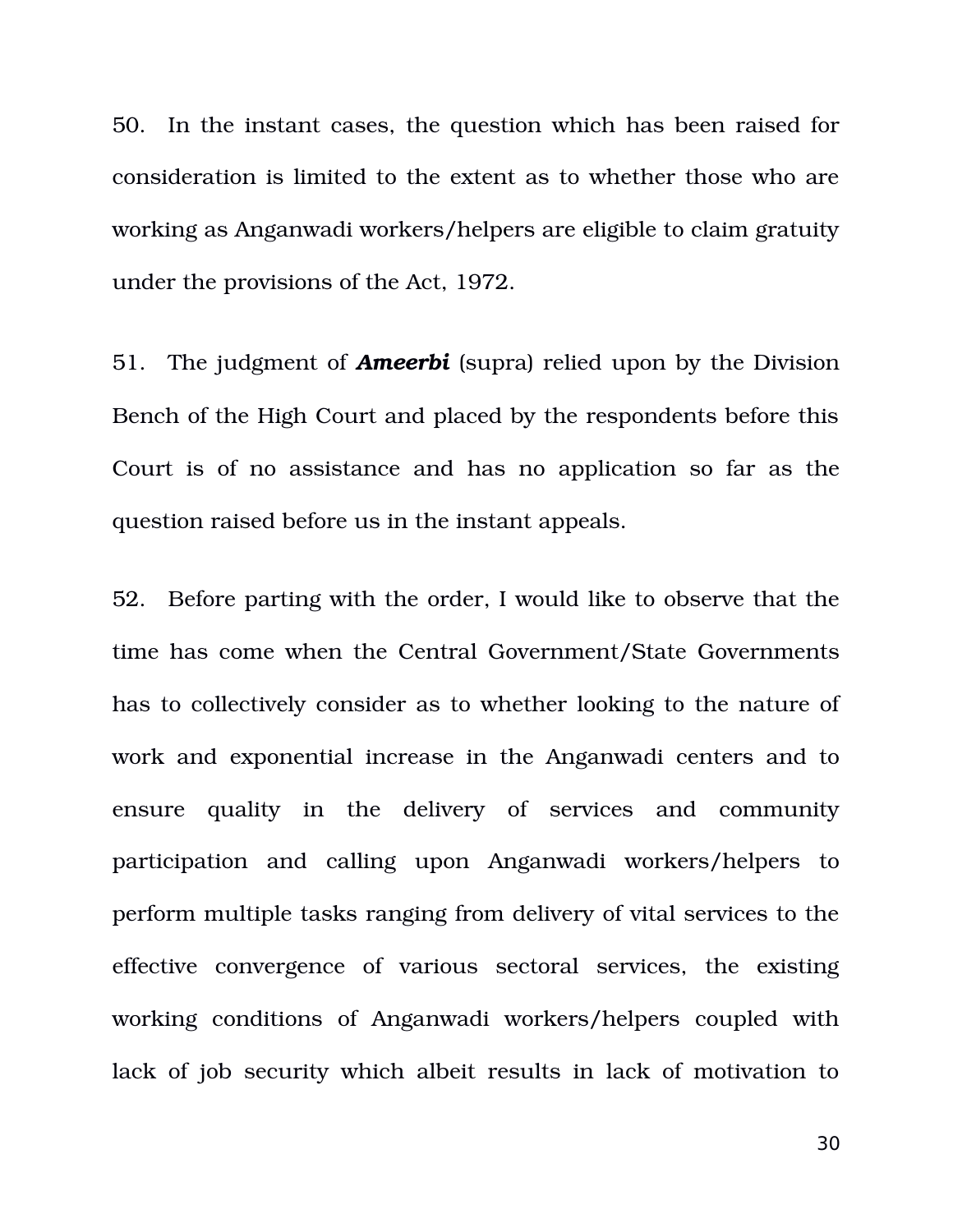50. In the instant cases, the question which has been raised for consideration is limited to the extent as to whether those who are working as Anganwadi workers/helpers are eligible to claim gratuity under the provisions of the Act, 1972.

51. The judgment of ***Ameerbi*** (supra) relied upon by the Division Bench of the High Court and placed by the respondents before this Court is of no assistance and has no application so far as the question raised before us in the instant appeals.

52. Before parting with the order, I would like to observe that the time has come when the Central Government/State Governments has to collectively consider as to whether looking to the nature of work and exponential increase in the Anganwadi centers and to ensure quality in the delivery of services and community participation and calling upon Anganwadi workers/helpers to perform multiple tasks ranging from delivery of vital services to the effective convergence of various sectoral services, the existing working conditions of Anganwadi workers/helpers coupled with lack of job security which albeit results in lack of motivation to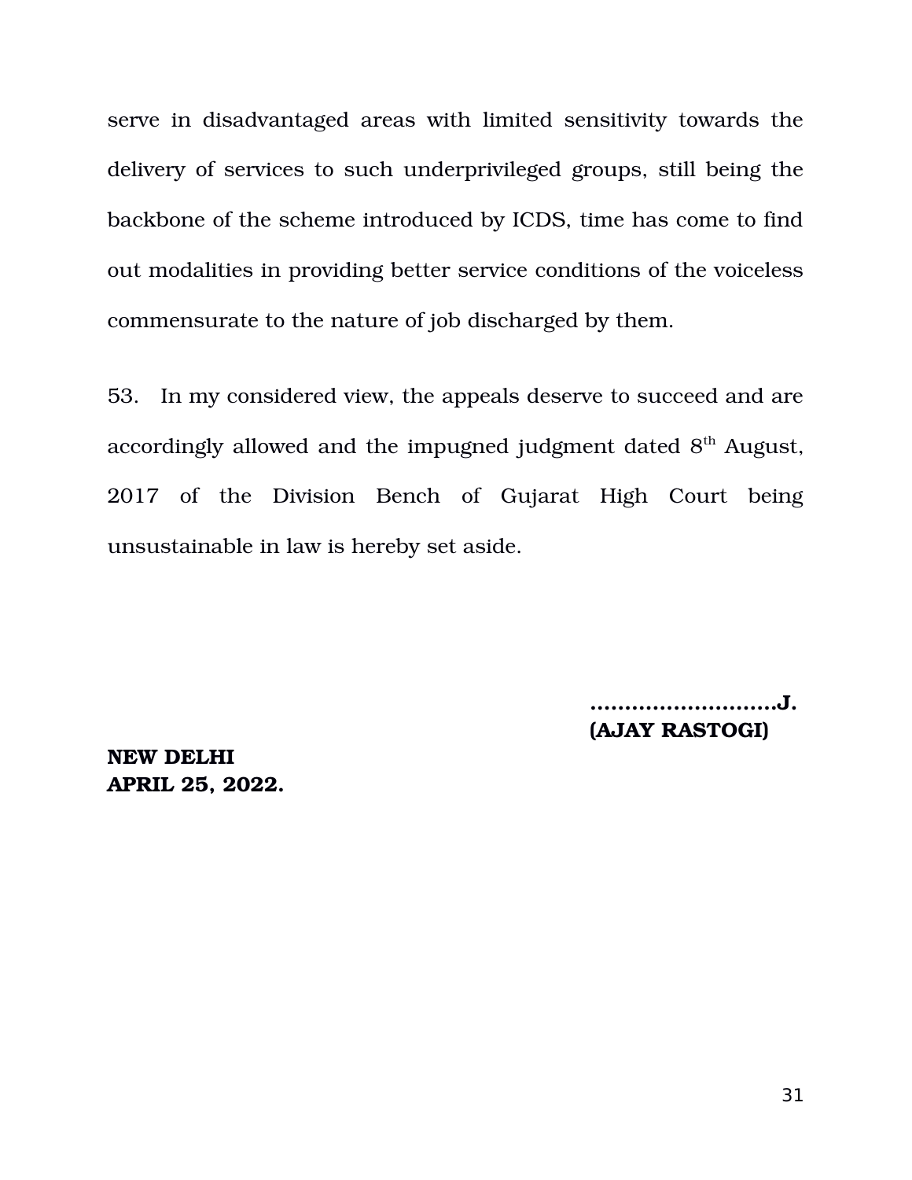serve in disadvantaged areas with limited sensitivity towards the delivery of services to such underprivileged groups, still being the backbone of the scheme introduced by ICDS, time has come to find out modalities in providing better service conditions of the voiceless commensurate to the nature of job discharged by them.

53. In my considered view, the appeals deserve to succeed and are accordingly allowed and the impugned judgment dated 8th August, 2017 of the Division Bench of Gujarat High Court being unsustainable in law is hereby set aside.

**……………………….J.**
**(AJAY RASTOGI)**

**NEW DELHI**
**APRIL 25, 2022.**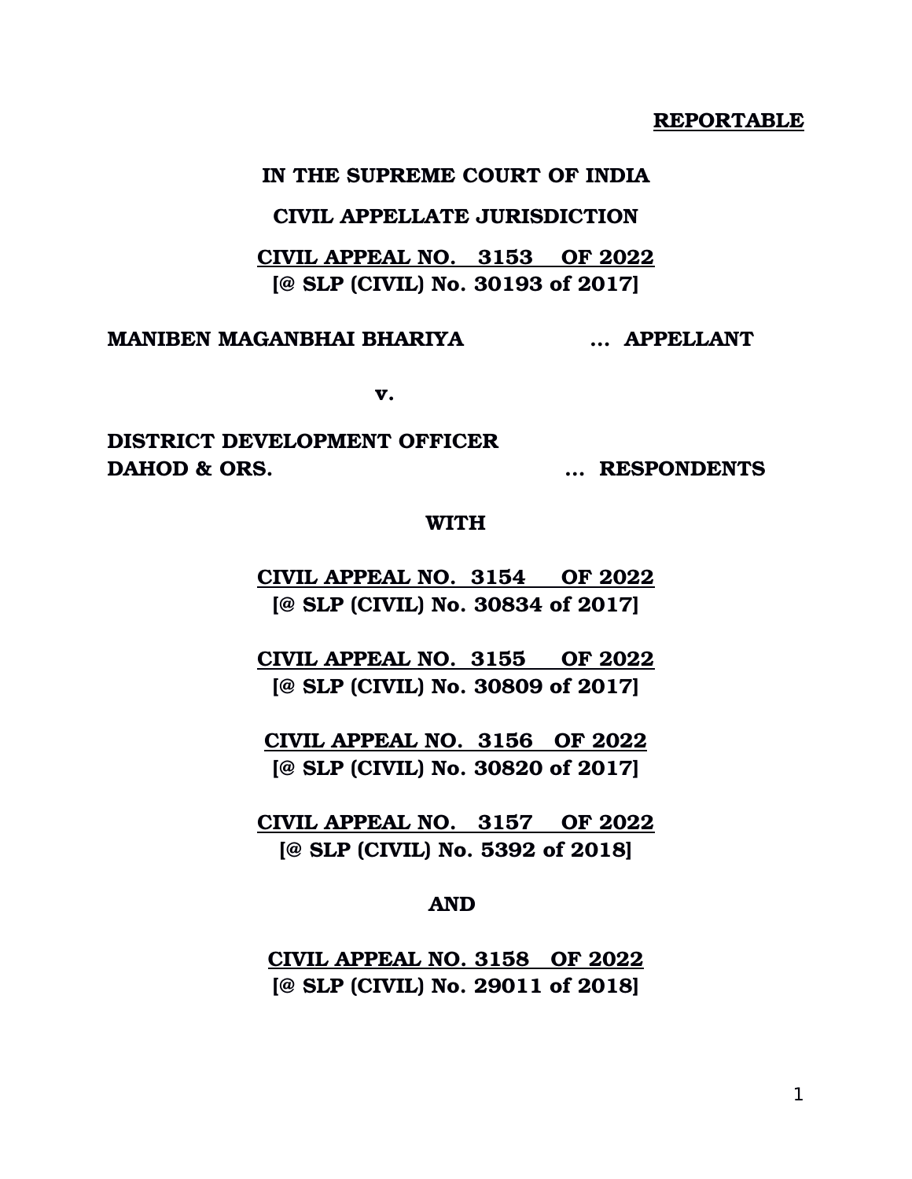**REPORTABLE**

**IN THE SUPREME COURT OF INDIA**

**CIVIL APPELLATE JURISDICTION**

**CIVIL APPEAL NO. 3153 OF 2022**
**[@ SLP (CIVIL) No. 30193 of 2017]**

**MANIBEN MAGANBHAI BHARIYA ... APPELLANT**

**v.**

**DISTRICT DEVELOPMENT OFFICER DAHOD & ORS. ... RESPONDENTS**

**WITH**

**CIVIL APPEAL NO. 3154 OF 2022**
**[@ SLP (CIVIL) No. 30834 of 2017]**

**CIVIL APPEAL NO. 3155 OF 2022**
**[@ SLP (CIVIL) No. 30809 of 2017]**

**CIVIL APPEAL NO. 3156 OF 2022**
**[@ SLP (CIVIL) No. 30820 of 2017]**

**CIVIL APPEAL NO. 3157 OF 2022**
**[@ SLP (CIVIL) No. 5392 of 2018]**

**AND**

**CIVIL APPEAL NO. 3158 OF 2022**
**[@ SLP (CIVIL) No. 29011 of 2018]**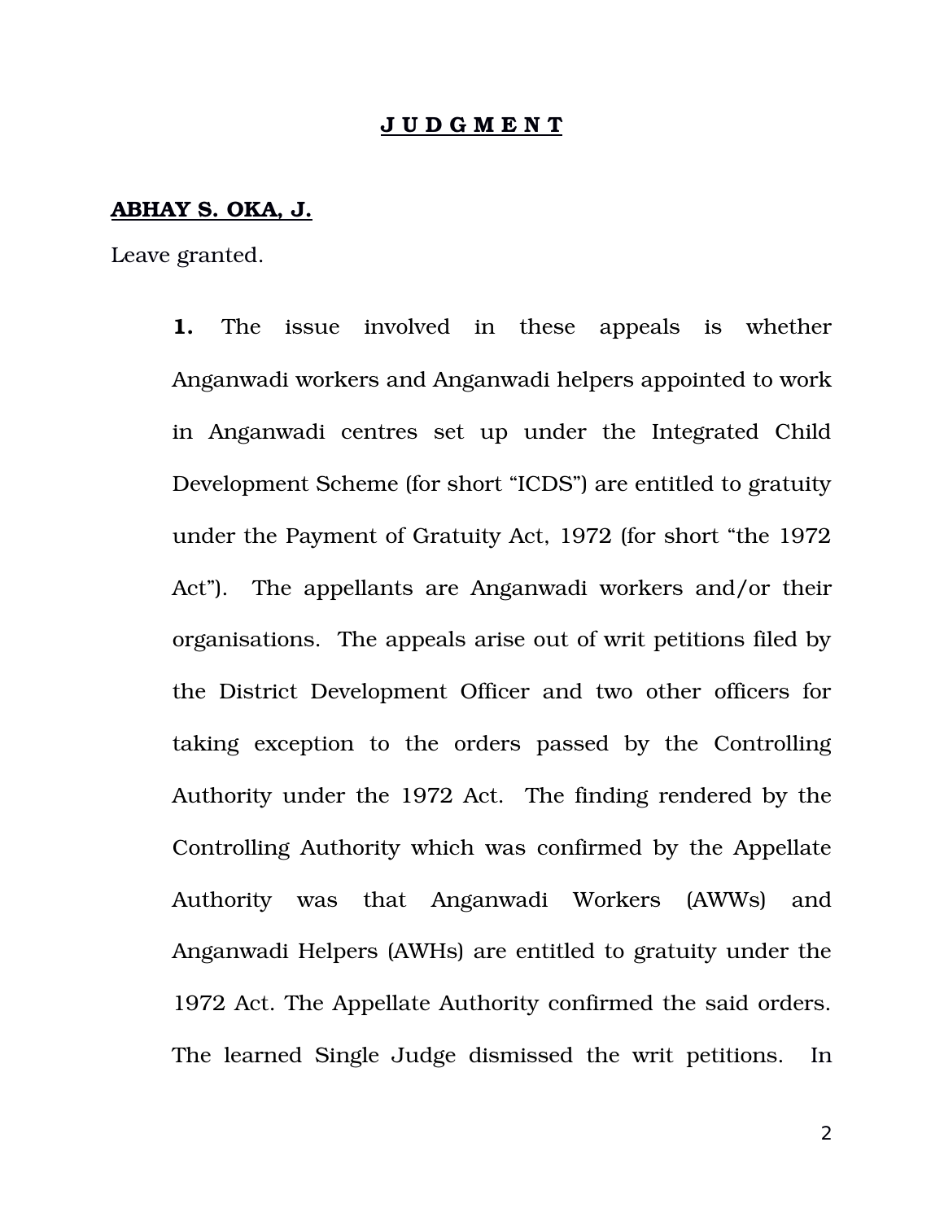# J U D G M E N T

**ABHAY S. OKA, J.**

Leave granted.

**1.** The issue involved in these appeals is whether Anganwadi workers and Anganwadi helpers appointed to work in Anganwadi centres set up under the Integrated Child Development Scheme (for short "ICDS") are entitled to gratuity under the Payment of Gratuity Act, 1972 (for short "the 1972 Act"). The appellants are Anganwadi workers and/or their organisations. The appeals arise out of writ petitions filed by the District Development Officer and two other officers for taking exception to the orders passed by the Controlling Authority under the 1972 Act. The finding rendered by the Controlling Authority which was confirmed by the Appellate Authority was that Anganwadi Workers (AWWs) and Anganwadi Helpers (AWHs) are entitled to gratuity under the 1972 Act. The Appellate Authority confirmed the said orders. The learned Single Judge dismissed the writ petitions. In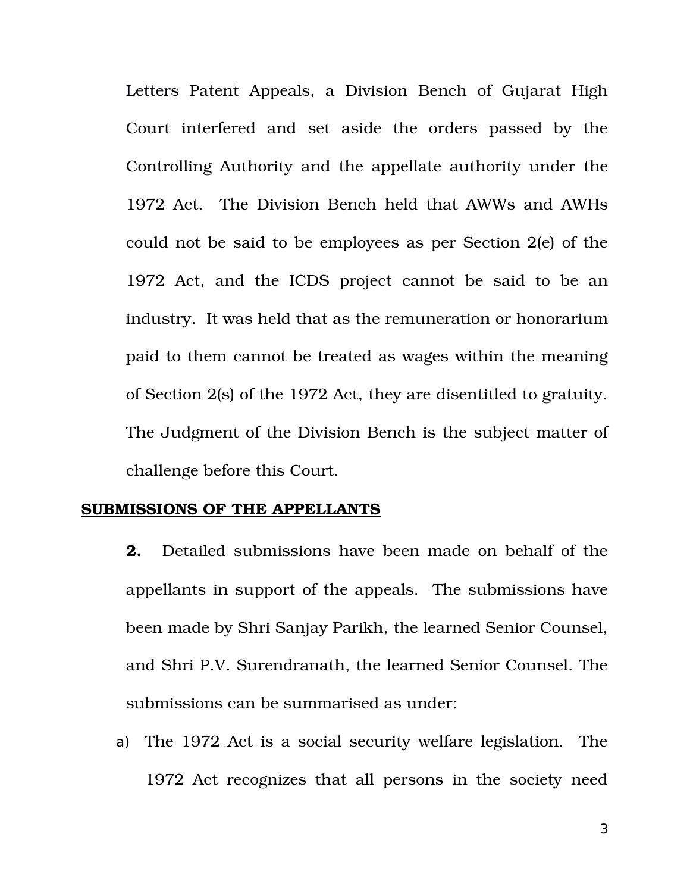Letters Patent Appeals, a Division Bench of Gujarat High Court interfered and set aside the orders passed by the Controlling Authority and the appellate authority under the 1972 Act. The Division Bench held that AWWs and AWHs could not be said to be employees as per Section 2(e) of the 1972 Act, and the ICDS project cannot be said to be an industry. It was held that as the remuneration or honorarium paid to them cannot be treated as wages within the meaning of Section 2(s) of the 1972 Act, they are disentitled to gratuity. The Judgment of the Division Bench is the subject matter of challenge before this Court.

## SUBMISSIONS OF THE APPELLANTS

**2.** Detailed submissions have been made on behalf of the appellants in support of the appeals. The submissions have been made by Shri Sanjay Parikh, the learned Senior Counsel, and Shri P.V. Surendranath, the learned Senior Counsel. The submissions can be summarised as under:

a) The 1972 Act is a social security welfare legislation. The 1972 Act recognizes that all persons in the society need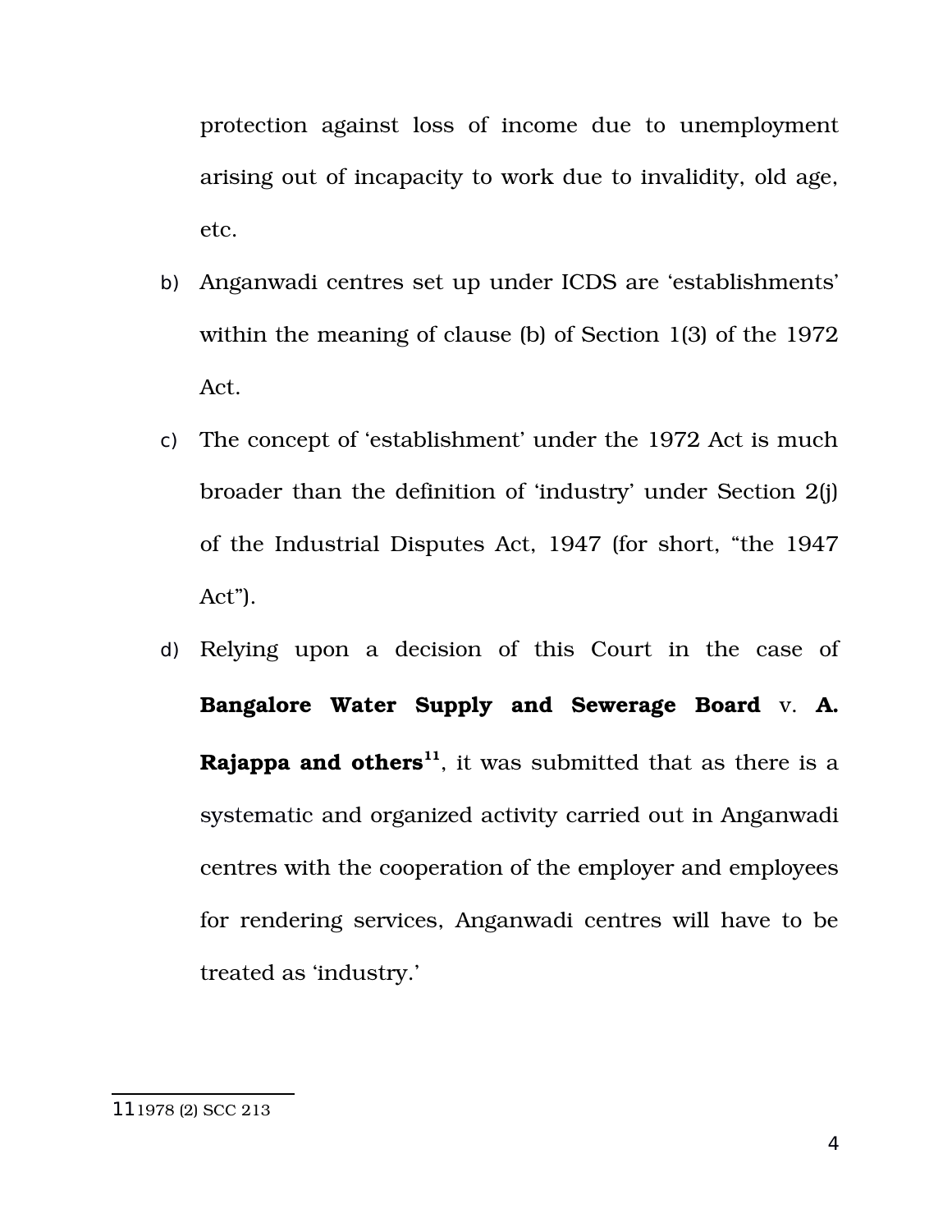protection against loss of income due to unemployment arising out of incapacity to work due to invalidity, old age, etc.

b) Anganwadi centres set up under ICDS are 'establishments' within the meaning of clause (b) of Section 1(3) of the 1972 Act.

c) The concept of 'establishment' under the 1972 Act is much broader than the definition of 'industry' under Section 2(j) of the Industrial Disputes Act, 1947 (for short, "the 1947 Act").

d) Relying upon a decision of this Court in the case of **Bangalore Water Supply and Sewerage Board** v. **A. Rajappa and others**[11], it was submitted that as there is a systematic and organized activity carried out in Anganwadi centres with the cooperation of the employer and employees for rendering services, Anganwadi centres will have to be treated as 'industry.'

---

11 1978 (2) SCC 213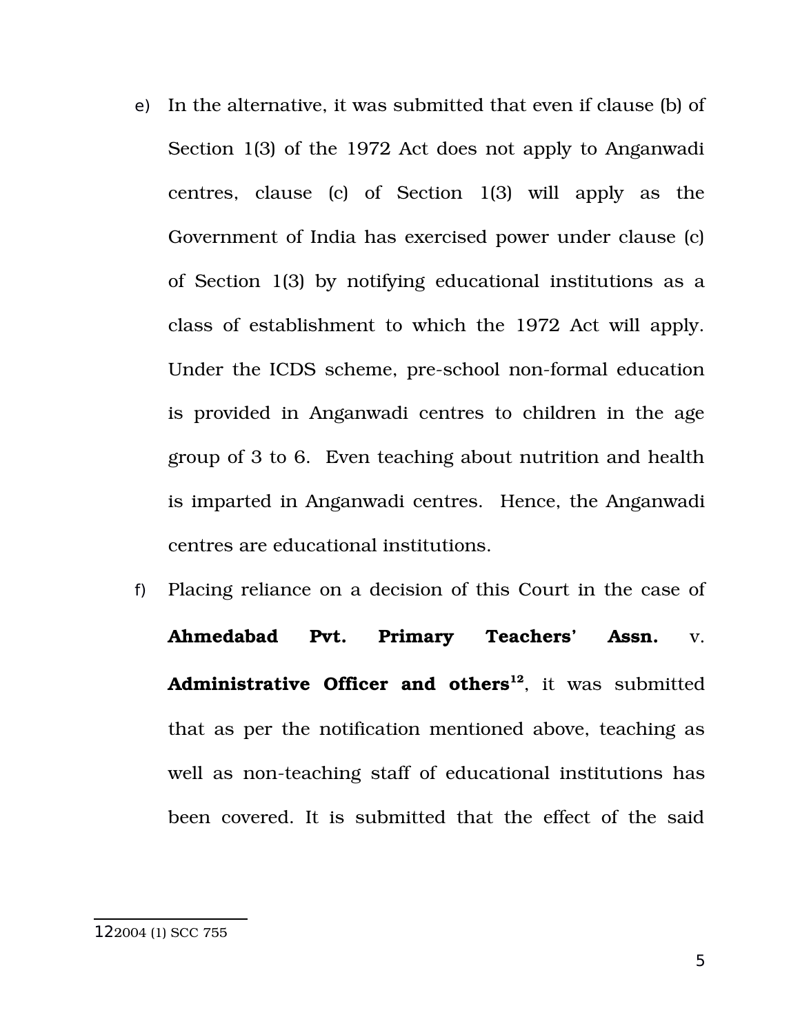e) In the alternative, it was submitted that even if clause (b) of Section 1(3) of the 1972 Act does not apply to Anganwadi centres, clause (c) of Section 1(3) will apply as the Government of India has exercised power under clause (c) of Section 1(3) by notifying educational institutions as a class of establishment to which the 1972 Act will apply. Under the ICDS scheme, pre-school non-formal education is provided in Anganwadi centres to children in the age group of 3 to 6. Even teaching about nutrition and health is imparted in Anganwadi centres. Hence, the Anganwadi centres are educational institutions.

f) Placing reliance on a decision of this Court in the case of **Ahmedabad Pvt. Primary Teachers' Assn.** v. **Administrative Officer and others**[12], it was submitted that as per the notification mentioned above, teaching as well as non-teaching staff of educational institutions has been covered. It is submitted that the effect of the said

---

12 2004 (1) SCC 755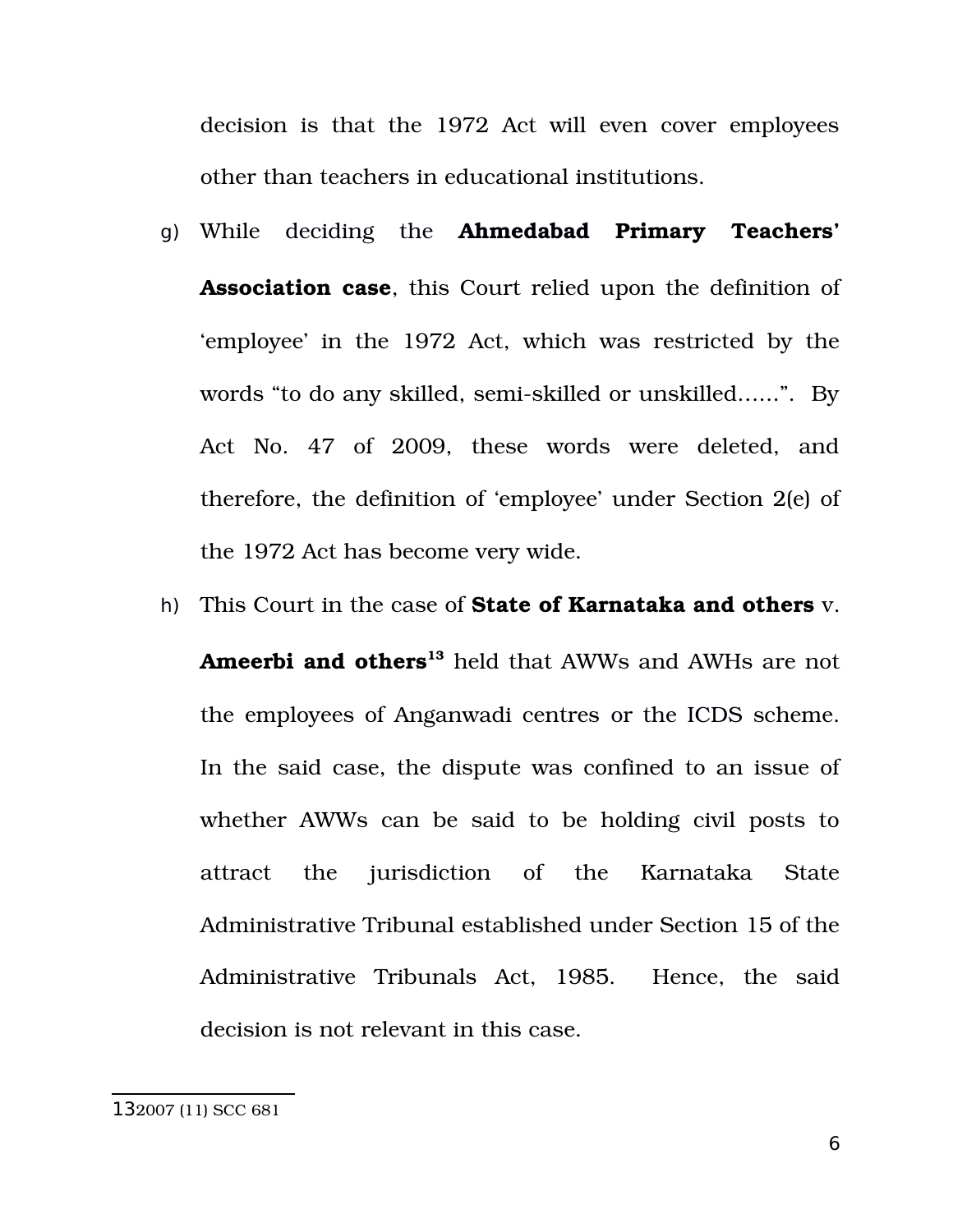decision is that the 1972 Act will even cover employees other than teachers in educational institutions.

g) While deciding the **Ahmedabad Primary Teachers' Association case**, this Court relied upon the definition of 'employee' in the 1972 Act, which was restricted by the words "to do any skilled, semi-skilled or unskilled……". By Act No. 47 of 2009, these words were deleted, and therefore, the definition of 'employee' under Section 2(e) of the 1972 Act has become very wide.

h) This Court in the case of **State of Karnataka and others** v. **Ameerbi and others**[13] held that AWWs and AWHs are not the employees of Anganwadi centres or the ICDS scheme. In the said case, the dispute was confined to an issue of whether AWWs can be said to be holding civil posts to attract the jurisdiction of the Karnataka State Administrative Tribunal established under Section 15 of the Administrative Tribunals Act, 1985. Hence, the said decision is not relevant in this case.

---

13 2007 (11) SCC 681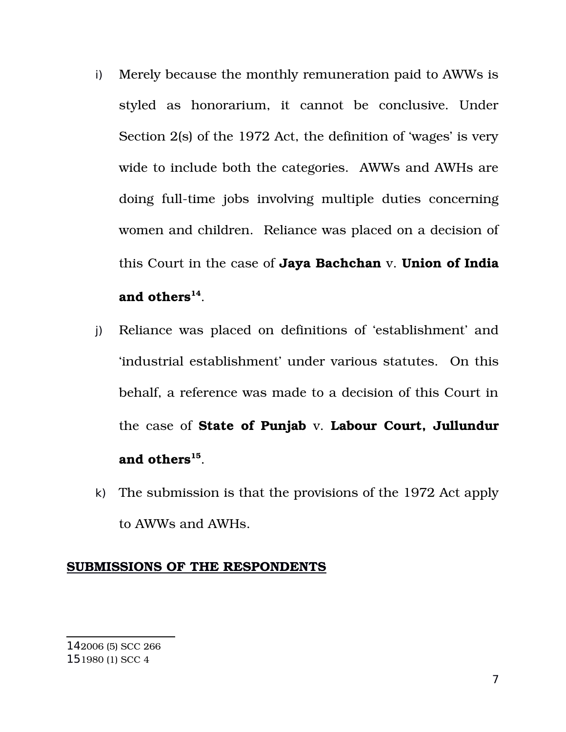i) Merely because the monthly remuneration paid to AWWs is styled as honorarium, it cannot be conclusive. Under Section 2(s) of the 1972 Act, the definition of 'wages' is very wide to include both the categories. AWWs and AWHs are doing full-time jobs involving multiple duties concerning women and children. Reliance was placed on a decision of this Court in the case of **Jaya Bachchan** v. **Union of India and others**[14].

j) Reliance was placed on definitions of 'establishment' and 'industrial establishment' under various statutes. On this behalf, a reference was made to a decision of this Court in the case of **State of Punjab** v. **Labour Court, Jullundur and others**[15].

k) The submission is that the provisions of the 1972 Act apply to AWWs and AWHs.

**SUBMISSIONS OF THE RESPONDENTS**

---

14 2006 (5) SCC 266

15 1980 (1) SCC 4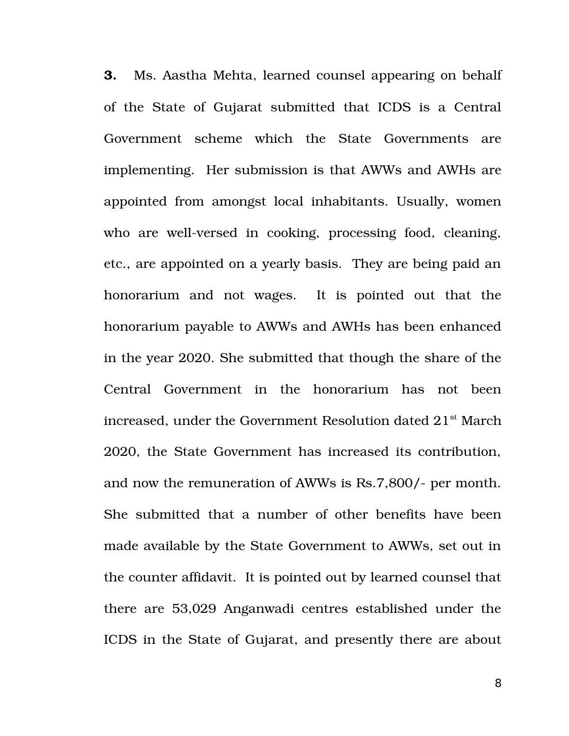**3.** Ms. Aastha Mehta, learned counsel appearing on behalf of the State of Gujarat submitted that ICDS is a Central Government scheme which the State Governments are implementing. Her submission is that AWWs and AWHs are appointed from amongst local inhabitants. Usually, women who are well-versed in cooking, processing food, cleaning, etc., are appointed on a yearly basis. They are being paid an honorarium and not wages. It is pointed out that the honorarium payable to AWWs and AWHs has been enhanced in the year 2020. She submitted that though the share of the Central Government in the honorarium has not been increased, under the Government Resolution dated 21st March 2020, the State Government has increased its contribution, and now the remuneration of AWWs is Rs.7,800/- per month. She submitted that a number of other benefits have been made available by the State Government to AWWs, set out in the counter affidavit. It is pointed out by learned counsel that there are 53,029 Anganwadi centres established under the ICDS in the State of Gujarat, and presently there are about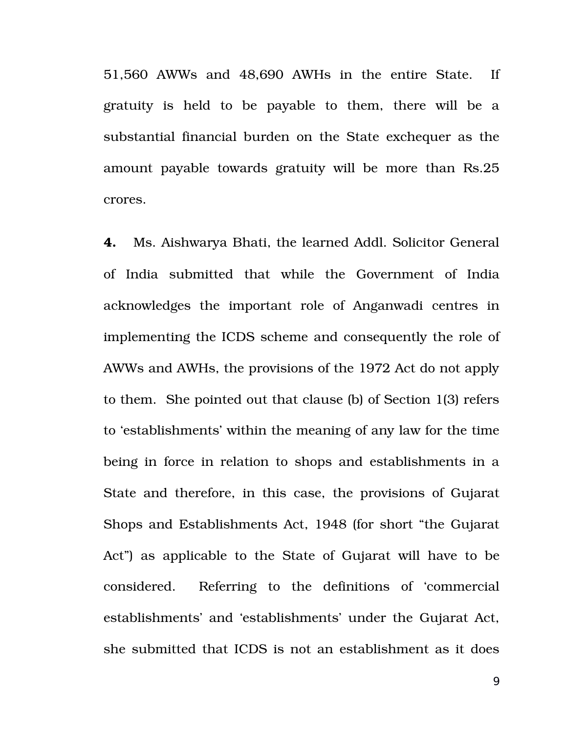51,560 AWWs and 48,690 AWHs in the entire State. If gratuity is held to be payable to them, there will be a substantial financial burden on the State exchequer as the amount payable towards gratuity will be more than Rs.25 crores.

**4.** Ms. Aishwarya Bhati, the learned Addl. Solicitor General of India submitted that while the Government of India acknowledges the important role of Anganwadi centres in implementing the ICDS scheme and consequently the role of AWWs and AWHs, the provisions of the 1972 Act do not apply to them. She pointed out that clause (b) of Section 1(3) refers to 'establishments' within the meaning of any law for the time being in force in relation to shops and establishments in a State and therefore, in this case, the provisions of Gujarat Shops and Establishments Act, 1948 (for short "the Gujarat Act") as applicable to the State of Gujarat will have to be considered. Referring to the definitions of 'commercial establishments' and 'establishments' under the Gujarat Act, she submitted that ICDS is not an establishment as it does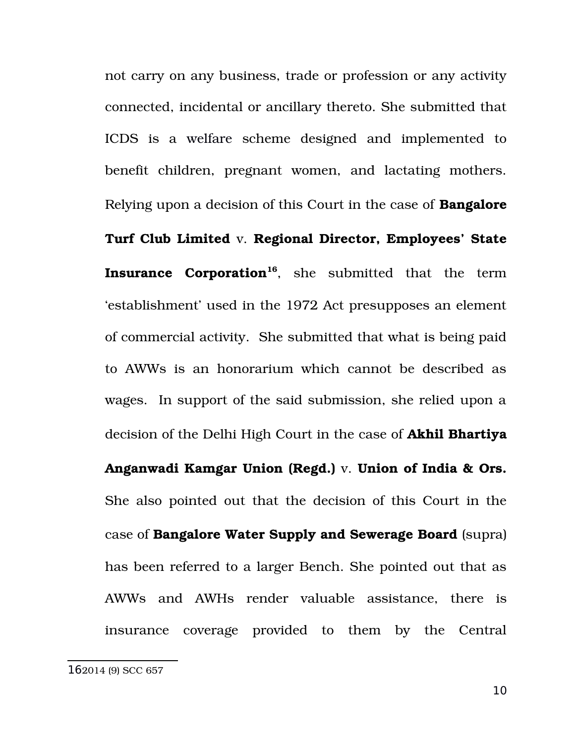not carry on any business, trade or profession or any activity connected, incidental or ancillary thereto. She submitted that ICDS is a welfare scheme designed and implemented to benefit children, pregnant women, and lactating mothers. Relying upon a decision of this Court in the case of **Bangalore Turf Club Limited** v. **Regional Director, Employees' State Insurance Corporation**[16], she submitted that the term 'establishment' used in the 1972 Act presupposes an element of commercial activity. She submitted that what is being paid to AWWs is an honorarium which cannot be described as wages. In support of the said submission, she relied upon a decision of the Delhi High Court in the case of **Akhil Bhartiya Anganwadi Kamgar Union (Regd.)** v. **Union of India & Ors.** She also pointed out that the decision of this Court in the case of **Bangalore Water Supply and Sewerage Board** (supra) has been referred to a larger Bench. She pointed out that as AWWs and AWHs render valuable assistance, there is insurance coverage provided to them by the Central

---

16 2014 (9) SCC 657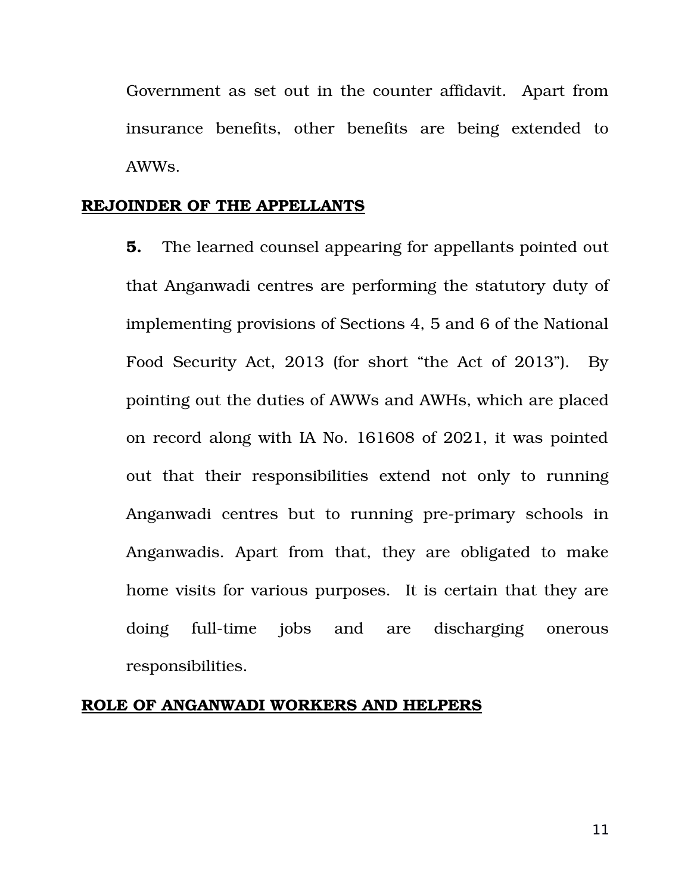Government as set out in the counter affidavit. Apart from insurance benefits, other benefits are being extended to AWWs.

## REJOINDER OF THE APPELLANTS

**5.** The learned counsel appearing for appellants pointed out that Anganwadi centres are performing the statutory duty of implementing provisions of Sections 4, 5 and 6 of the National Food Security Act, 2013 (for short "the Act of 2013"). By pointing out the duties of AWWs and AWHs, which are placed on record along with IA No. 161608 of 2021, it was pointed out that their responsibilities extend not only to running Anganwadi centres but to running pre-primary schools in Anganwadis. Apart from that, they are obligated to make home visits for various purposes. It is certain that they are doing full-time jobs and are discharging onerous responsibilities.

## ROLE OF ANGANWADI WORKERS AND HELPERS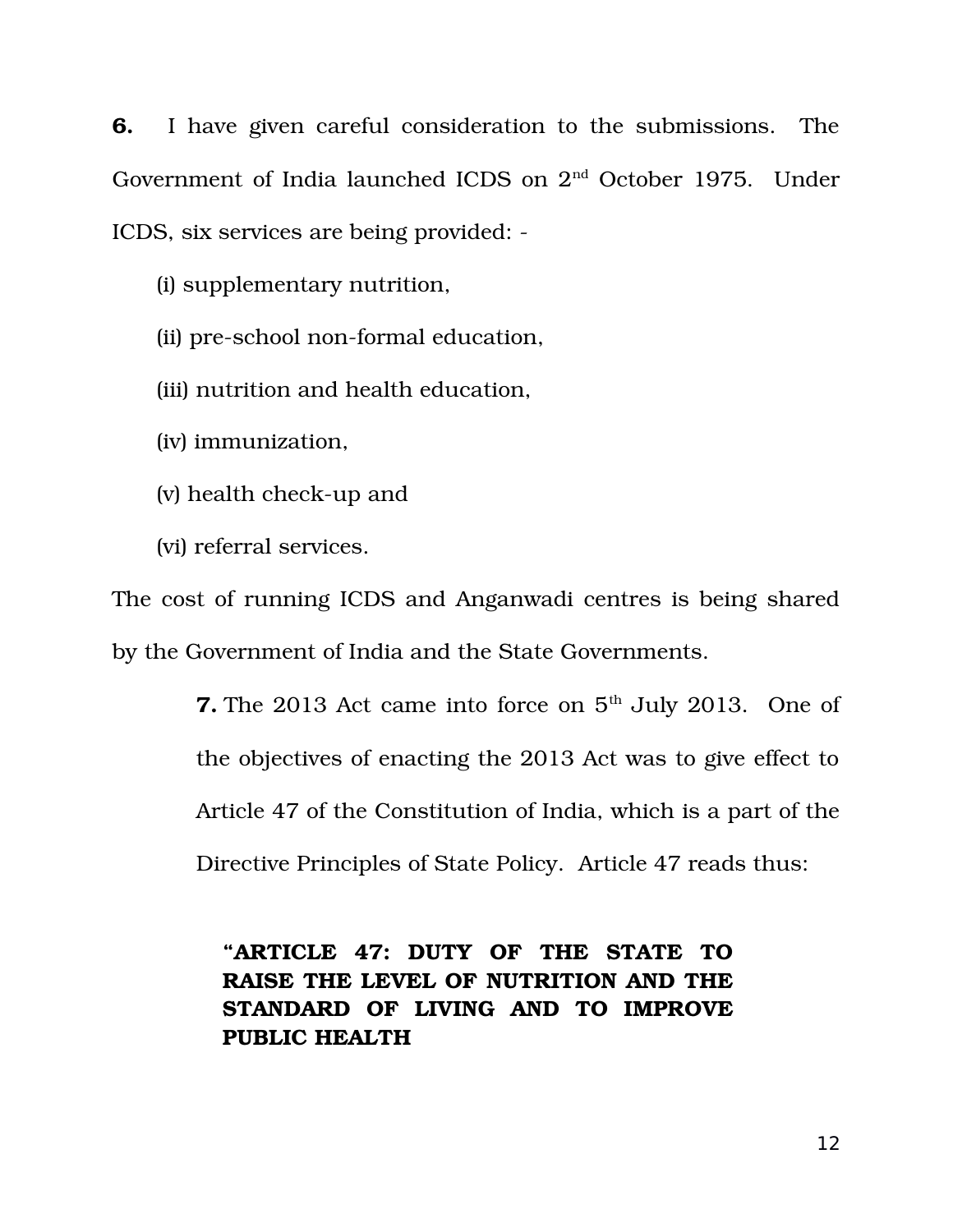**6.** I have given careful consideration to the submissions. The Government of India launched ICDS on 2nd October 1975. Under ICDS, six services are being provided: -

(i) supplementary nutrition,

(ii) pre-school non-formal education,

(iii) nutrition and health education,

(iv) immunization,

(v) health check-up and

(vi) referral services.

The cost of running ICDS and Anganwadi centres is being shared by the Government of India and the State Governments.

**7.** The 2013 Act came into force on 5th July 2013. One of the objectives of enacting the 2013 Act was to give effect to Article 47 of the Constitution of India, which is a part of the Directive Principles of State Policy. Article 47 reads thus:

> **"ARTICLE 47: DUTY OF THE STATE TO RAISE THE LEVEL OF NUTRITION AND THE STANDARD OF LIVING AND TO IMPROVE PUBLIC HEALTH**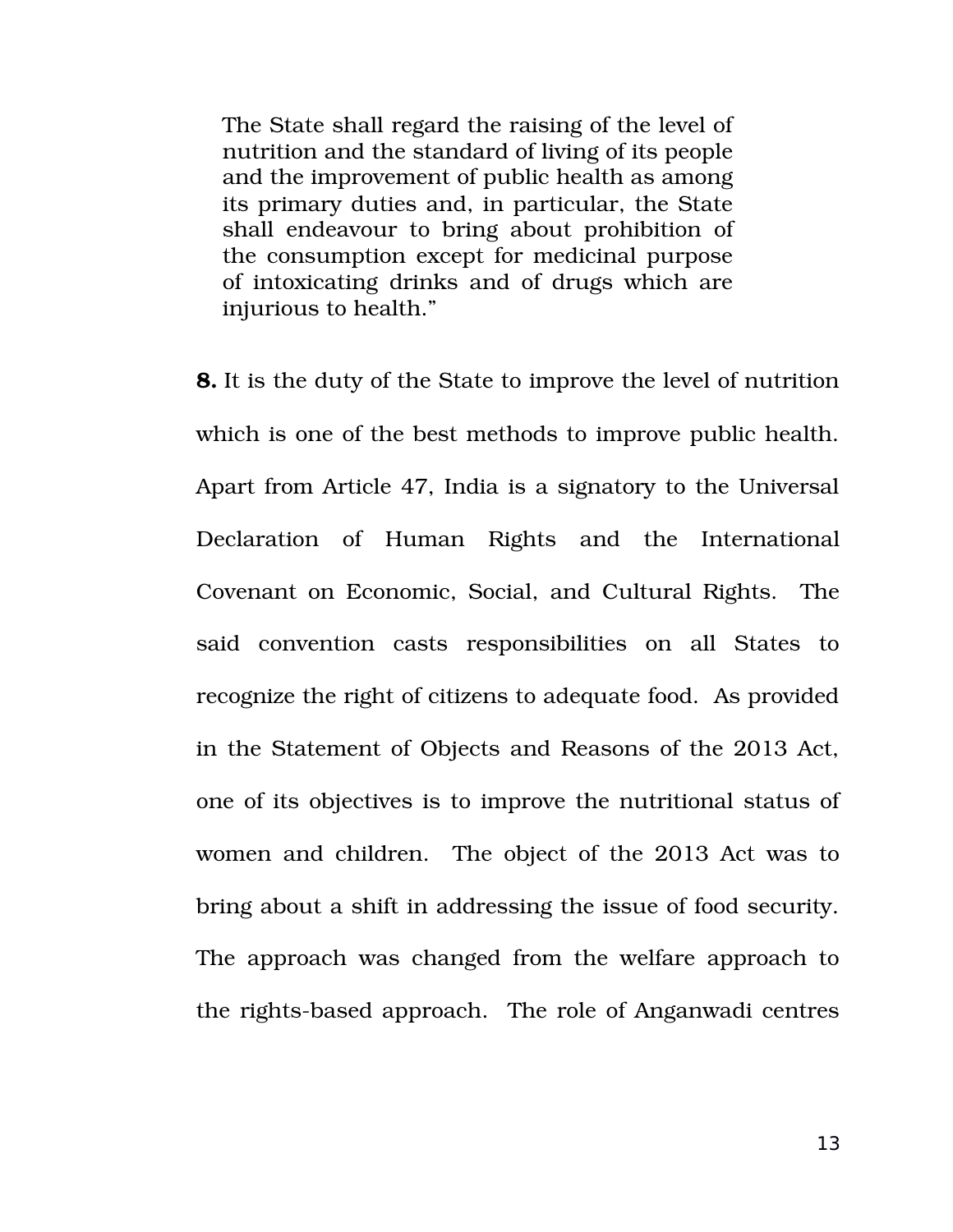> The State shall regard the raising of the level of nutrition and the standard of living of its people and the improvement of public health as among its primary duties and, in particular, the State shall endeavour to bring about prohibition of the consumption except for medicinal purpose of intoxicating drinks and of drugs which are injurious to health."

**8.** It is the duty of the State to improve the level of nutrition which is one of the best methods to improve public health. Apart from Article 47, India is a signatory to the Universal Declaration of Human Rights and the International Covenant on Economic, Social, and Cultural Rights. The said convention casts responsibilities on all States to recognize the right of citizens to adequate food. As provided in the Statement of Objects and Reasons of the 2013 Act, one of its objectives is to improve the nutritional status of women and children. The object of the 2013 Act was to bring about a shift in addressing the issue of food security. The approach was changed from the welfare approach to the rights-based approach. The role of Anganwadi centres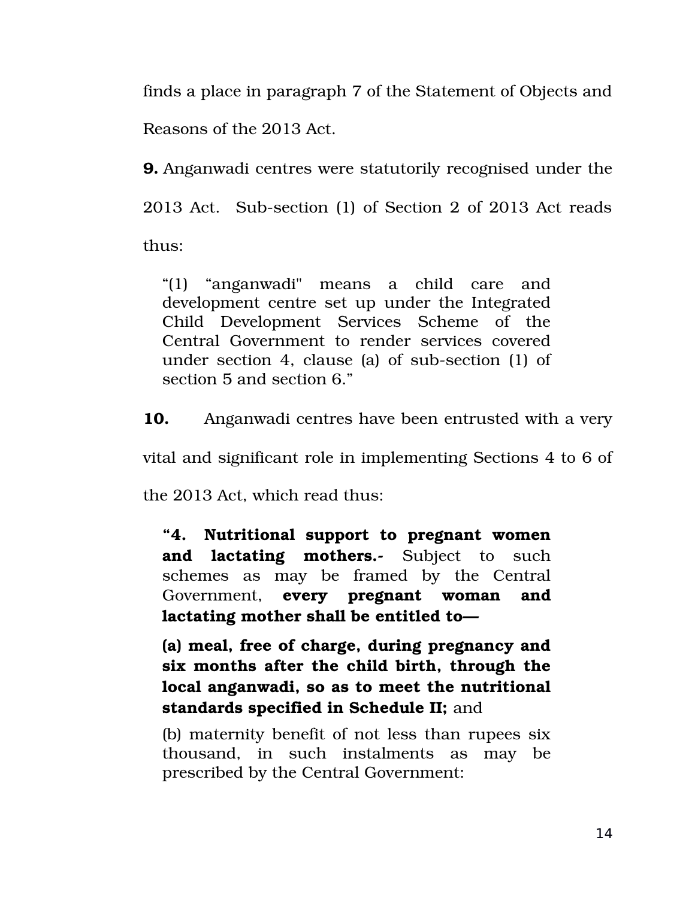finds a place in paragraph 7 of the Statement of Objects and Reasons of the 2013 Act.

**9.** Anganwadi centres were statutorily recognised under the 2013 Act. Sub-section (1) of Section 2 of 2013 Act reads thus:

> "(1) "anganwadi" means a child care and development centre set up under the Integrated Child Development Services Scheme of the Central Government to render services covered under section 4, clause (a) of sub-section (1) of section 5 and section 6."

**10.** Anganwadi centres have been entrusted with a very vital and significant role in implementing Sections 4 to 6 of the 2013 Act, which read thus:

> **"4. Nutritional support to pregnant women and lactating mothers.-** Subject to such schemes as may be framed by the Central Government, **every pregnant woman and lactating mother shall be entitled to—**
>
> **(a) meal, free of charge, during pregnancy and six months after the child birth, through the local anganwadi, so as to meet the nutritional standards specified in Schedule II;** and
>
> (b) maternity benefit of not less than rupees six thousand, in such instalments as may be prescribed by the Central Government: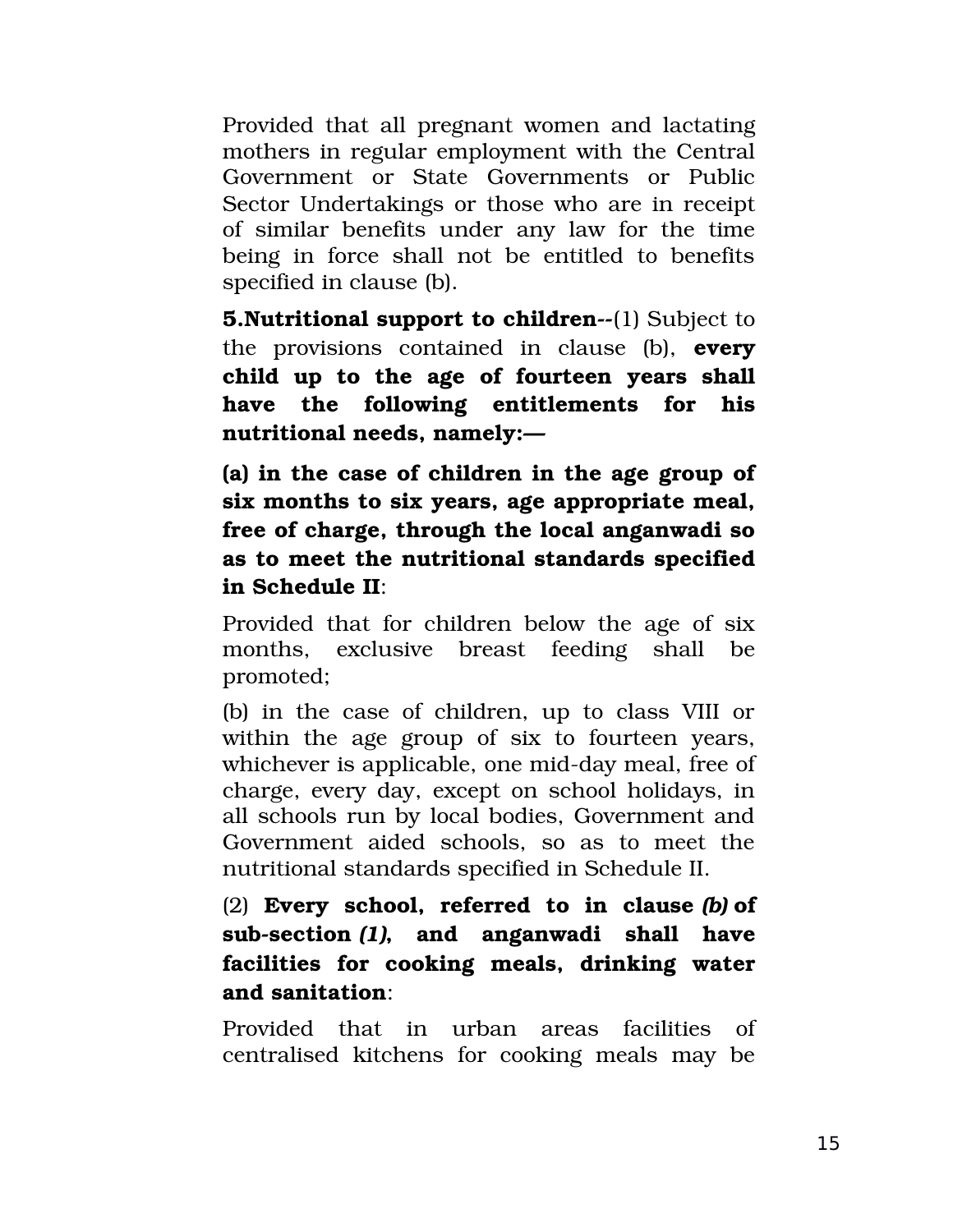Provided that all pregnant women and lactating mothers in regular employment with the Central Government or State Governments or Public Sector Undertakings or those who are in receipt of similar benefits under any law for the time being in force shall not be entitled to benefits specified in clause (b).

**5.Nutritional support to children--**(1) Subject to the provisions contained in clause (b), **every child up to the age of fourteen years shall have the following entitlements for his nutritional needs, namely:—**

**(a) in the case of children in the age group of six months to six years, age appropriate meal, free of charge, through the local anganwadi so as to meet the nutritional standards specified in Schedule II**:

Provided that for children below the age of six months, exclusive breast feeding shall be promoted;

(b) in the case of children, up to class VIII or within the age group of six to fourteen years, whichever is applicable, one mid-day meal, free of charge, every day, except on school holidays, in all schools run by local bodies, Government and Government aided schools, so as to meet the nutritional standards specified in Schedule II.

(2) **Every school, referred to in clause *(b)* of sub-section *(1)*, and anganwadi shall have facilities for cooking meals, drinking water and sanitation**:

Provided that in urban areas facilities of centralised kitchens for cooking meals may be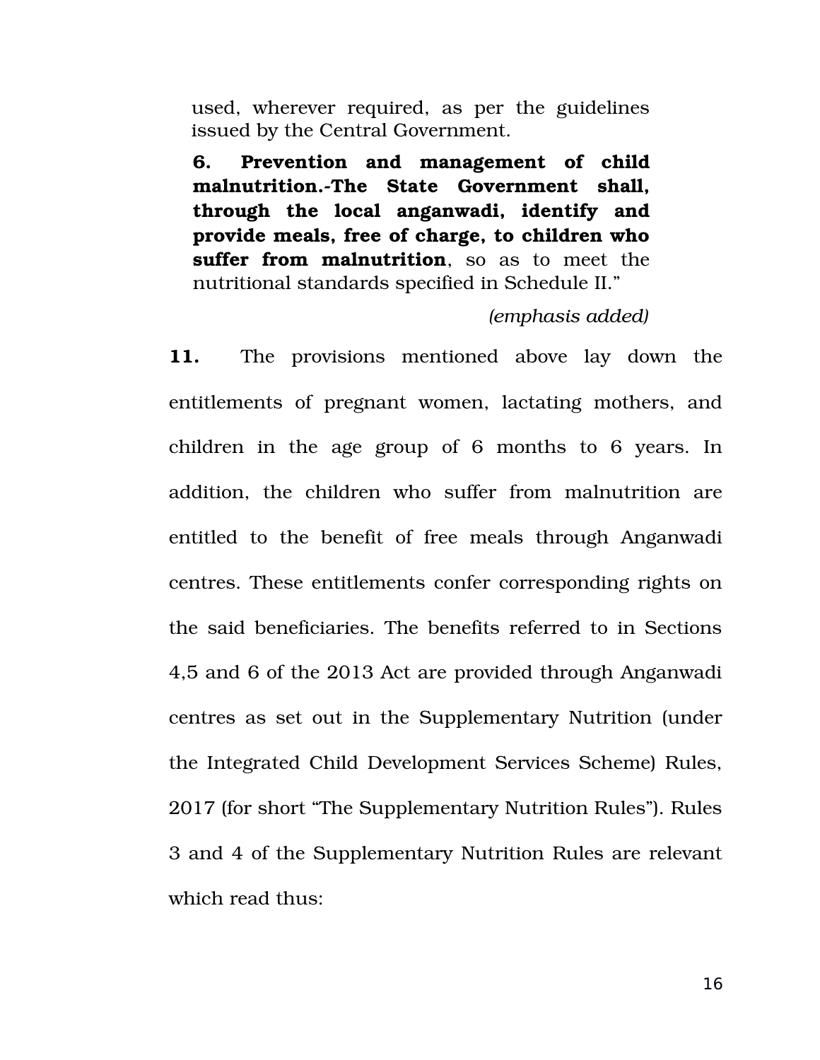used, wherever required, as per the guidelines issued by the Central Government.

**6. Prevention and management of child malnutrition.-The State Government shall, through the local anganwadi, identify and provide meals, free of charge, to children who suffer from malnutrition**, so as to meet the nutritional standards specified in Schedule II."

*(emphasis added)*

**11.** The provisions mentioned above lay down the entitlements of pregnant women, lactating mothers, and children in the age group of 6 months to 6 years. In addition, the children who suffer from malnutrition are entitled to the benefit of free meals through Anganwadi centres. These entitlements confer corresponding rights on the said beneficiaries. The benefits referred to in Sections 4,5 and 6 of the 2013 Act are provided through Anganwadi centres as set out in the Supplementary Nutrition (under the Integrated Child Development Services Scheme) Rules, 2017 (for short "The Supplementary Nutrition Rules"). Rules 3 and 4 of the Supplementary Nutrition Rules are relevant which read thus: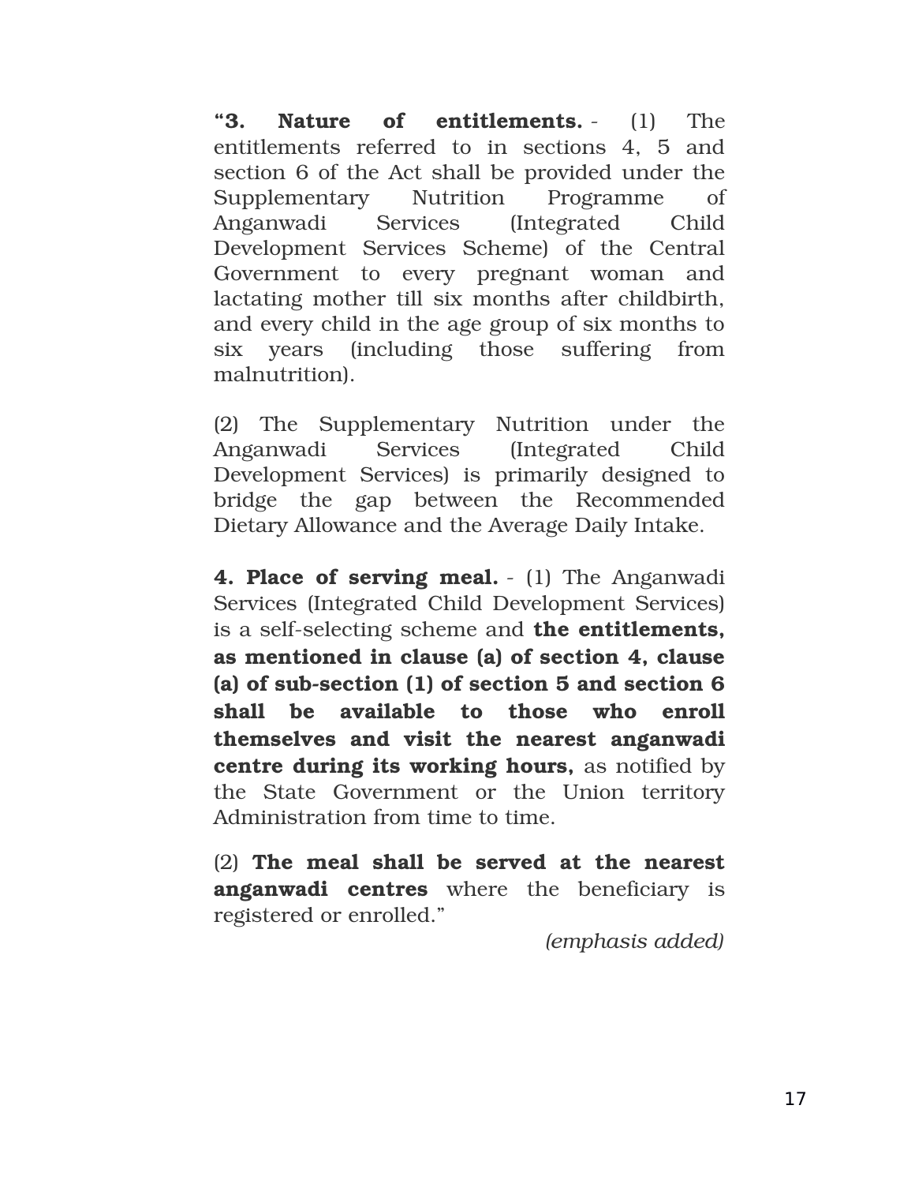**"3. Nature of entitlements.** - (1) The entitlements referred to in sections 4, 5 and section 6 of the Act shall be provided under the Supplementary Nutrition Programme of Anganwadi Services (Integrated Child Development Services Scheme) of the Central Government to every pregnant woman and lactating mother till six months after childbirth, and every child in the age group of six months to six years (including those suffering from malnutrition).

(2) The Supplementary Nutrition under the Anganwadi Services (Integrated Child Development Services) is primarily designed to bridge the gap between the Recommended Dietary Allowance and the Average Daily Intake.

**4. Place of serving meal.** - (1) The Anganwadi Services (Integrated Child Development Services) is a self-selecting scheme and **the entitlements, as mentioned in clause (a) of section 4, clause (a) of sub-section (1) of section 5 and section 6 shall be available to those who enroll themselves and visit the nearest anganwadi centre during its working hours,** as notified by the State Government or the Union territory Administration from time to time.

(2) **The meal shall be served at the nearest anganwadi centres** where the beneficiary is registered or enrolled."

*(emphasis added)*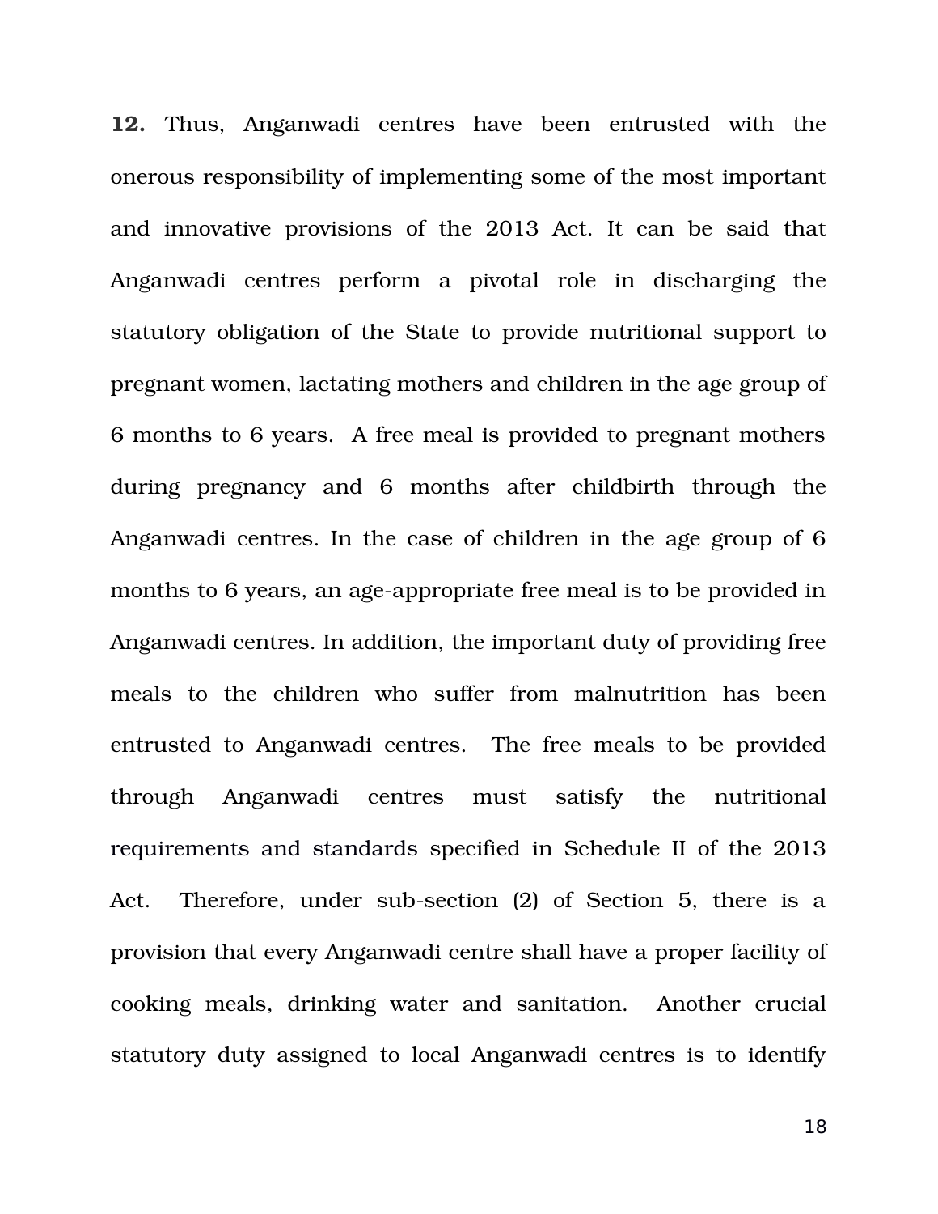**12.** Thus, Anganwadi centres have been entrusted with the onerous responsibility of implementing some of the most important and innovative provisions of the 2013 Act. It can be said that Anganwadi centres perform a pivotal role in discharging the statutory obligation of the State to provide nutritional support to pregnant women, lactating mothers and children in the age group of 6 months to 6 years. A free meal is provided to pregnant mothers during pregnancy and 6 months after childbirth through the Anganwadi centres. In the case of children in the age group of 6 months to 6 years, an age-appropriate free meal is to be provided in Anganwadi centres. In addition, the important duty of providing free meals to the children who suffer from malnutrition has been entrusted to Anganwadi centres. The free meals to be provided through Anganwadi centres must satisfy the nutritional requirements and standards specified in Schedule II of the 2013 Act. Therefore, under sub-section (2) of Section 5, there is a provision that every Anganwadi centre shall have a proper facility of cooking meals, drinking water and sanitation. Another crucial statutory duty assigned to local Anganwadi centres is to identify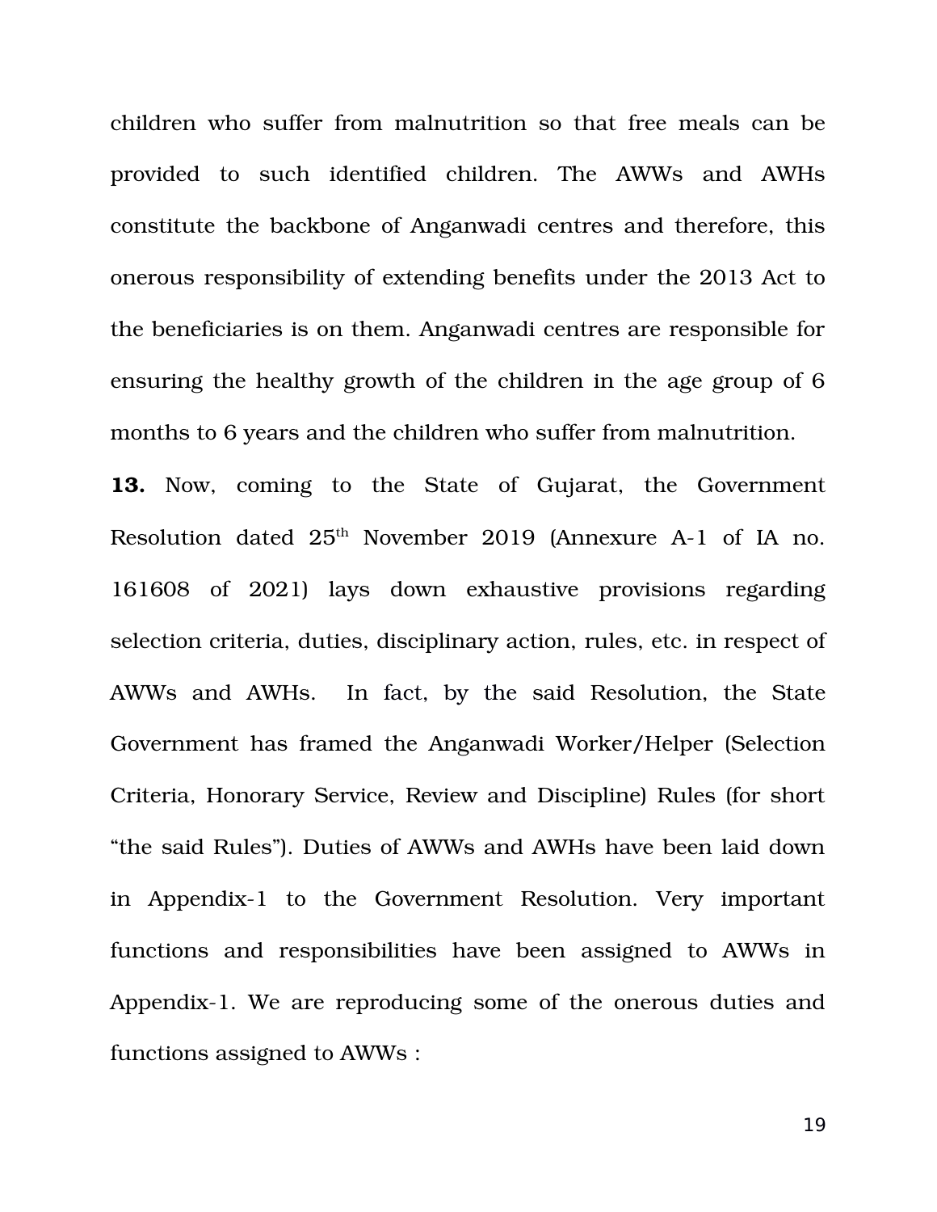children who suffer from malnutrition so that free meals can be provided to such identified children. The AWWs and AWHs constitute the backbone of Anganwadi centres and therefore, this onerous responsibility of extending benefits under the 2013 Act to the beneficiaries is on them. Anganwadi centres are responsible for ensuring the healthy growth of the children in the age group of 6 months to 6 years and the children who suffer from malnutrition.

**13.** Now, coming to the State of Gujarat, the Government Resolution dated 25th November 2019 (Annexure A-1 of IA no. 161608 of 2021) lays down exhaustive provisions regarding selection criteria, duties, disciplinary action, rules, etc. in respect of AWWs and AWHs. In fact, by the said Resolution, the State Government has framed the Anganwadi Worker/Helper (Selection Criteria, Honorary Service, Review and Discipline) Rules (for short "the said Rules"). Duties of AWWs and AWHs have been laid down in Appendix-1 to the Government Resolution. Very important functions and responsibilities have been assigned to AWWs in Appendix-1. We are reproducing some of the onerous duties and functions assigned to AWWs :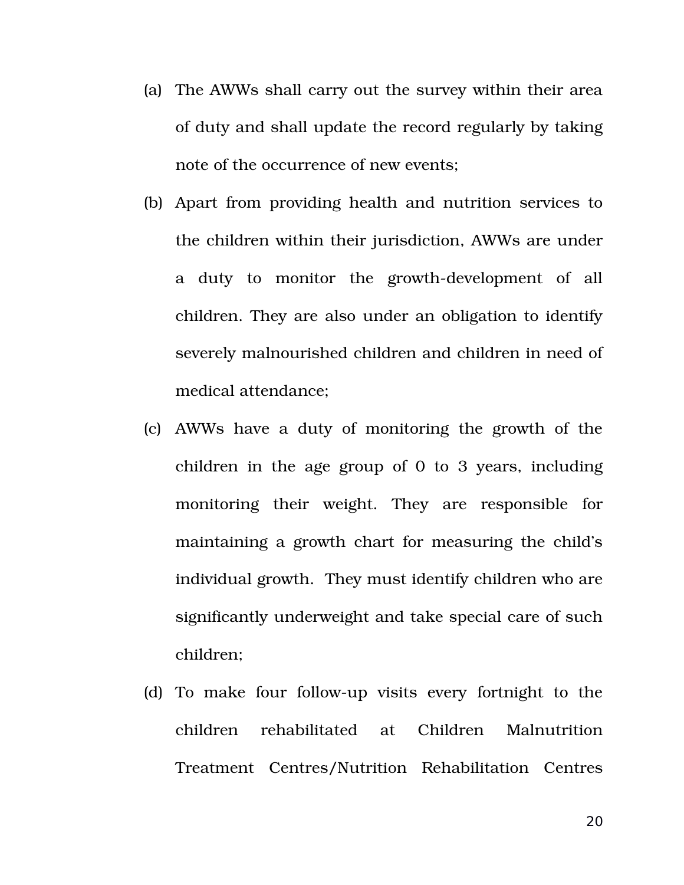(a) The AWWs shall carry out the survey within their area of duty and shall update the record regularly by taking note of the occurrence of new events;

(b) Apart from providing health and nutrition services to the children within their jurisdiction, AWWs are under a duty to monitor the growth-development of all children. They are also under an obligation to identify severely malnourished children and children in need of medical attendance;

(c) AWWs have a duty of monitoring the growth of the children in the age group of 0 to 3 years, including monitoring their weight. They are responsible for maintaining a growth chart for measuring the child's individual growth. They must identify children who are significantly underweight and take special care of such children;

(d) To make four follow-up visits every fortnight to the children rehabilitated at Children Malnutrition Treatment Centres/Nutrition Rehabilitation Centres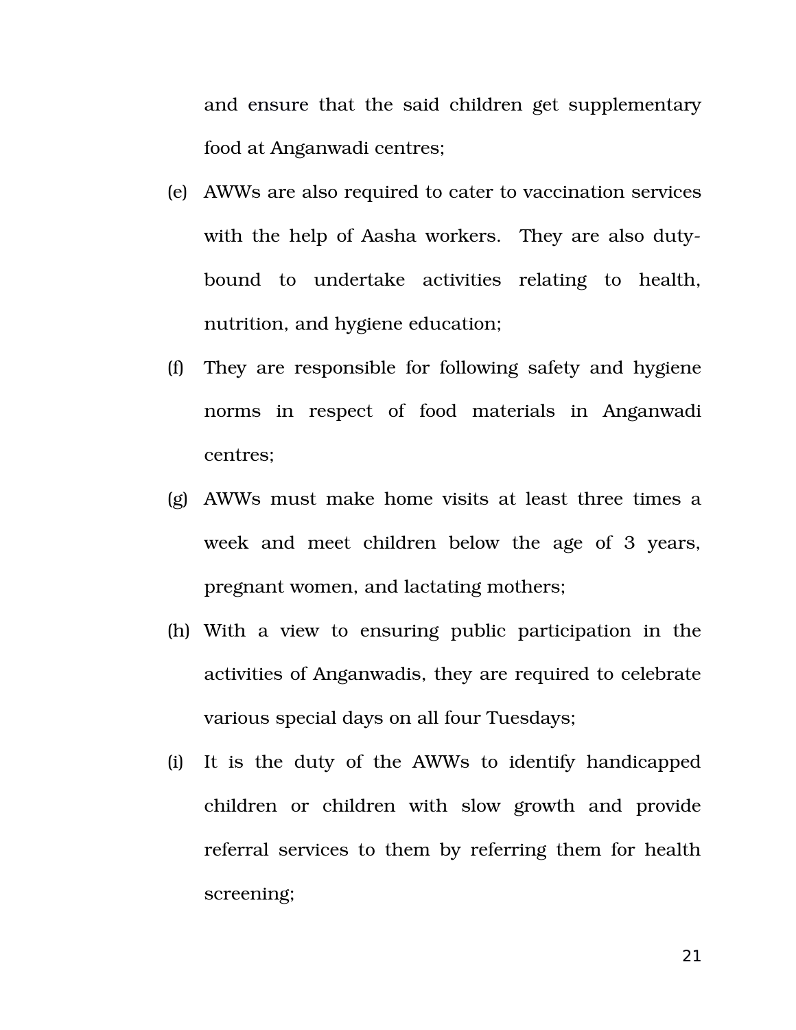and ensure that the said children get supplementary food at Anganwadi centres;

(e) AWWs are also required to cater to vaccination services with the help of Aasha workers. They are also duty-bound to undertake activities relating to health, nutrition, and hygiene education;

(f) They are responsible for following safety and hygiene norms in respect of food materials in Anganwadi centres;

(g) AWWs must make home visits at least three times a week and meet children below the age of 3 years, pregnant women, and lactating mothers;

(h) With a view to ensuring public participation in the activities of Anganwadis, they are required to celebrate various special days on all four Tuesdays;

(i) It is the duty of the AWWs to identify handicapped children or children with slow growth and provide referral services to them by referring them for health screening;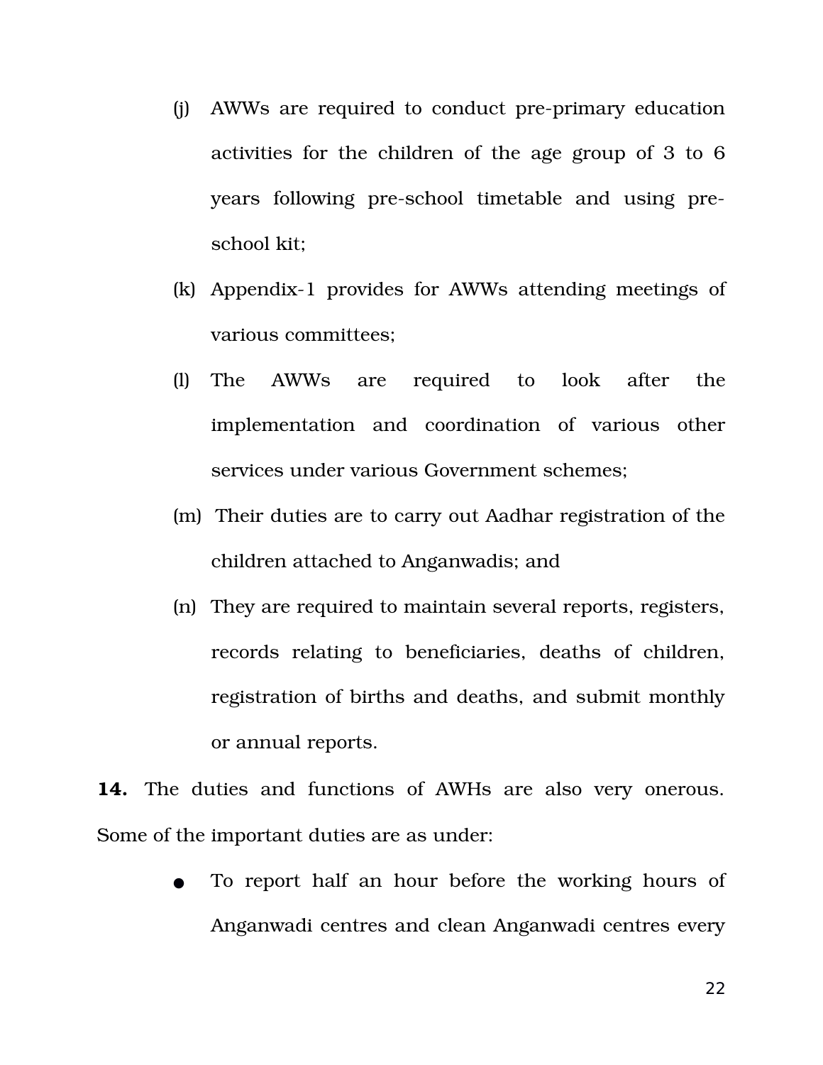(j) AWWs are required to conduct pre-primary education activities for the children of the age group of 3 to 6 years following pre-school timetable and using pre-school kit;

(k) Appendix-1 provides for AWWs attending meetings of various committees;

(l) The AWWs are required to look after the implementation and coordination of various other services under various Government schemes;

(m) Their duties are to carry out Aadhar registration of the children attached to Anganwadis; and

(n) They are required to maintain several reports, registers, records relating to beneficiaries, deaths of children, registration of births and deaths, and submit monthly or annual reports.

**14.** The duties and functions of AWHs are also very onerous. Some of the important duties are as under:

- To report half an hour before the working hours of Anganwadi centres and clean Anganwadi centres every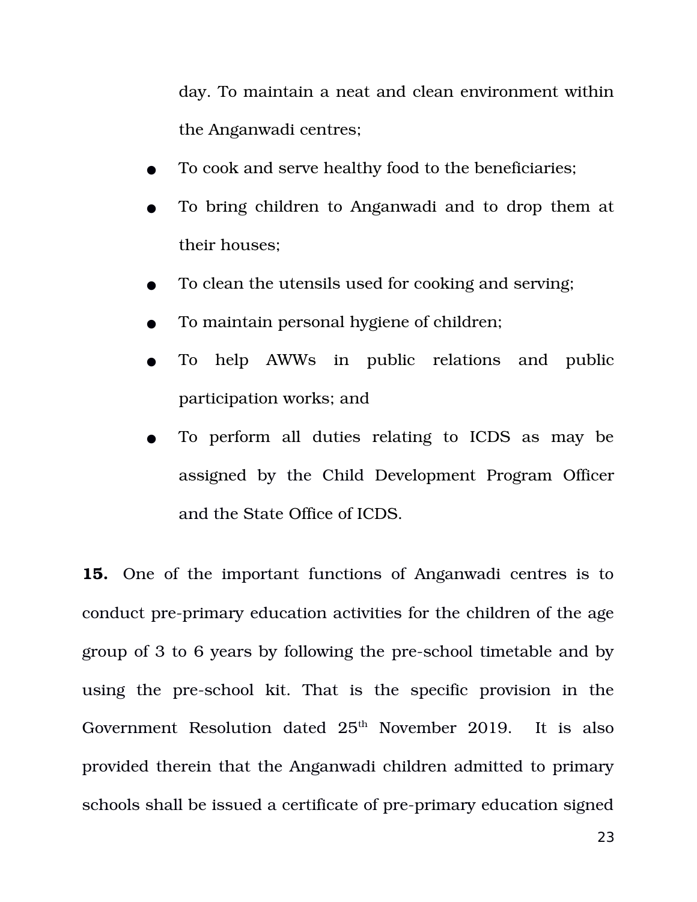day. To maintain a neat and clean environment within the Anganwadi centres;

- To cook and serve healthy food to the beneficiaries;
- To bring children to Anganwadi and to drop them at their houses;
- To clean the utensils used for cooking and serving;
- To maintain personal hygiene of children;
- To help AWWs in public relations and public participation works; and
- To perform all duties relating to ICDS as may be assigned by the Child Development Program Officer and the State Office of ICDS.

**15.** One of the important functions of Anganwadi centres is to conduct pre-primary education activities for the children of the age group of 3 to 6 years by following the pre-school timetable and by using the pre-school kit. That is the specific provision in the Government Resolution dated 25th November 2019. It is also provided therein that the Anganwadi children admitted to primary schools shall be issued a certificate of pre-primary education signed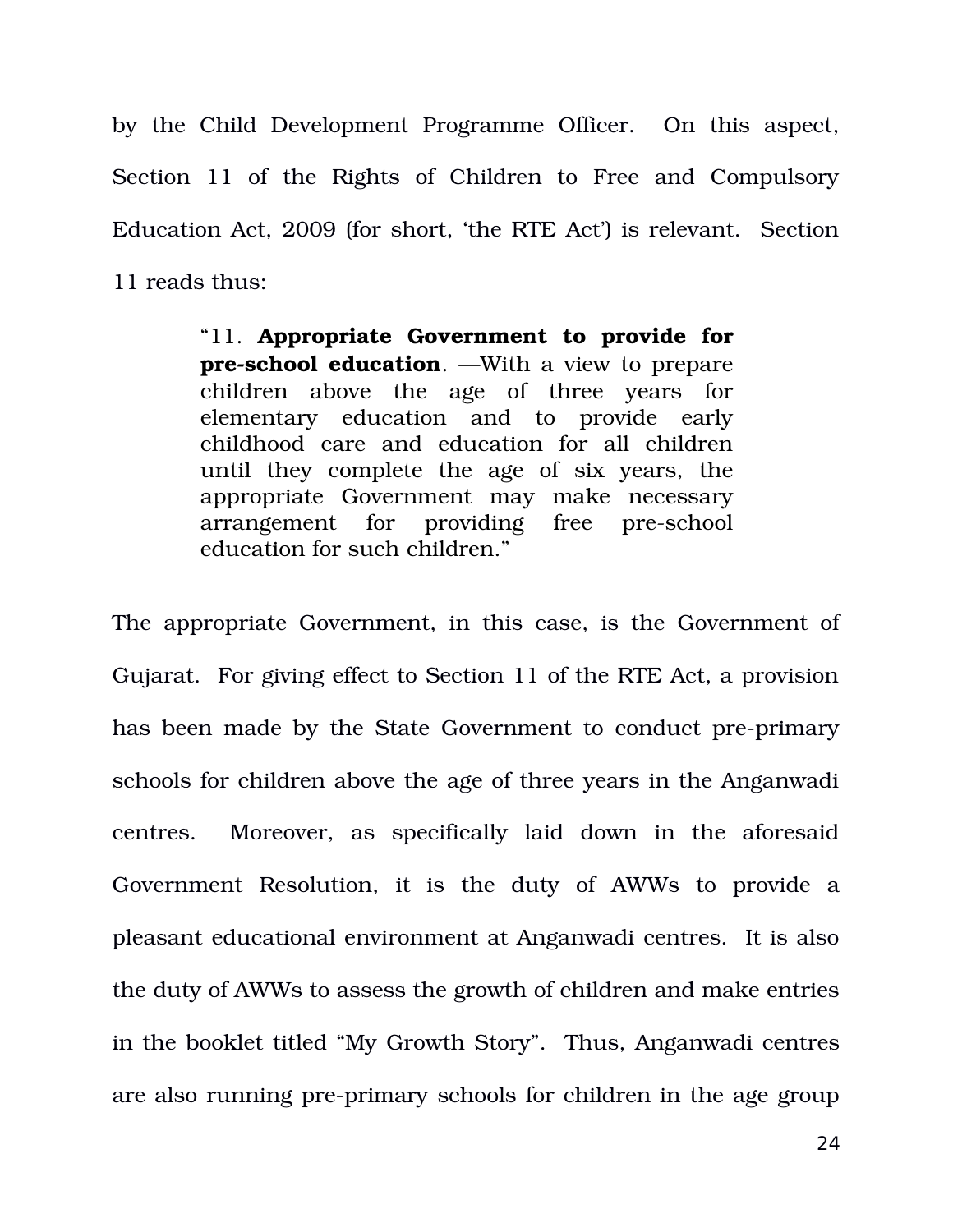by the Child Development Programme Officer. On this aspect, Section 11 of the Rights of Children to Free and Compulsory Education Act, 2009 (for short, 'the RTE Act') is relevant. Section 11 reads thus:

> "11. **Appropriate Government to provide for pre-school education**. —With a view to prepare children above the age of three years for elementary education and to provide early childhood care and education for all children until they complete the age of six years, the appropriate Government may make necessary arrangement for providing free pre-school education for such children."

The appropriate Government, in this case, is the Government of Gujarat. For giving effect to Section 11 of the RTE Act, a provision has been made by the State Government to conduct pre-primary schools for children above the age of three years in the Anganwadi centres. Moreover, as specifically laid down in the aforesaid Government Resolution, it is the duty of AWWs to provide a pleasant educational environment at Anganwadi centres. It is also the duty of AWWs to assess the growth of children and make entries in the booklet titled "My Growth Story". Thus, Anganwadi centres are also running pre-primary schools for children in the age group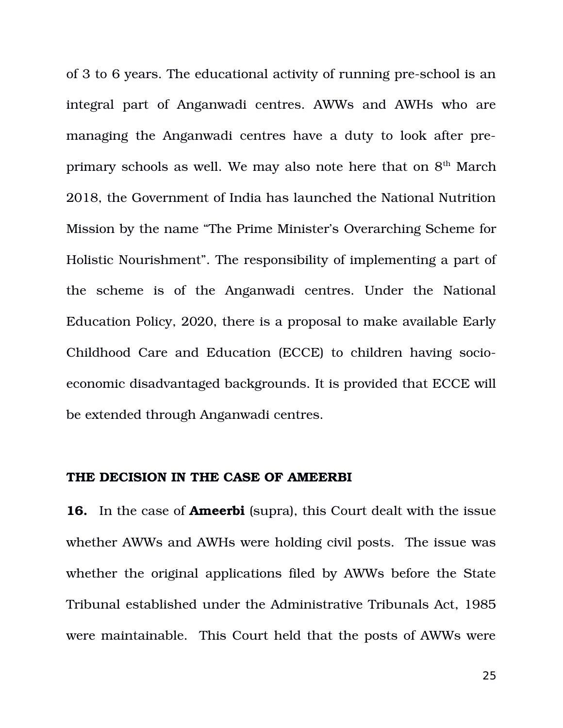of 3 to 6 years. The educational activity of running pre-school is an integral part of Anganwadi centres. AWWs and AWHs who are managing the Anganwadi centres have a duty to look after pre-primary schools as well. We may also note here that on 8th March 2018, the Government of India has launched the National Nutrition Mission by the name "The Prime Minister's Overarching Scheme for Holistic Nourishment". The responsibility of implementing a part of the scheme is of the Anganwadi centres. Under the National Education Policy, 2020, there is a proposal to make available Early Childhood Care and Education (ECCE) to children having socio-economic disadvantaged backgrounds. It is provided that ECCE will be extended through Anganwadi centres.

**THE DECISION IN THE CASE OF AMEERBI**

**16.** In the case of **Ameerbi** (supra), this Court dealt with the issue whether AWWs and AWHs were holding civil posts. The issue was whether the original applications filed by AWWs before the State Tribunal established under the Administrative Tribunals Act, 1985 were maintainable. This Court held that the posts of AWWs were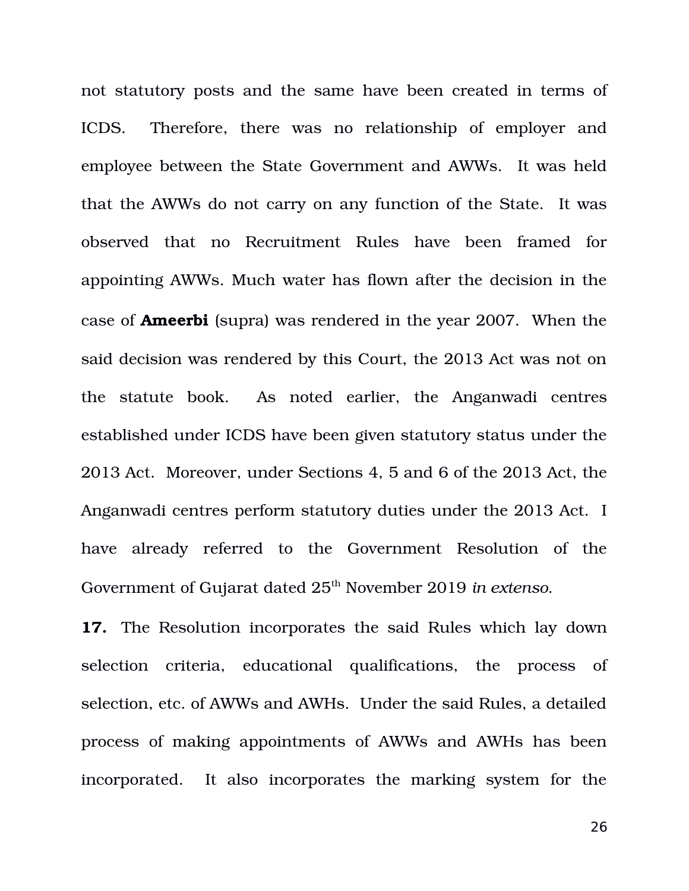not statutory posts and the same have been created in terms of ICDS. Therefore, there was no relationship of employer and employee between the State Government and AWWs. It was held that the AWWs do not carry on any function of the State. It was observed that no Recruitment Rules have been framed for appointing AWWs. Much water has flown after the decision in the case of **Ameerbi** (supra) was rendered in the year 2007. When the said decision was rendered by this Court, the 2013 Act was not on the statute book. As noted earlier, the Anganwadi centres established under ICDS have been given statutory status under the 2013 Act. Moreover, under Sections 4, 5 and 6 of the 2013 Act, the Anganwadi centres perform statutory duties under the 2013 Act. I have already referred to the Government Resolution of the Government of Gujarat dated 25th November 2019 *in extenso*.

**17.** The Resolution incorporates the said Rules which lay down selection criteria, educational qualifications, the process of selection, etc. of AWWs and AWHs. Under the said Rules, a detailed process of making appointments of AWWs and AWHs has been incorporated. It also incorporates the marking system for the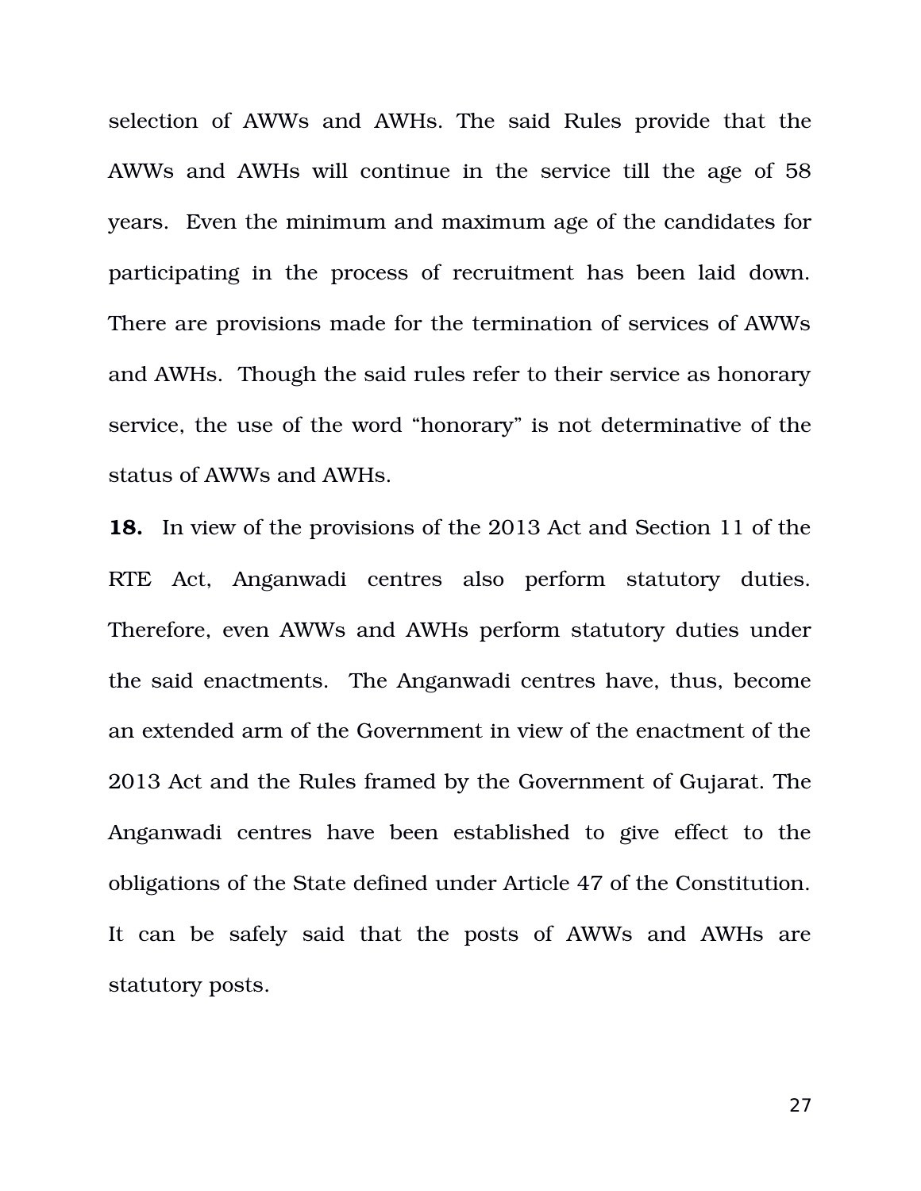selection of AWWs and AWHs. The said Rules provide that the AWWs and AWHs will continue in the service till the age of 58 years. Even the minimum and maximum age of the candidates for participating in the process of recruitment has been laid down. There are provisions made for the termination of services of AWWs and AWHs. Though the said rules refer to their service as honorary service, the use of the word "honorary" is not determinative of the status of AWWs and AWHs.

**18.** In view of the provisions of the 2013 Act and Section 11 of the RTE Act, Anganwadi centres also perform statutory duties. Therefore, even AWWs and AWHs perform statutory duties under the said enactments. The Anganwadi centres have, thus, become an extended arm of the Government in view of the enactment of the 2013 Act and the Rules framed by the Government of Gujarat. The Anganwadi centres have been established to give effect to the obligations of the State defined under Article 47 of the Constitution. It can be safely said that the posts of AWWs and AWHs are statutory posts.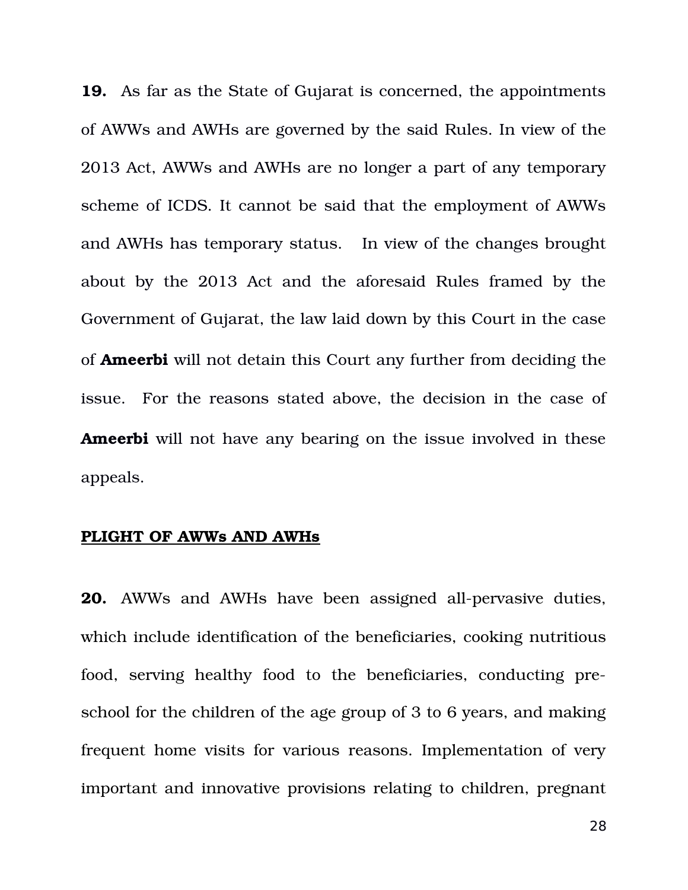**19.** As far as the State of Gujarat is concerned, the appointments of AWWs and AWHs are governed by the said Rules. In view of the 2013 Act, AWWs and AWHs are no longer a part of any temporary scheme of ICDS. It cannot be said that the employment of AWWs and AWHs has temporary status. In view of the changes brought about by the 2013 Act and the aforesaid Rules framed by the Government of Gujarat, the law laid down by this Court in the case of **Ameerbi** will not detain this Court any further from deciding the issue. For the reasons stated above, the decision in the case of **Ameerbi** will not have any bearing on the issue involved in these appeals.

**PLIGHT OF AWWs AND AWHs**

**20.** AWWs and AWHs have been assigned all-pervasive duties, which include identification of the beneficiaries, cooking nutritious food, serving healthy food to the beneficiaries, conducting pre-school for the children of the age group of 3 to 6 years, and making frequent home visits for various reasons. Implementation of very important and innovative provisions relating to children, pregnant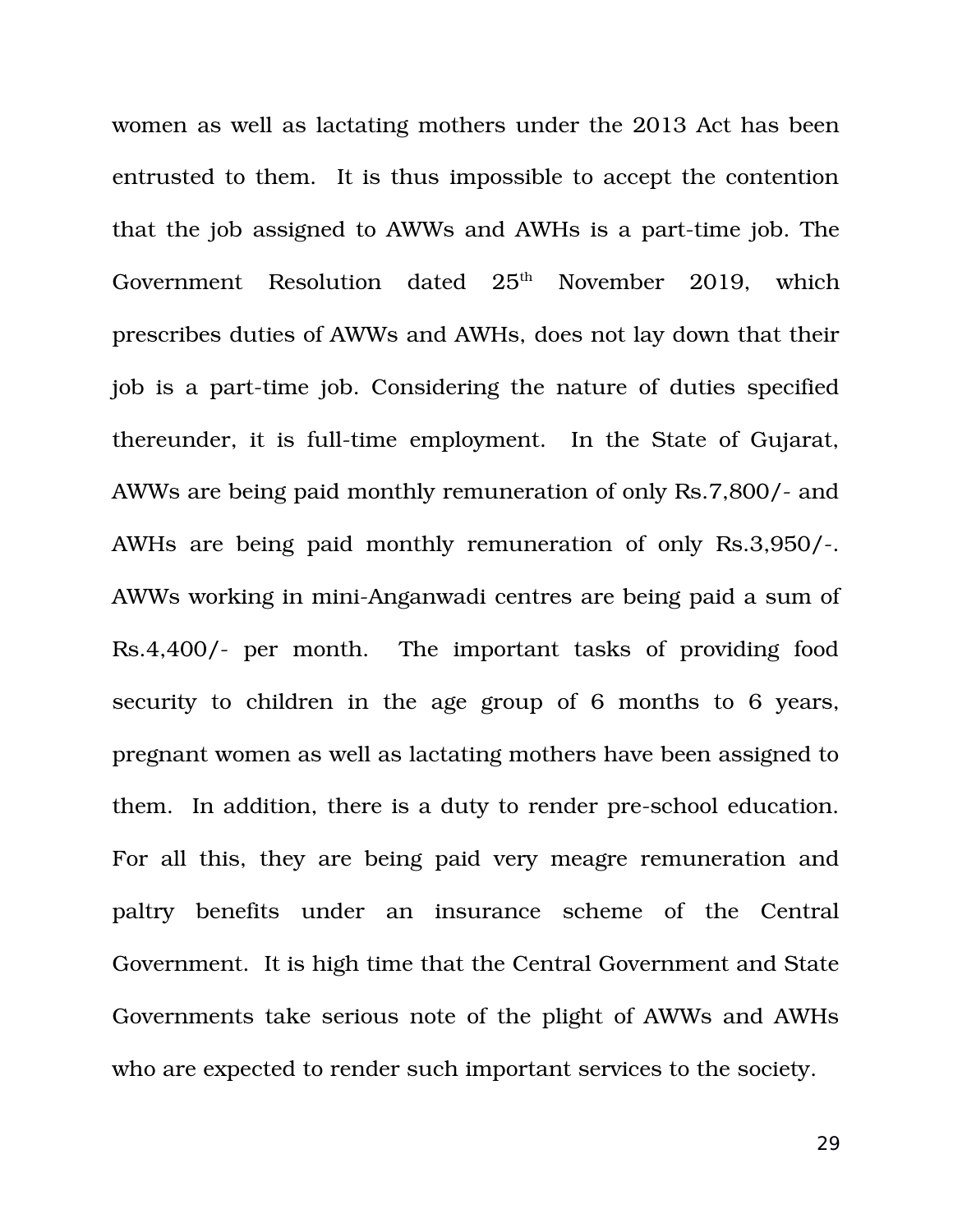women as well as lactating mothers under the 2013 Act has been entrusted to them. It is thus impossible to accept the contention that the job assigned to AWWs and AWHs is a part-time job. The Government Resolution dated 25th November 2019, which prescribes duties of AWWs and AWHs, does not lay down that their job is a part-time job. Considering the nature of duties specified thereunder, it is full-time employment. In the State of Gujarat, AWWs are being paid monthly remuneration of only Rs.7,800/- and AWHs are being paid monthly remuneration of only Rs.3,950/-. AWWs working in mini-Anganwadi centres are being paid a sum of Rs.4,400/- per month. The important tasks of providing food security to children in the age group of 6 months to 6 years, pregnant women as well as lactating mothers have been assigned to them. In addition, there is a duty to render pre-school education. For all this, they are being paid very meagre remuneration and paltry benefits under an insurance scheme of the Central Government. It is high time that the Central Government and State Governments take serious note of the plight of AWWs and AWHs who are expected to render such important services to the society.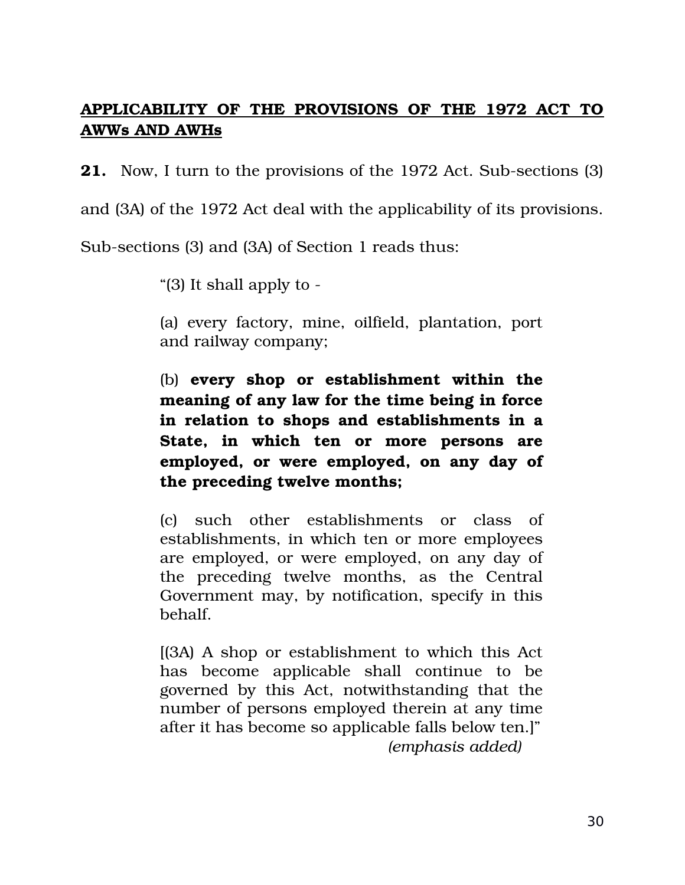**APPLICABILITY OF THE PROVISIONS OF THE 1972 ACT TO AWWs AND AWHs**

**21.** Now, I turn to the provisions of the 1972 Act. Sub-sections (3) and (3A) of the 1972 Act deal with the applicability of its provisions. Sub-sections (3) and (3A) of Section 1 reads thus:

> "(3) It shall apply to -
>
> (a) every factory, mine, oilfield, plantation, port and railway company;
>
> (b) **every shop or establishment within the meaning of any law for the time being in force in relation to shops and establishments in a State, in which ten or more persons are employed, or were employed, on any day of the preceding twelve months;**
>
> (c) such other establishments or class of establishments, in which ten or more employees are employed, or were employed, on any day of the preceding twelve months, as the Central Government may, by notification, specify in this behalf.
>
> [(3A) A shop or establishment to which this Act has become applicable shall continue to be governed by this Act, notwithstanding that the number of persons employed therein at any time after it has become so applicable falls below ten.]"
>
> *(emphasis added)*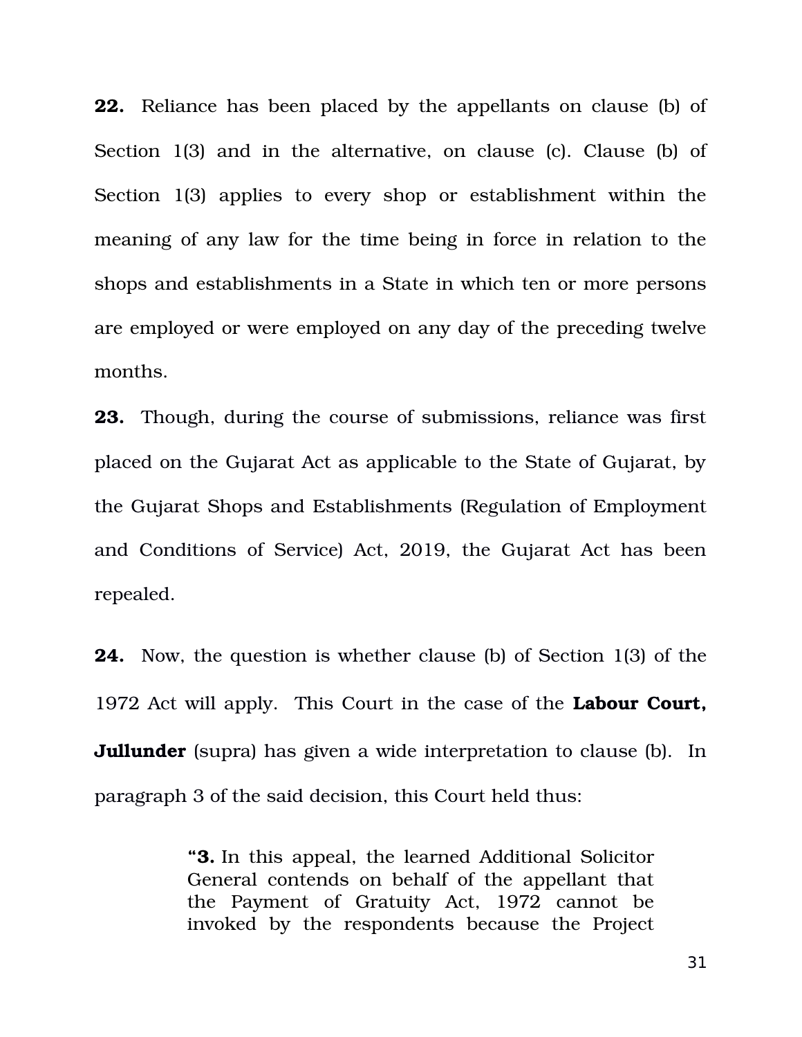**22.** Reliance has been placed by the appellants on clause (b) of Section 1(3) and in the alternative, on clause (c). Clause (b) of Section 1(3) applies to every shop or establishment within the meaning of any law for the time being in force in relation to the shops and establishments in a State in which ten or more persons are employed or were employed on any day of the preceding twelve months.

**23.** Though, during the course of submissions, reliance was first placed on the Gujarat Act as applicable to the State of Gujarat, by the Gujarat Shops and Establishments (Regulation of Employment and Conditions of Service) Act, 2019, the Gujarat Act has been repealed.

**24.** Now, the question is whether clause (b) of Section 1(3) of the 1972 Act will apply. This Court in the case of the **Labour Court, Jullunder** (supra) has given a wide interpretation to clause (b). In paragraph 3 of the said decision, this Court held thus:

> **"3.** In this appeal, the learned Additional Solicitor General contends on behalf of the appellant that the Payment of Gratuity Act, 1972 cannot be invoked by the respondents because the Project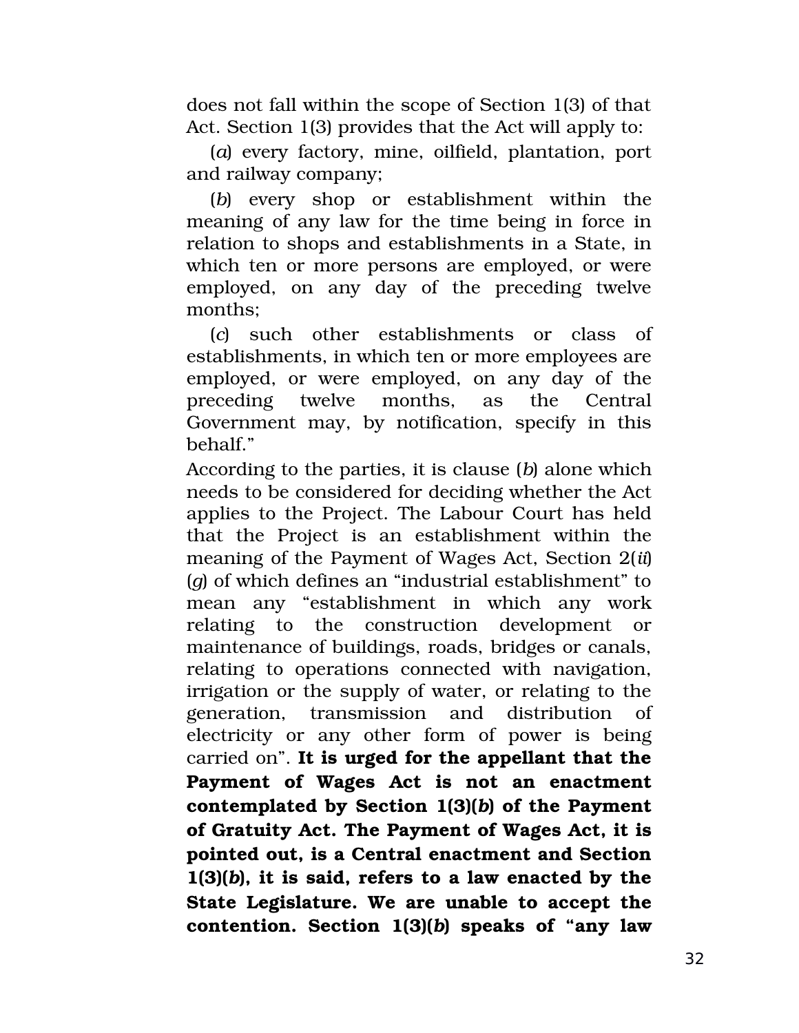does not fall within the scope of Section 1(3) of that Act. Section 1(3) provides that the Act will apply to:

(*a*) every factory, mine, oilfield, plantation, port and railway company;

(*b*) every shop or establishment within the meaning of any law for the time being in force in relation to shops and establishments in a State, in which ten or more persons are employed, or were employed, on any day of the preceding twelve months;

(*c*) such other establishments or class of establishments, in which ten or more employees are employed, or were employed, on any day of the preceding twelve months, as the Central Government may, by notification, specify in this behalf."

According to the parties, it is clause (*b*) alone which needs to be considered for deciding whether the Act applies to the Project. The Labour Court has held that the Project is an establishment within the meaning of the Payment of Wages Act, Section 2(*ii*)(*g*) of which defines an "industrial establishment" to mean any "establishment in which any work relating to the construction development or maintenance of buildings, roads, bridges or canals, relating to operations connected with navigation, irrigation or the supply of water, or relating to the generation, transmission and distribution of electricity or any other form of power is being carried on". **It is urged for the appellant that the Payment of Wages Act is not an enactment contemplated by Section 1(3)(*b*) of the Payment of Gratuity Act. The Payment of Wages Act, it is pointed out, is a Central enactment and Section 1(3)(*b*), it is said, refers to a law enacted by the State Legislature. We are unable to accept the contention. Section 1(3)(*b*) speaks of "any law**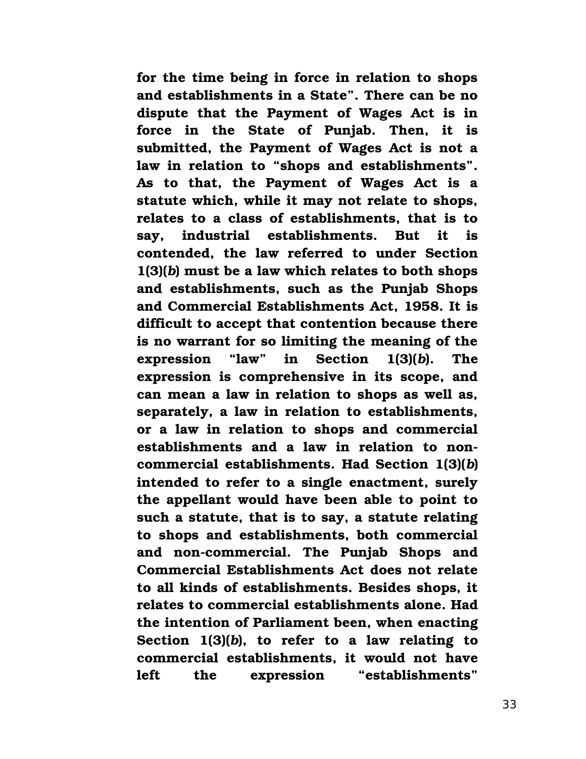**for the time being in force in relation to shops and establishments in a State". There can be no dispute that the Payment of Wages Act is in force in the State of Punjab. Then, it is submitted, the Payment of Wages Act is not a law in relation to "shops and establishments". As to that, the Payment of Wages Act is a statute which, while it may not relate to shops, relates to a class of establishments, that is to say, industrial establishments. But it is contended, the law referred to under Section 1(3)(*b*) must be a law which relates to both shops and establishments, such as the Punjab Shops and Commercial Establishments Act, 1958. It is difficult to accept that contention because there is no warrant for so limiting the meaning of the expression "law" in Section 1(3)(*b*). The expression is comprehensive in its scope, and can mean a law in relation to shops as well as, separately, a law in relation to establishments, or a law in relation to shops and commercial establishments and a law in relation to non-commercial establishments. Had Section 1(3)(*b*) intended to refer to a single enactment, surely the appellant would have been able to point to such a statute, that is to say, a statute relating to shops and establishments, both commercial and non-commercial. The Punjab Shops and Commercial Establishments Act does not relate to all kinds of establishments. Besides shops, it relates to commercial establishments alone. Had the intention of Parliament been, when enacting Section 1(3)(*b*), to refer to a law relating to commercial establishments, it would not have left the expression "establishments"**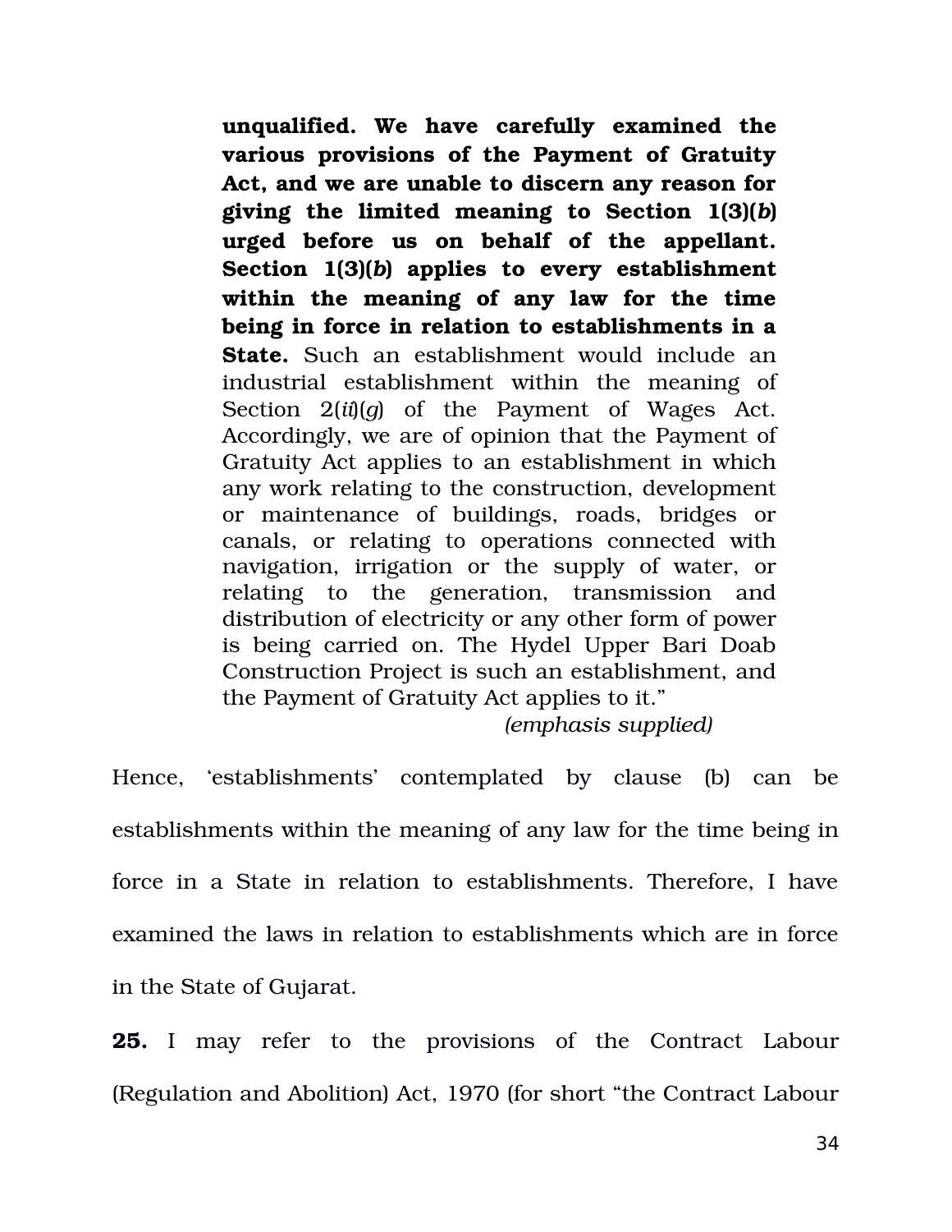> **unqualified. We have carefully examined the various provisions of the Payment of Gratuity Act, and we are unable to discern any reason for giving the limited meaning to Section 1(3)(*b*) urged before us on behalf of the appellant. Section 1(3)(*b*) applies to every establishment within the meaning of any law for the time being in force in relation to establishments in a State.** Such an establishment would include an industrial establishment within the meaning of Section 2(*ii*)(*g*) of the Payment of Wages Act. Accordingly, we are of opinion that the Payment of Gratuity Act applies to an establishment in which any work relating to the construction, development or maintenance of buildings, roads, bridges or canals, or relating to operations connected with navigation, irrigation or the supply of water, or relating to the generation, transmission and distribution of electricity or any other form of power is being carried on. The Hydel Upper Bari Doab Construction Project is such an establishment, and the Payment of Gratuity Act applies to it."
>
> *(emphasis supplied)*

Hence, 'establishments' contemplated by clause (b) can be establishments within the meaning of any law for the time being in force in a State in relation to establishments. Therefore, I have examined the laws in relation to establishments which are in force in the State of Gujarat.

**25.** I may refer to the provisions of the Contract Labour (Regulation and Abolition) Act, 1970 (for short "the Contract Labour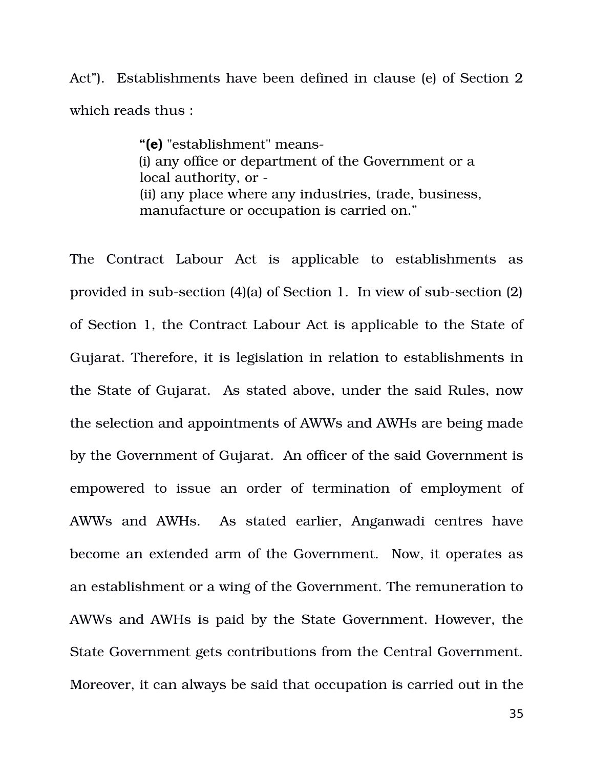Act"). Establishments have been defined in clause (e) of Section 2 which reads thus :

> **"(e)** "establishment" means-
> (i) any office or department of the Government or a local authority, or -
> (ii) any place where any industries, trade, business, manufacture or occupation is carried on."

The Contract Labour Act is applicable to establishments as provided in sub-section (4)(a) of Section 1. In view of sub-section (2) of Section 1, the Contract Labour Act is applicable to the State of Gujarat. Therefore, it is legislation in relation to establishments in the State of Gujarat. As stated above, under the said Rules, now the selection and appointments of AWWs and AWHs are being made by the Government of Gujarat. An officer of the said Government is empowered to issue an order of termination of employment of AWWs and AWHs. As stated earlier, Anganwadi centres have become an extended arm of the Government. Now, it operates as an establishment or a wing of the Government. The remuneration to AWWs and AWHs is paid by the State Government. However, the State Government gets contributions from the Central Government. Moreover, it can always be said that occupation is carried out in the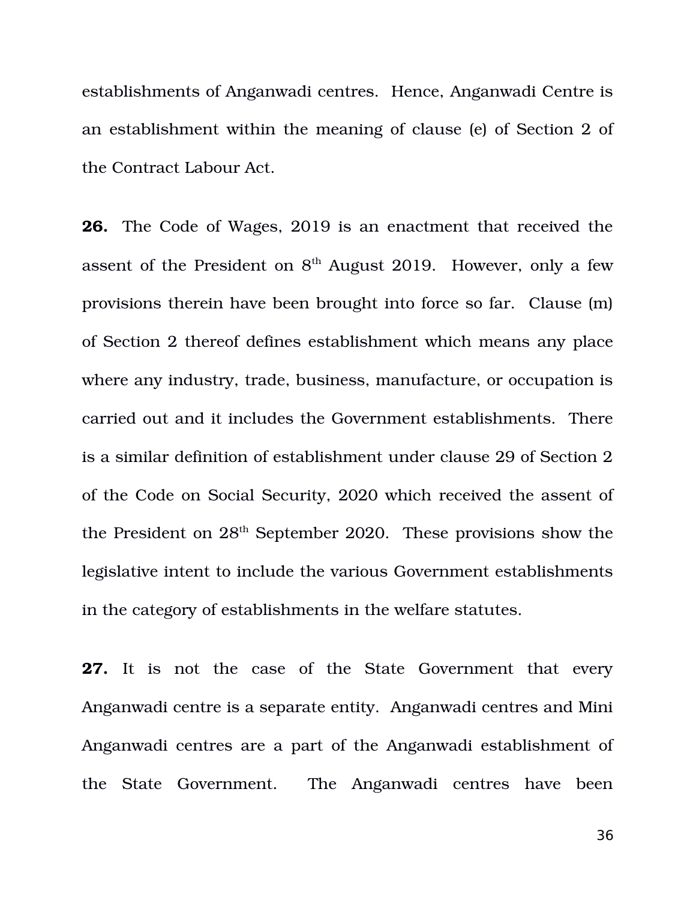establishments of Anganwadi centres. Hence, Anganwadi Centre is an establishment within the meaning of clause (e) of Section 2 of the Contract Labour Act.

**26.** The Code of Wages, 2019 is an enactment that received the assent of the President on 8th August 2019. However, only a few provisions therein have been brought into force so far. Clause (m) of Section 2 thereof defines establishment which means any place where any industry, trade, business, manufacture, or occupation is carried out and it includes the Government establishments. There is a similar definition of establishment under clause 29 of Section 2 of the Code on Social Security, 2020 which received the assent of the President on 28th September 2020. These provisions show the legislative intent to include the various Government establishments in the category of establishments in the welfare statutes.

**27.** It is not the case of the State Government that every Anganwadi centre is a separate entity. Anganwadi centres and Mini Anganwadi centres are a part of the Anganwadi establishment of the State Government. The Anganwadi centres have been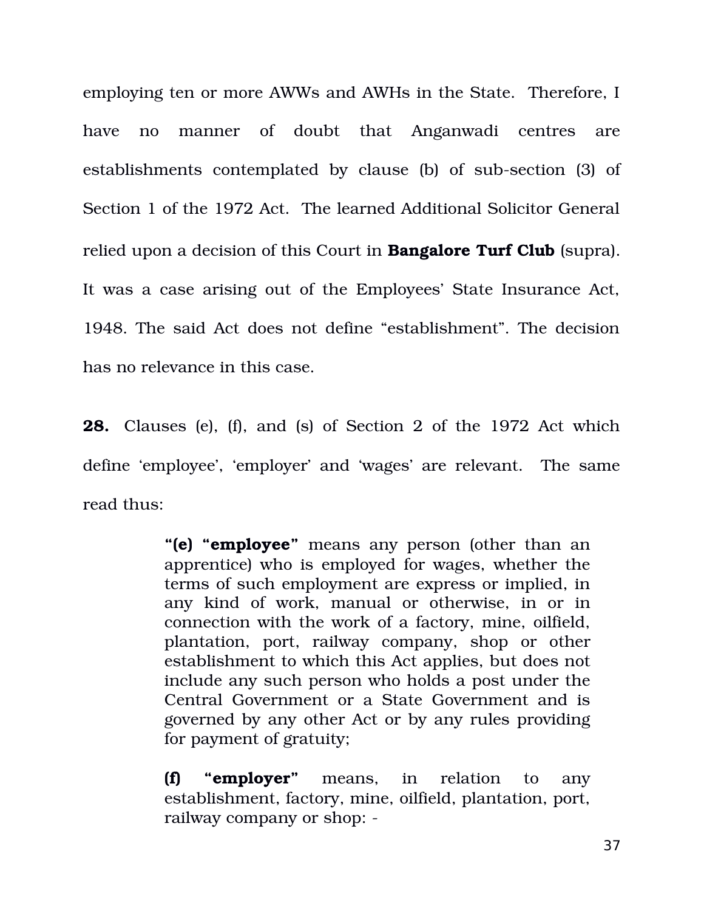employing ten or more AWWs and AWHs in the State. Therefore, I have no manner of doubt that Anganwadi centres are establishments contemplated by clause (b) of sub-section (3) of Section 1 of the 1972 Act. The learned Additional Solicitor General relied upon a decision of this Court in **Bangalore Turf Club** (supra). It was a case arising out of the Employees' State Insurance Act, 1948. The said Act does not define "establishment". The decision has no relevance in this case.

**28.** Clauses (e), (f), and (s) of Section 2 of the 1972 Act which define 'employee', 'employer' and 'wages' are relevant. The same read thus:

> **"(e) "employee"** means any person (other than an apprentice) who is employed for wages, whether the terms of such employment are express or implied, in any kind of work, manual or otherwise, in or in connection with the work of a factory, mine, oilfield, plantation, port, railway company, shop or other establishment to which this Act applies, but does not include any such person who holds a post under the Central Government or a State Government and is governed by any other Act or by any rules providing for payment of gratuity;
>
> **(f) "employer"** means, in relation to any establishment, factory, mine, oilfield, plantation, port, railway company or shop: -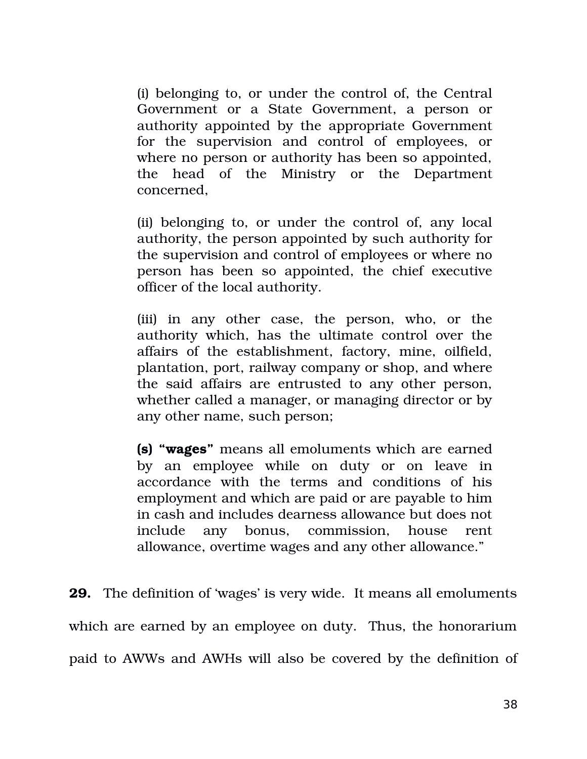(i) belonging to, or under the control of, the Central Government or a State Government, a person or authority appointed by the appropriate Government for the supervision and control of employees, or where no person or authority has been so appointed, the head of the Ministry or the Department concerned,

(ii) belonging to, or under the control of, any local authority, the person appointed by such authority for the supervision and control of employees or where no person has been so appointed, the chief executive officer of the local authority.

(iii) in any other case, the person, who, or the authority which, has the ultimate control over the affairs of the establishment, factory, mine, oilfield, plantation, port, railway company or shop, and where the said affairs are entrusted to any other person, whether called a manager, or managing director or by any other name, such person;

**(s) "wages"** means all emoluments which are earned by an employee while on duty or on leave in accordance with the terms and conditions of his employment and which are paid or are payable to him in cash and includes dearness allowance but does not include any bonus, commission, house rent allowance, overtime wages and any other allowance."

**29.** The definition of 'wages' is very wide. It means all emoluments which are earned by an employee on duty. Thus, the honorarium paid to AWWs and AWHs will also be covered by the definition of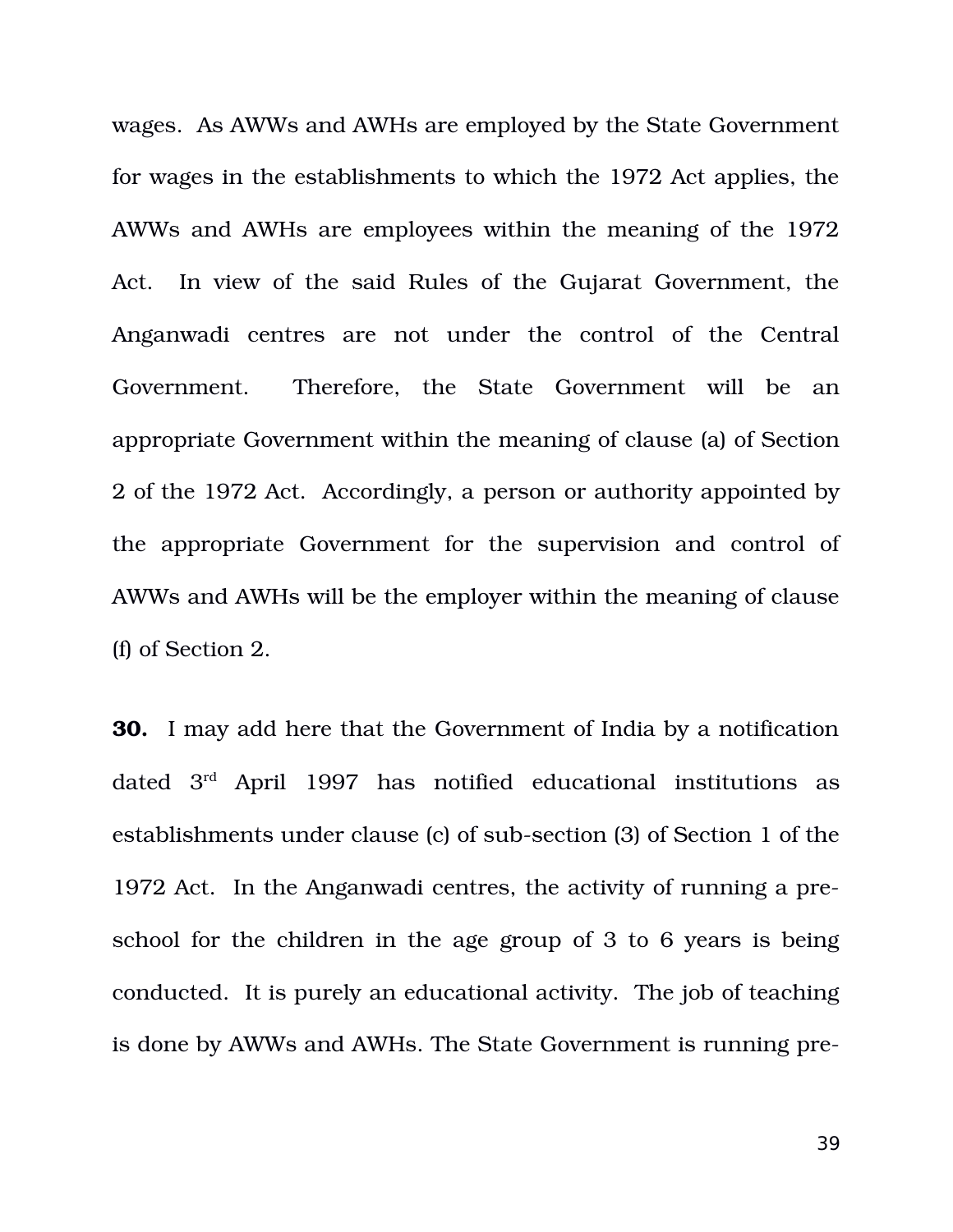wages. As AWWs and AWHs are employed by the State Government for wages in the establishments to which the 1972 Act applies, the AWWs and AWHs are employees within the meaning of the 1972 Act. In view of the said Rules of the Gujarat Government, the Anganwadi centres are not under the control of the Central Government. Therefore, the State Government will be an appropriate Government within the meaning of clause (a) of Section 2 of the 1972 Act. Accordingly, a person or authority appointed by the appropriate Government for the supervision and control of AWWs and AWHs will be the employer within the meaning of clause (f) of Section 2.

**30.** I may add here that the Government of India by a notification dated 3rd April 1997 has notified educational institutions as establishments under clause (c) of sub-section (3) of Section 1 of the 1972 Act. In the Anganwadi centres, the activity of running a pre-school for the children in the age group of 3 to 6 years is being conducted. It is purely an educational activity. The job of teaching is done by AWWs and AWHs. The State Government is running pre-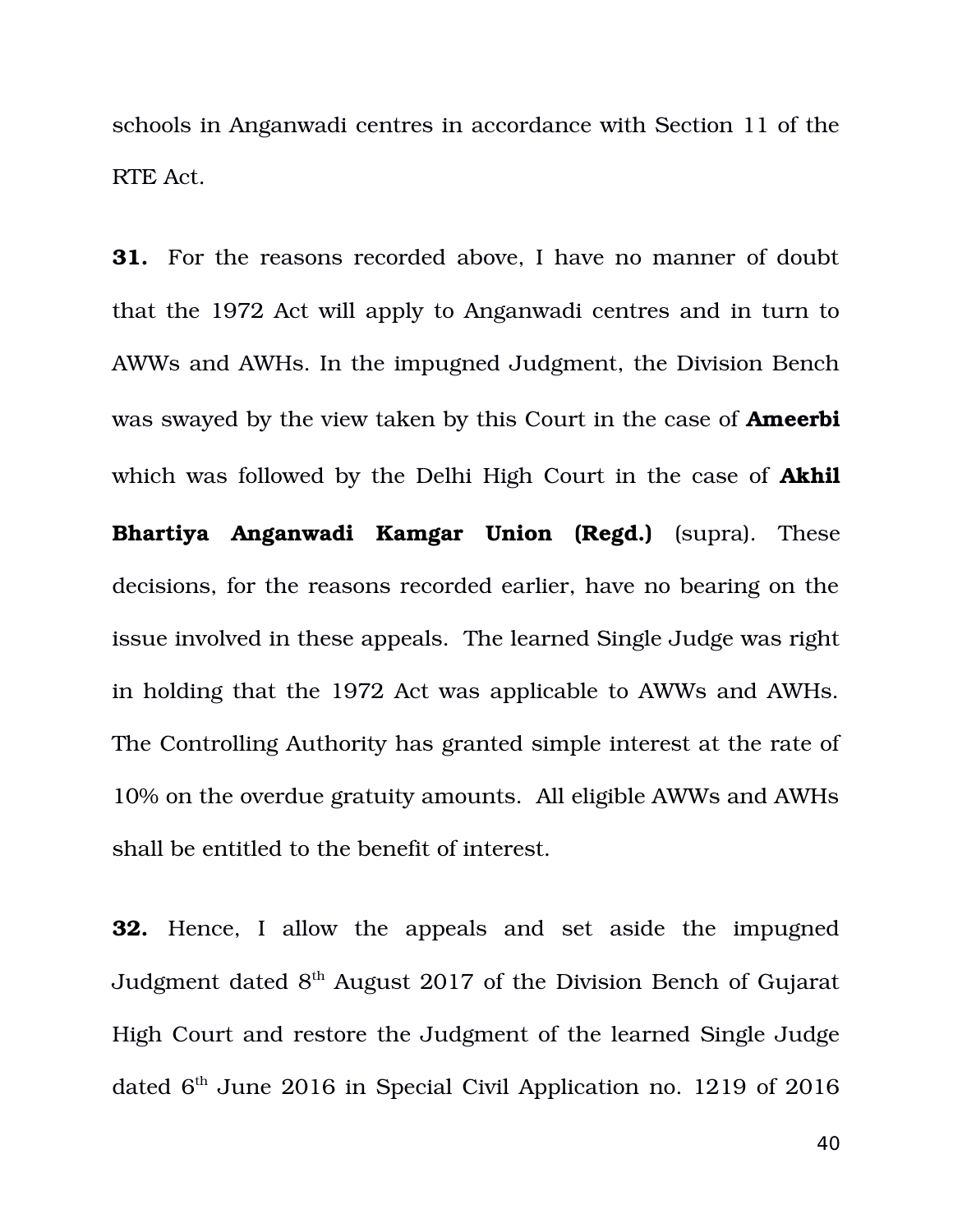schools in Anganwadi centres in accordance with Section 11 of the RTE Act.

**31.** For the reasons recorded above, I have no manner of doubt that the 1972 Act will apply to Anganwadi centres and in turn to AWWs and AWHs. In the impugned Judgment, the Division Bench was swayed by the view taken by this Court in the case of **Ameerbi** which was followed by the Delhi High Court in the case of **Akhil Bhartiya Anganwadi Kamgar Union (Regd.)** (supra). These decisions, for the reasons recorded earlier, have no bearing on the issue involved in these appeals. The learned Single Judge was right in holding that the 1972 Act was applicable to AWWs and AWHs. The Controlling Authority has granted simple interest at the rate of 10% on the overdue gratuity amounts. All eligible AWWs and AWHs shall be entitled to the benefit of interest.

**32.** Hence, I allow the appeals and set aside the impugned Judgment dated 8th August 2017 of the Division Bench of Gujarat High Court and restore the Judgment of the learned Single Judge dated 6th June 2016 in Special Civil Application no. 1219 of 2016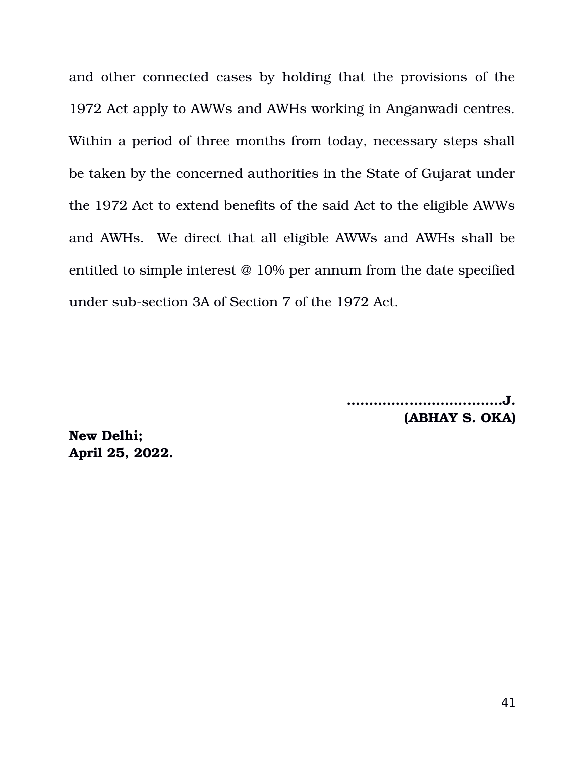and other connected cases by holding that the provisions of the 1972 Act apply to AWWs and AWHs working in Anganwadi centres. Within a period of three months from today, necessary steps shall be taken by the concerned authorities in the State of Gujarat under the 1972 Act to extend benefits of the said Act to the eligible AWWs and AWHs. We direct that all eligible AWWs and AWHs shall be entitled to simple interest @ 10% per annum from the date specified under sub-section 3A of Section 7 of the 1972 Act.

**…………………………….J.**
**(ABHAY S. OKA)**

**New Delhi;**
**April 25, 2022.**